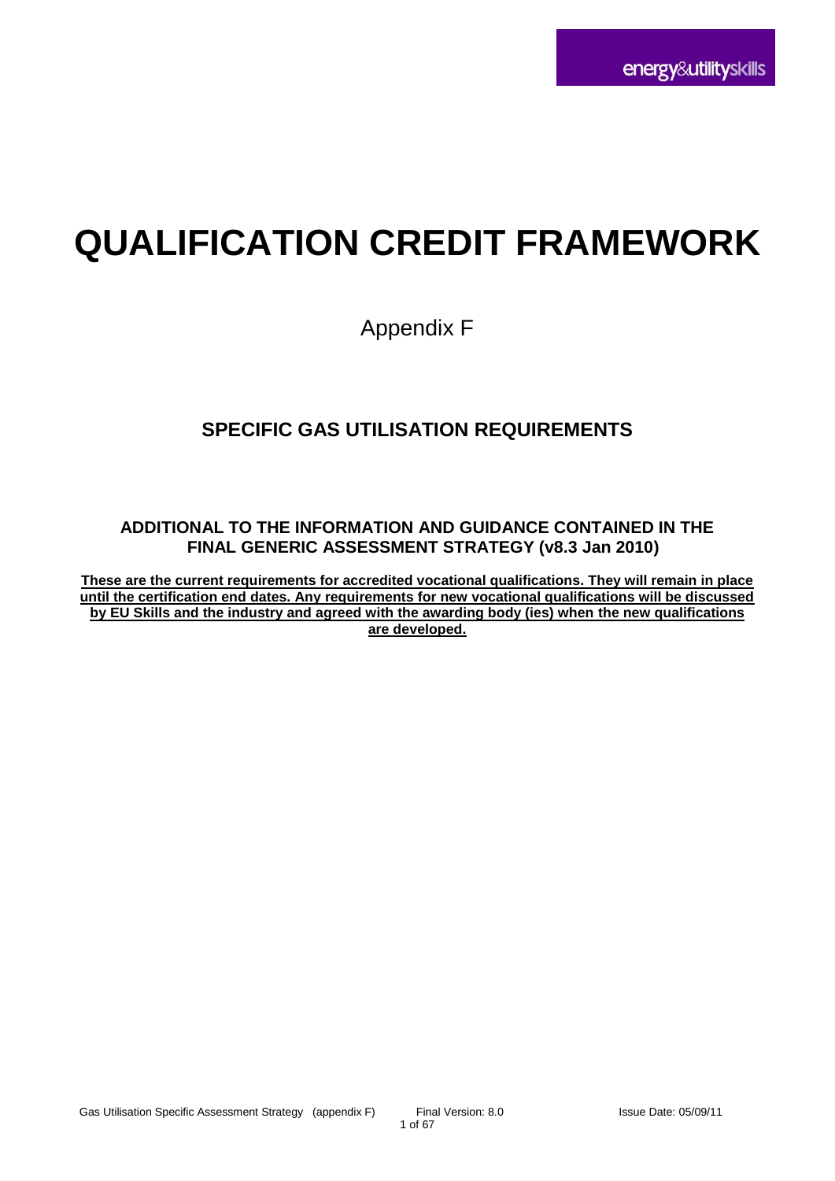energy&utilityskills

# QUALIFICATION CREDIT FRAMEWORK

Appendix F

## SPECIFIC GAS UTILISATION REQUIREMENTS

### ADDITIONAL TO THE INFORMATION AND GUIDANCE CONTAINED IN THE FINAL GENERIC ASSESSMENT STRATEGY (v8.3 Jan 2010)

**These are the current requirements for accredited vocational qualifications. They will remain in place until the certification end dates. Any requirements for new vocational qualifications will be discussed by EU Skills and the industry and agreed with the awarding body (ies) when the new qualifications are developed.**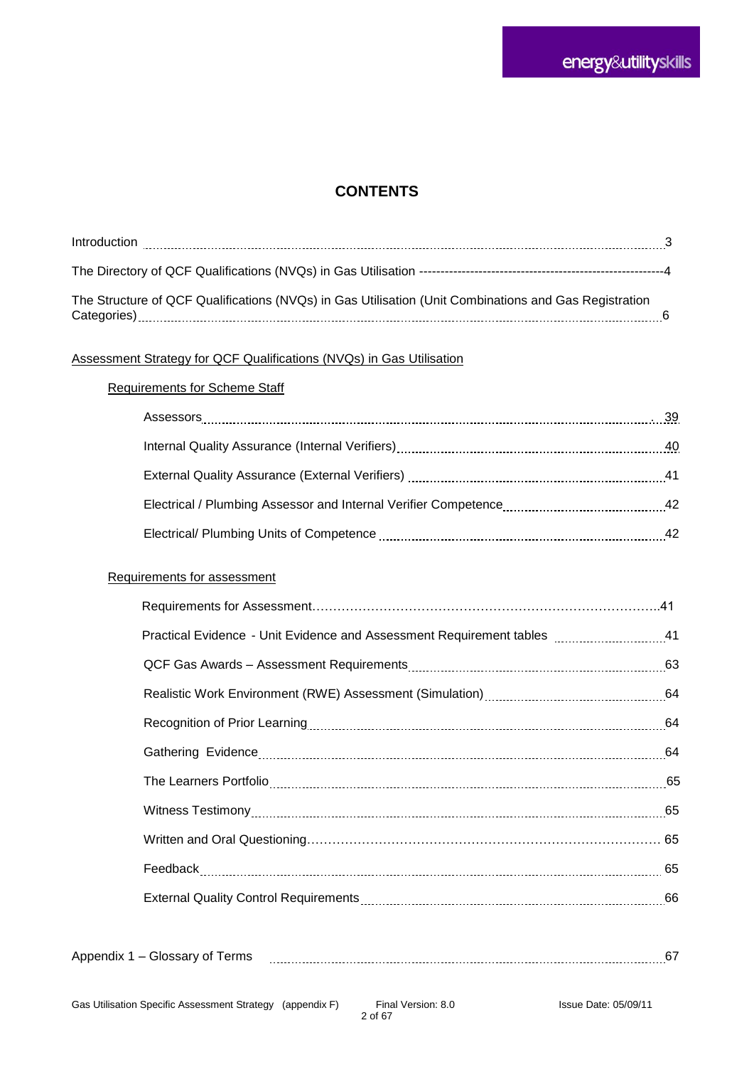# CONTENTS

| | |
|---|---|
| Introduction | 3 |
| The Directory of QCF Qualifications (NVQs) in Gas Utilisation | 4 |
| The Structure of QCF Qualifications (NVQs) in Gas Utilisation (Unit Combinations and Gas Registration Categories) | 6 |

Assessment Strategy for QCF Qualifications (NVQs) in Gas Utilisation

Requirements for Scheme Staff

| | |
|---|---|
| Assessors | 39 |
| Internal Quality Assurance (Internal Verifiers) | 40 |
| External Quality Assurance (External Verifiers) | 41 |
| Electrical / Plumbing Assessor and Internal Verifier Competence | 42 |
| Electrical/ Plumbing Units of Competence | 42 |

Requirements for assessment

| | |
|---|---|
| Requirements for Assessment | 41 |
| Practical Evidence - Unit Evidence and Assessment Requirement tables | 41 |
| QCF Gas Awards – Assessment Requirements | 63 |
| Realistic Work Environment (RWE) Assessment (Simulation) | 64 |
| Recognition of Prior Learning | 64 |
| Gathering Evidence | 64 |
| The Learners Portfolio | 65 |
| Witness Testimony | 65 |
| Written and Oral Questioning | 65 |
| Feedback | 65 |
| External Quality Control Requirements | 66 |

| | |
|---|---|
| Appendix 1 – Glossary of Terms | 67 |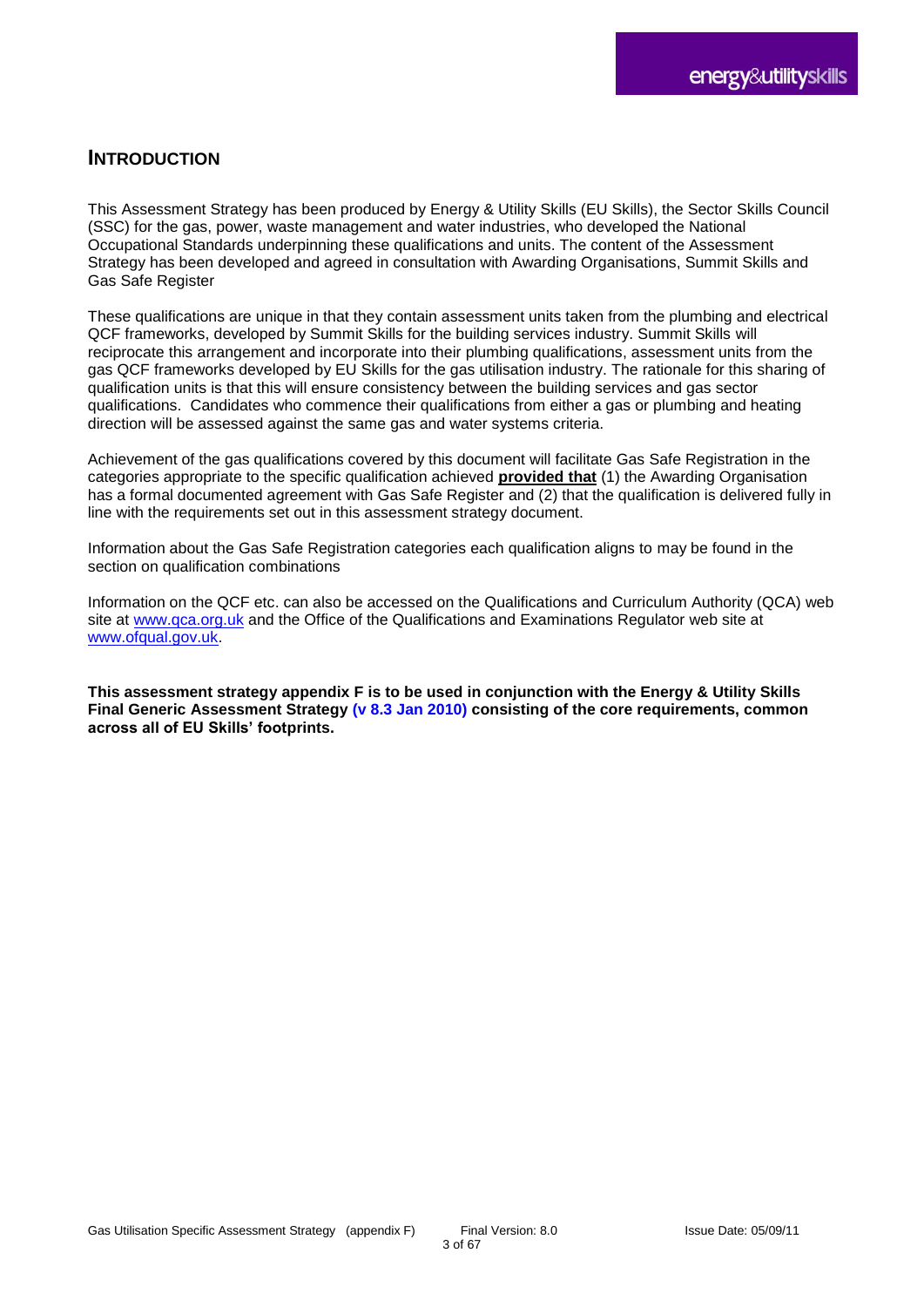## INTRODUCTION

This Assessment Strategy has been produced by Energy & Utility Skills (EU Skills), the Sector Skills Council (SSC) for the gas, power, waste management and water industries, who developed the National Occupational Standards underpinning these qualifications and units. The content of the Assessment Strategy has been developed and agreed in consultation with Awarding Organisations, Summit Skills and Gas Safe Register

These qualifications are unique in that they contain assessment units taken from the plumbing and electrical QCF frameworks, developed by Summit Skills for the building services industry. Summit Skills will reciprocate this arrangement and incorporate into their plumbing qualifications, assessment units from the gas QCF frameworks developed by EU Skills for the gas utilisation industry. The rationale for this sharing of qualification units is that this will ensure consistency between the building services and gas sector qualifications. Candidates who commence their qualifications from either a gas or plumbing and heating direction will be assessed against the same gas and water systems criteria.

Achievement of the gas qualifications covered by this document will facilitate Gas Safe Registration in the categories appropriate to the specific qualification achieved **provided that** (1) the Awarding Organisation has a formal documented agreement with Gas Safe Register and (2) that the qualification is delivered fully in line with the requirements set out in this assessment strategy document.

Information about the Gas Safe Registration categories each qualification aligns to may be found in the section on qualification combinations

Information on the QCF etc. can also be accessed on the Qualifications and Curriculum Authority (QCA) web site at www.qca.org.uk and the Office of the Qualifications and Examinations Regulator web site at www.ofqual.gov.uk.

**This assessment strategy appendix F is to be used in conjunction with the Energy & Utility Skills Final Generic Assessment Strategy (v 8.3 Jan 2010) consisting of the core requirements, common across all of EU Skills' footprints.**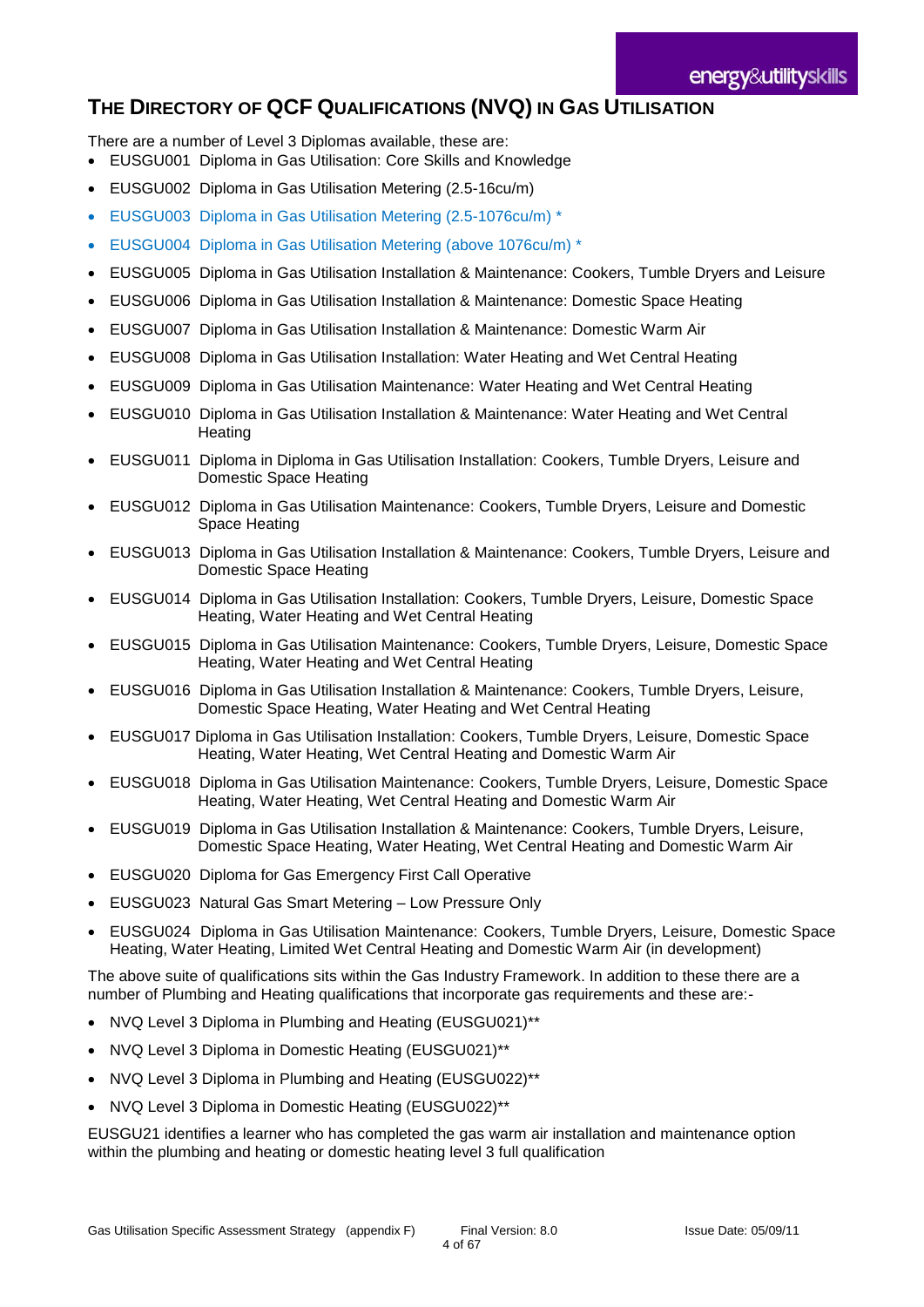# The Directory of QCF Qualifications (NVQ) in Gas Utilisation

There are a number of Level 3 Diplomas available, these are:

- EUSGU001 Diploma in Gas Utilisation: Core Skills and Knowledge
- EUSGU002 Diploma in Gas Utilisation Metering (2.5-16cu/m)
- EUSGU003 Diploma in Gas Utilisation Metering (2.5-1076cu/m) *
- EUSGU004 Diploma in Gas Utilisation Metering (above 1076cu/m) *
- EUSGU005 Diploma in Gas Utilisation Installation & Maintenance: Cookers, Tumble Dryers and Leisure
- EUSGU006 Diploma in Gas Utilisation Installation & Maintenance: Domestic Space Heating
- EUSGU007 Diploma in Gas Utilisation Installation & Maintenance: Domestic Warm Air
- EUSGU008 Diploma in Gas Utilisation Installation: Water Heating and Wet Central Heating
- EUSGU009 Diploma in Gas Utilisation Maintenance: Water Heating and Wet Central Heating
- EUSGU010 Diploma in Gas Utilisation Installation & Maintenance: Water Heating and Wet Central Heating
- EUSGU011 Diploma in Diploma in Gas Utilisation Installation: Cookers, Tumble Dryers, Leisure and Domestic Space Heating
- EUSGU012 Diploma in Gas Utilisation Maintenance: Cookers, Tumble Dryers, Leisure and Domestic Space Heating
- EUSGU013 Diploma in Gas Utilisation Installation & Maintenance: Cookers, Tumble Dryers, Leisure and Domestic Space Heating
- EUSGU014 Diploma in Gas Utilisation Installation: Cookers, Tumble Dryers, Leisure, Domestic Space Heating, Water Heating and Wet Central Heating
- EUSGU015 Diploma in Gas Utilisation Maintenance: Cookers, Tumble Dryers, Leisure, Domestic Space Heating, Water Heating and Wet Central Heating
- EUSGU016 Diploma in Gas Utilisation Installation & Maintenance: Cookers, Tumble Dryers, Leisure, Domestic Space Heating, Water Heating and Wet Central Heating
- EUSGU017 Diploma in Gas Utilisation Installation: Cookers, Tumble Dryers, Leisure, Domestic Space Heating, Water Heating, Wet Central Heating and Domestic Warm Air
- EUSGU018 Diploma in Gas Utilisation Maintenance: Cookers, Tumble Dryers, Leisure, Domestic Space Heating, Water Heating, Wet Central Heating and Domestic Warm Air
- EUSGU019 Diploma in Gas Utilisation Installation & Maintenance: Cookers, Tumble Dryers, Leisure, Domestic Space Heating, Water Heating, Wet Central Heating and Domestic Warm Air
- EUSGU020 Diploma for Gas Emergency First Call Operative
- EUSGU023 Natural Gas Smart Metering – Low Pressure Only
- EUSGU024 Diploma in Gas Utilisation Maintenance: Cookers, Tumble Dryers, Leisure, Domestic Space Heating, Water Heating, Limited Wet Central Heating and Domestic Warm Air (in development)

The above suite of qualifications sits within the Gas Industry Framework. In addition to these there are a number of Plumbing and Heating qualifications that incorporate gas requirements and these are:-

- NVQ Level 3 Diploma in Plumbing and Heating (EUSGU021)**
- NVQ Level 3 Diploma in Domestic Heating (EUSGU021)**
- NVQ Level 3 Diploma in Plumbing and Heating (EUSGU022)**
- NVQ Level 3 Diploma in Domestic Heating (EUSGU022)**

EUSGU21 identifies a learner who has completed the gas warm air installation and maintenance option within the plumbing and heating or domestic heating level 3 full qualification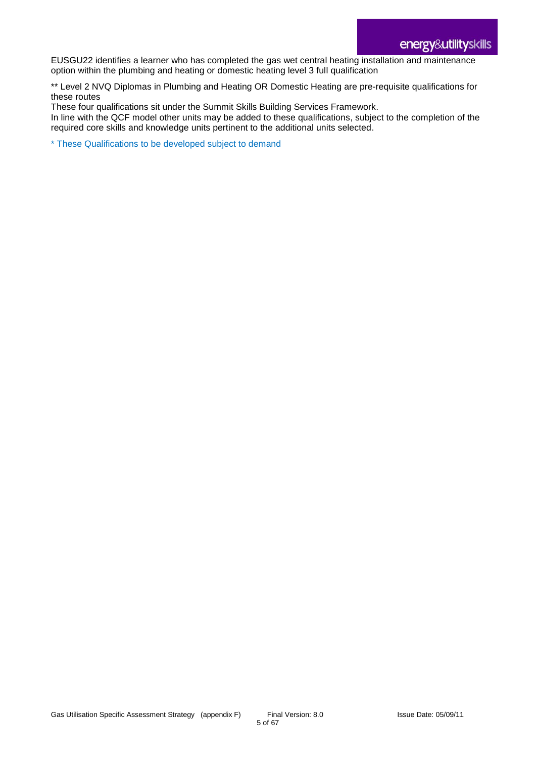EUSGU22 identifies a learner who has completed the gas wet central heating installation and maintenance option within the plumbing and heating or domestic heating level 3 full qualification

** Level 2 NVQ Diplomas in Plumbing and Heating OR Domestic Heating are pre-requisite qualifications for these routes

These four qualifications sit under the Summit Skills Building Services Framework.

In line with the QCF model other units may be added to these qualifications, subject to the completion of the required core skills and knowledge units pertinent to the additional units selected.

* These Qualifications to be developed subject to demand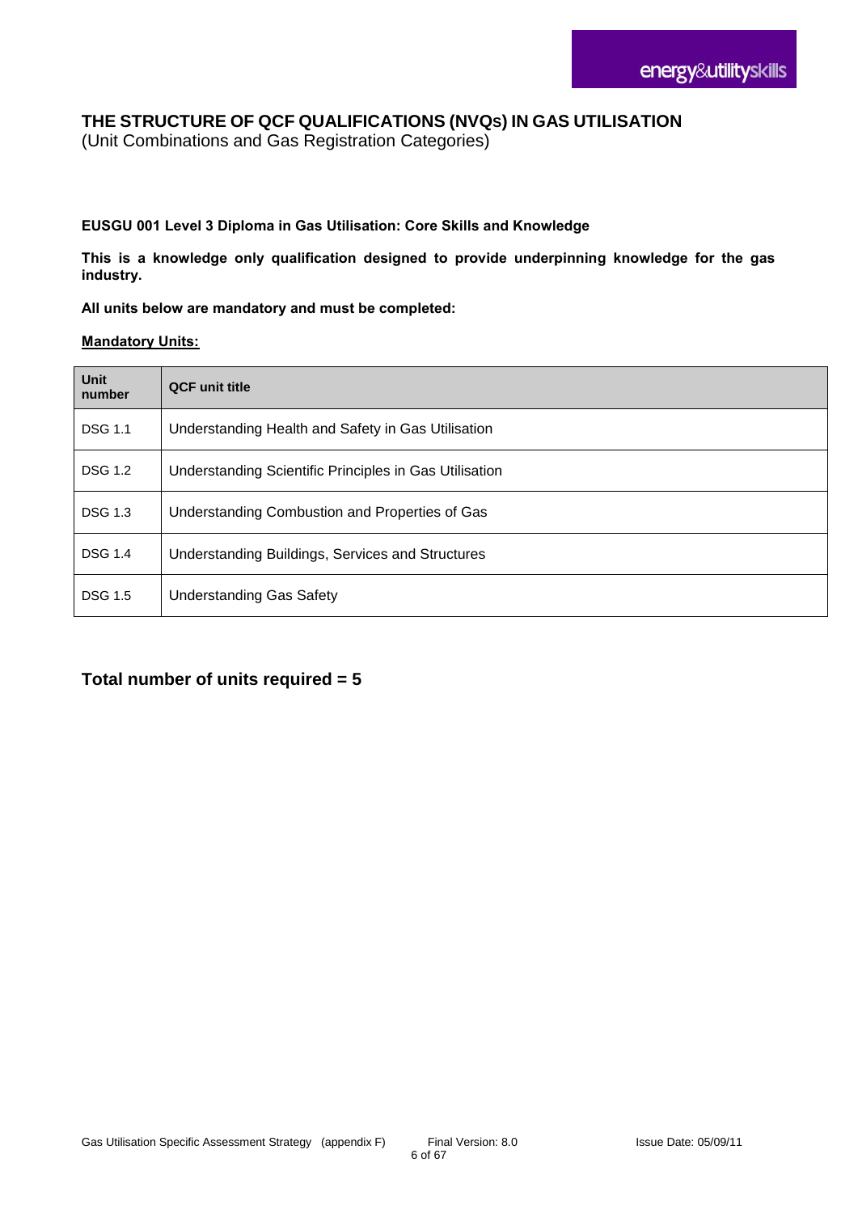# THE STRUCTURE OF QCF QUALIFICATIONS (NVQs) IN GAS UTILISATION

(Unit Combinations and Gas Registration Categories)

**EUSGU 001 Level 3 Diploma in Gas Utilisation: Core Skills and Knowledge**

**This is a knowledge only qualification designed to provide underpinning knowledge for the gas industry.**

**All units below are mandatory and must be completed:**

**Mandatory Units:**

| Unit number | QCF unit title |
|---|---|
| DSG 1.1 | Understanding Health and Safety in Gas Utilisation |
| DSG 1.2 | Understanding Scientific Principles in Gas Utilisation |
| DSG 1.3 | Understanding Combustion and Properties of Gas |
| DSG 1.4 | Understanding Buildings, Services and Structures |
| DSG 1.5 | Understanding Gas Safety |

## Total number of units required = 5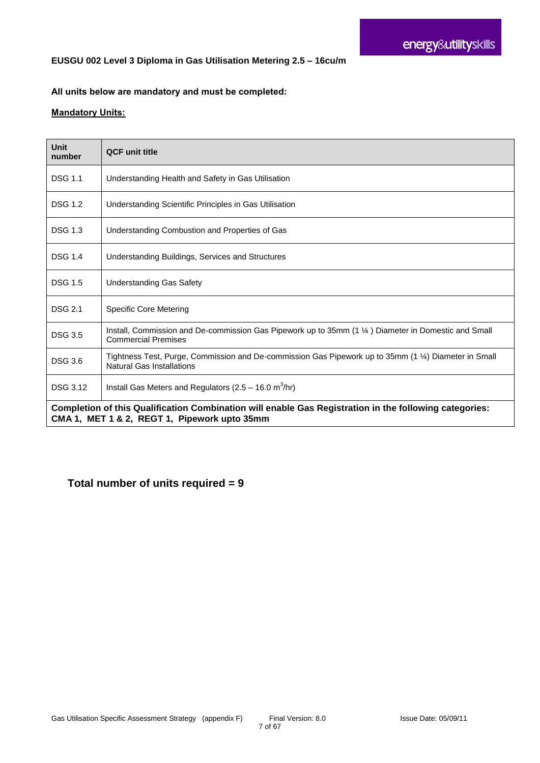**EUSGU 002 Level 3 Diploma in Gas Utilisation Metering 2.5 – 16cu/m**

**All units below are mandatory and must be completed:**

**Mandatory Units:**

| Unit number | QCF unit title |
|---|---|
| DSG 1.1 | Understanding Health and Safety in Gas Utilisation |
| DSG 1.2 | Understanding Scientific Principles in Gas Utilisation |
| DSG 1.3 | Understanding Combustion and Properties of Gas |
| DSG 1.4 | Understanding Buildings, Services and Structures |
| DSG 1.5 | Understanding Gas Safety |
| DSG 2.1 | Specific Core Metering |
| DSG 3.5 | Install, Commission and De-commission Gas Pipework up to 35mm (1 ¼ ) Diameter in Domestic and Small Commercial Premises |
| DSG 3.6 | Tightness Test, Purge, Commission and De-commission Gas Pipework up to 35mm (1 ¼) Diameter in Small Natural Gas Installations |
| DSG 3.12 | Install Gas Meters and Regulators (2.5 – 16.0 $m^3$/hr) |
| **Completion of this Qualification Combination will enable Gas Registration in the following categories: CMA 1, MET 1 & 2, REGT 1, Pipework upto 35mm** | |

**Total number of units required = 9**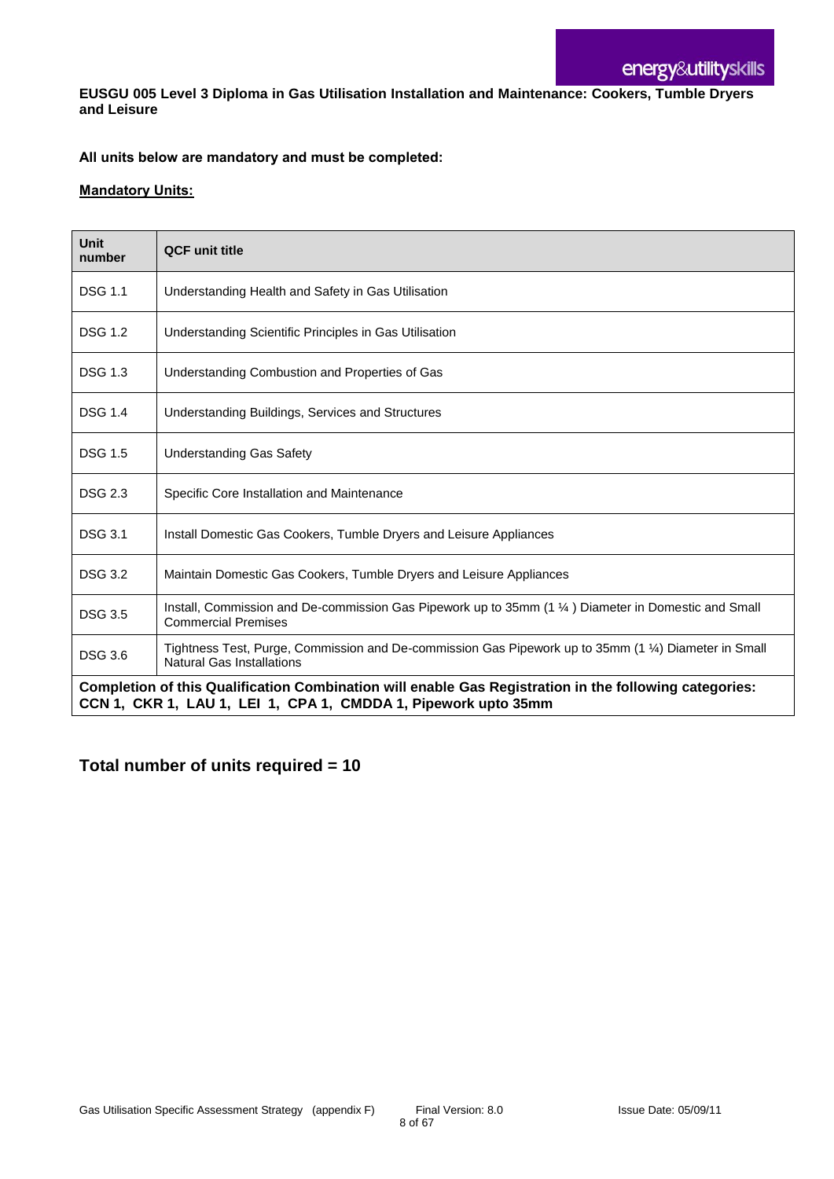**EUSGU 005 Level 3 Diploma in Gas Utilisation Installation and Maintenance: Cookers, Tumble Dryers and Leisure**

**All units below are mandatory and must be completed:**

**<u>Mandatory Units:</u>**

| Unit number | QCF unit title |
|---|---|
| DSG 1.1 | Understanding Health and Safety in Gas Utilisation |
| DSG 1.2 | Understanding Scientific Principles in Gas Utilisation |
| DSG 1.3 | Understanding Combustion and Properties of Gas |
| DSG 1.4 | Understanding Buildings, Services and Structures |
| DSG 1.5 | Understanding Gas Safety |
| DSG 2.3 | Specific Core Installation and Maintenance |
| DSG 3.1 | Install Domestic Gas Cookers, Tumble Dryers and Leisure Appliances |
| DSG 3.2 | Maintain Domestic Gas Cookers, Tumble Dryers and Leisure Appliances |
| DSG 3.5 | Install, Commission and De-commission Gas Pipework up to 35mm (1 ¼ ) Diameter in Domestic and Small Commercial Premises |
| DSG 3.6 | Tightness Test, Purge, Commission and De-commission Gas Pipework up to 35mm (1 ¼) Diameter in Small Natural Gas Installations |
| **Completion of this Qualification Combination will enable Gas Registration in the following categories: CCN 1, CKR 1, LAU 1, LEI 1, CPA 1, CMDDA 1, Pipework upto 35mm** | |

## Total number of units required = 10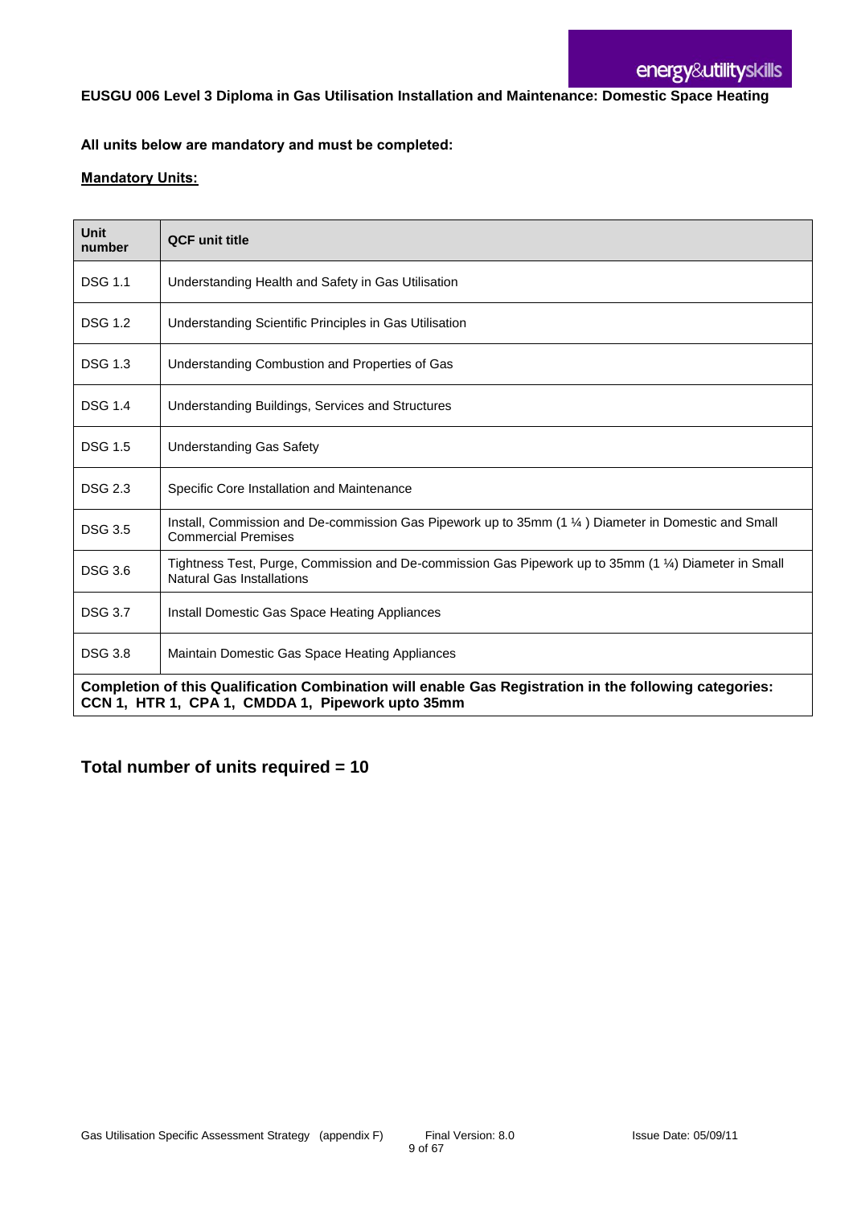**EUSGU 006 Level 3 Diploma in Gas Utilisation Installation and Maintenance: Domestic Space Heating**

**All units below are mandatory and must be completed:**

**Mandatory Units:**

| Unit number | QCF unit title |
|---|---|
| DSG 1.1 | Understanding Health and Safety in Gas Utilisation |
| DSG 1.2 | Understanding Scientific Principles in Gas Utilisation |
| DSG 1.3 | Understanding Combustion and Properties of Gas |
| DSG 1.4 | Understanding Buildings, Services and Structures |
| DSG 1.5 | Understanding Gas Safety |
| DSG 2.3 | Specific Core Installation and Maintenance |
| DSG 3.5 | Install, Commission and De-commission Gas Pipework up to 35mm (1 ¼ ) Diameter in Domestic and Small Commercial Premises |
| DSG 3.6 | Tightness Test, Purge, Commission and De-commission Gas Pipework up to 35mm (1 ¼) Diameter in Small Natural Gas Installations |
| DSG 3.7 | Install Domestic Gas Space Heating Appliances |
| DSG 3.8 | Maintain Domestic Gas Space Heating Appliances |
| **Completion of this Qualification Combination will enable Gas Registration in the following categories: CCN 1, HTR 1, CPA 1, CMDDA 1, Pipework upto 35mm** | |

## Total number of units required = 10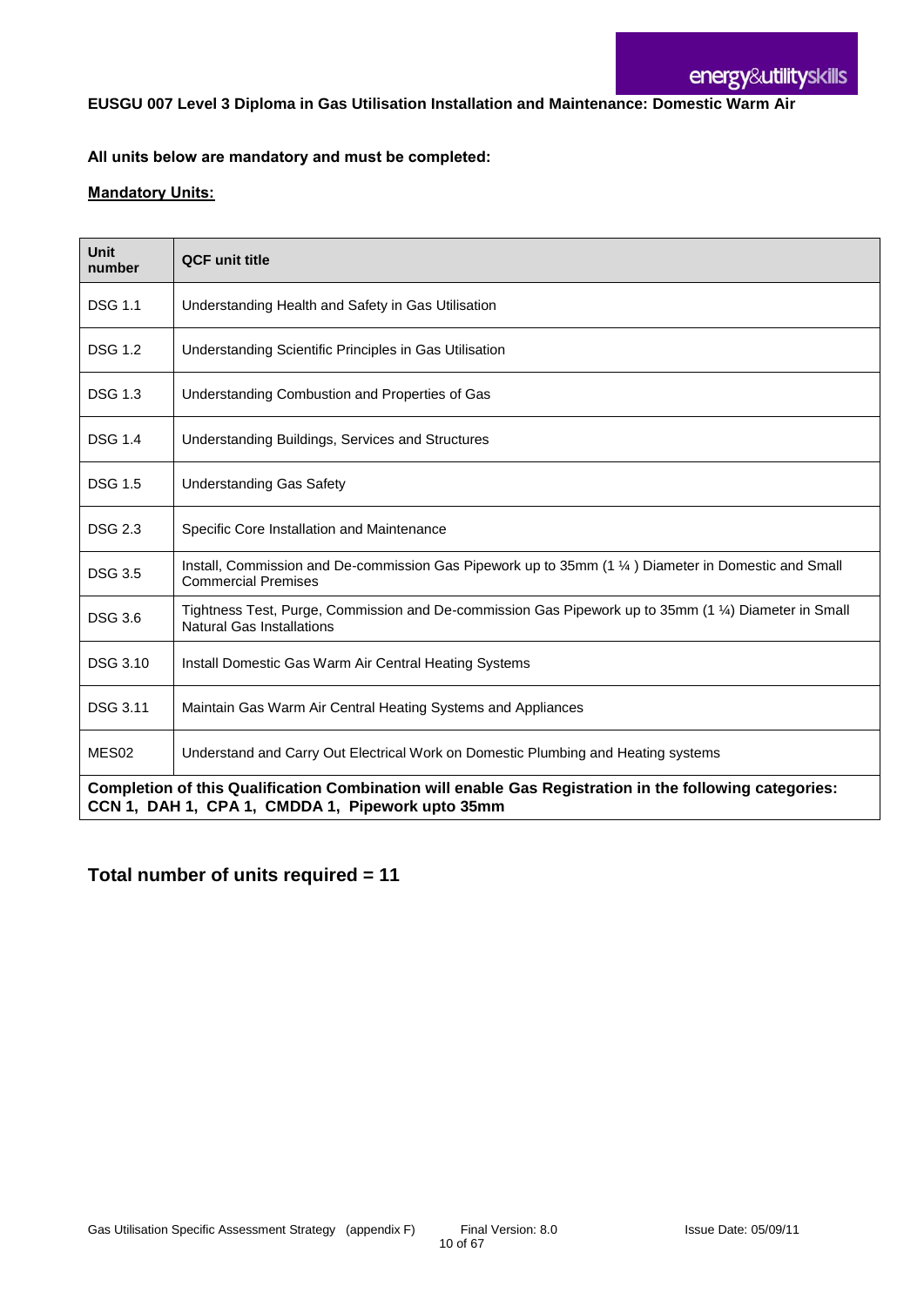**EUSGU 007 Level 3 Diploma in Gas Utilisation Installation and Maintenance: Domestic Warm Air**

**All units below are mandatory and must be completed:**

**Mandatory Units:**

| Unit number | QCF unit title |
|---|---|
| DSG 1.1 | Understanding Health and Safety in Gas Utilisation |
| DSG 1.2 | Understanding Scientific Principles in Gas Utilisation |
| DSG 1.3 | Understanding Combustion and Properties of Gas |
| DSG 1.4 | Understanding Buildings, Services and Structures |
| DSG 1.5 | Understanding Gas Safety |
| DSG 2.3 | Specific Core Installation and Maintenance |
| DSG 3.5 | Install, Commission and De-commission Gas Pipework up to 35mm (1 ¼ ) Diameter in Domestic and Small Commercial Premises |
| DSG 3.6 | Tightness Test, Purge, Commission and De-commission Gas Pipework up to 35mm (1 ¼) Diameter in Small Natural Gas Installations |
| DSG 3.10 | Install Domestic Gas Warm Air Central Heating Systems |
| DSG 3.11 | Maintain Gas Warm Air Central Heating Systems and Appliances |
| MES02 | Understand and Carry Out Electrical Work on Domestic Plumbing and Heating systems |
| **Completion of this Qualification Combination will enable Gas Registration in the following categories: CCN 1, DAH 1, CPA 1, CMDDA 1, Pipework upto 35mm** | |

## Total number of units required = 11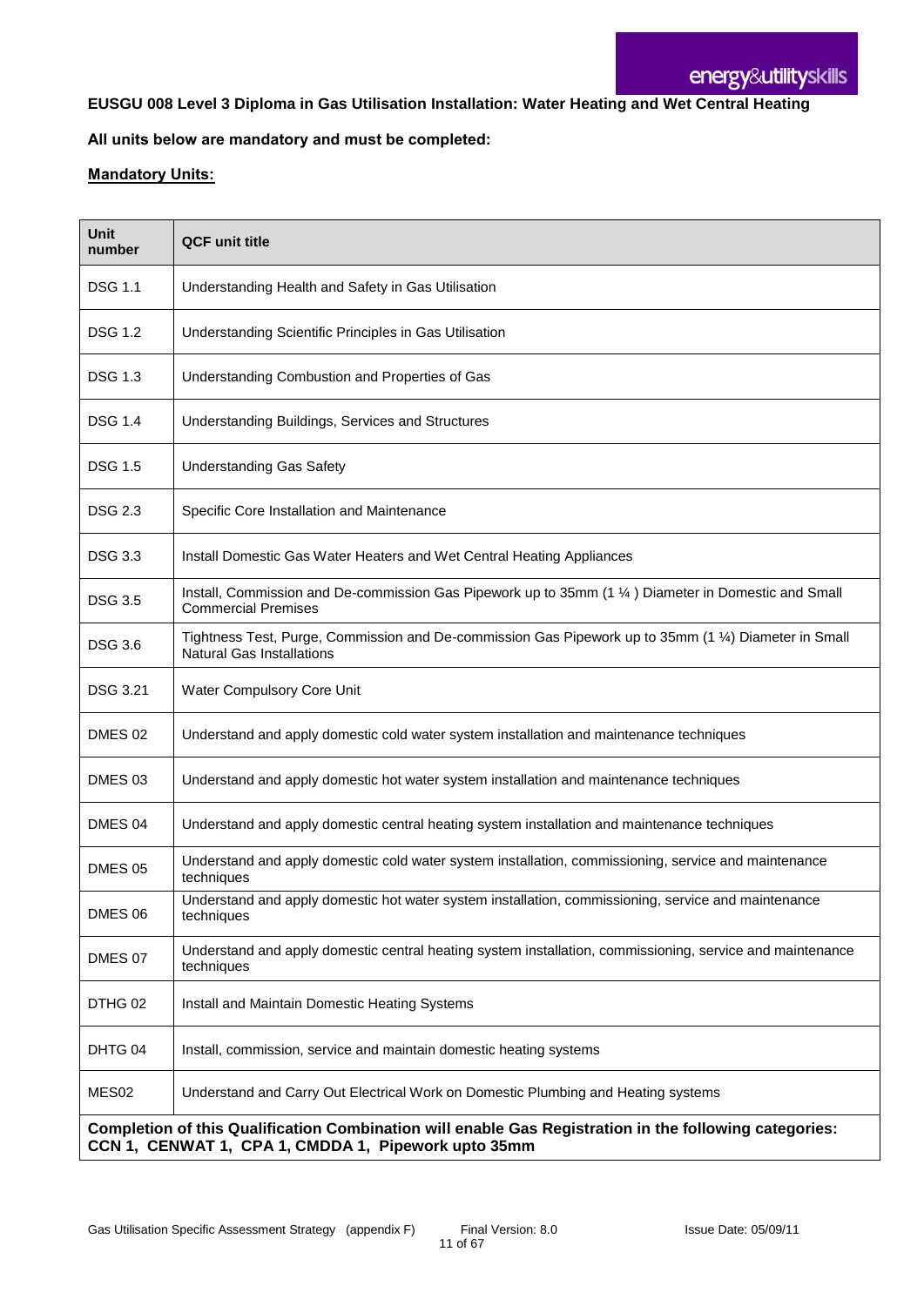**EUSGU 008 Level 3 Diploma in Gas Utilisation Installation: Water Heating and Wet Central Heating**

**All units below are mandatory and must be completed:**

**Mandatory Units:**

| Unit number | QCF unit title |
|---|---|
| DSG 1.1 | Understanding Health and Safety in Gas Utilisation |
| DSG 1.2 | Understanding Scientific Principles in Gas Utilisation |
| DSG 1.3 | Understanding Combustion and Properties of Gas |
| DSG 1.4 | Understanding Buildings, Services and Structures |
| DSG 1.5 | Understanding Gas Safety |
| DSG 2.3 | Specific Core Installation and Maintenance |
| DSG 3.3 | Install Domestic Gas Water Heaters and Wet Central Heating Appliances |
| DSG 3.5 | Install, Commission and De-commission Gas Pipework up to 35mm (1 ¼ ) Diameter in Domestic and Small Commercial Premises |
| DSG 3.6 | Tightness Test, Purge, Commission and De-commission Gas Pipework up to 35mm (1 ¼) Diameter in Small Natural Gas Installations |
| DSG 3.21 | Water Compulsory Core Unit |
| DMES 02 | Understand and apply domestic cold water system installation and maintenance techniques |
| DMES 03 | Understand and apply domestic hot water system installation and maintenance techniques |
| DMES 04 | Understand and apply domestic central heating system installation and maintenance techniques |
| DMES 05 | Understand and apply domestic cold water system installation, commissioning, service and maintenance techniques |
| DMES 06 | Understand and apply domestic hot water system installation, commissioning, service and maintenance techniques |
| DMES 07 | Understand and apply domestic central heating system installation, commissioning, service and maintenance techniques |
| DTHG 02 | Install and Maintain Domestic Heating Systems |
| DHTG 04 | Install, commission, service and maintain domestic heating systems |
| MES02 | Understand and Carry Out Electrical Work on Domestic Plumbing and Heating systems |
| **Completion of this Qualification Combination will enable Gas Registration in the following categories: CCN 1, CENWAT 1, CPA 1, CMDDA 1, Pipework upto 35mm** | |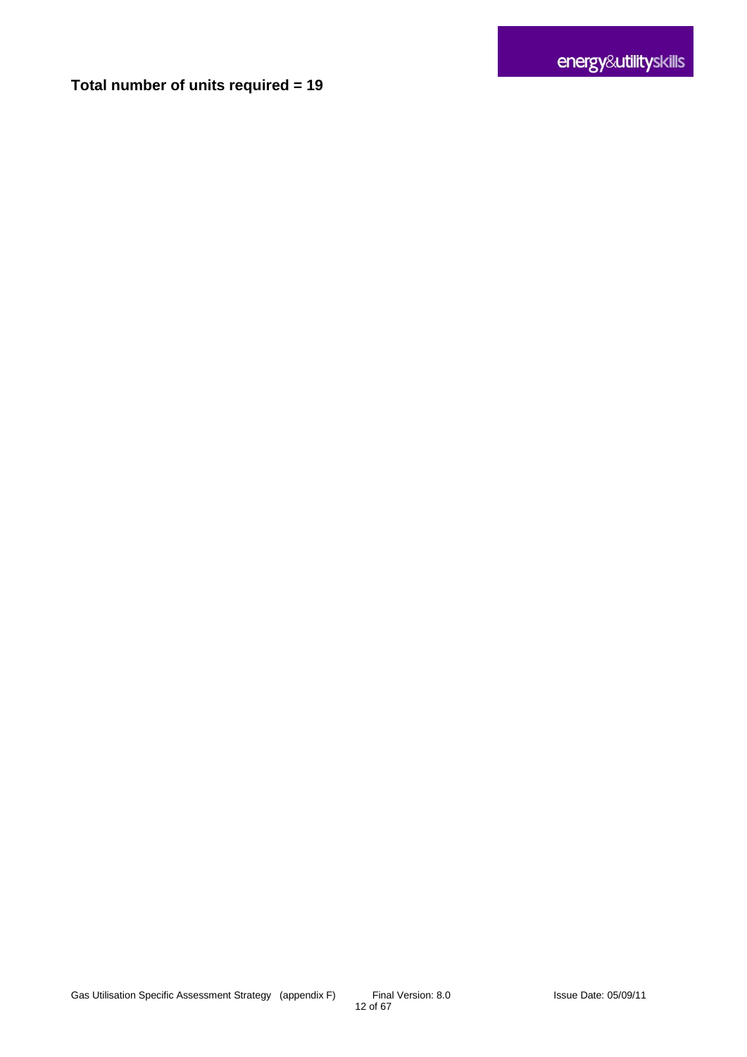**Total number of units required = 19**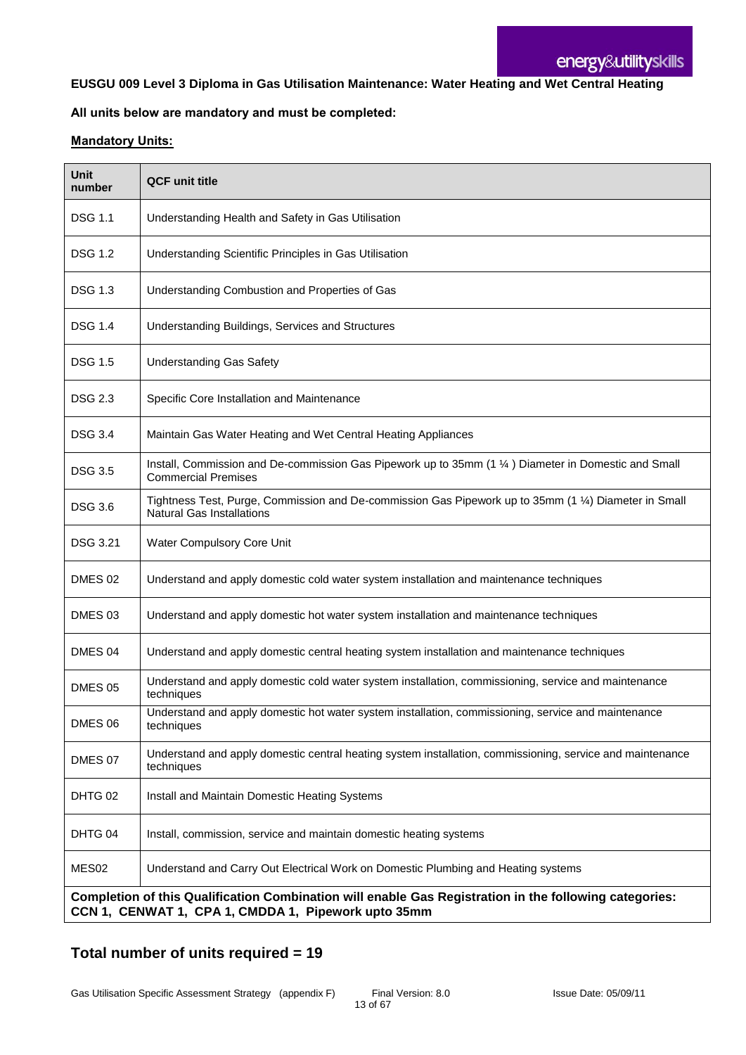**EUSGU 009 Level 3 Diploma in Gas Utilisation Maintenance: Water Heating and Wet Central Heating**

**All units below are mandatory and must be completed:**

**Mandatory Units:**

| Unit number | QCF unit title |
|---|---|
| DSG 1.1 | Understanding Health and Safety in Gas Utilisation |
| DSG 1.2 | Understanding Scientific Principles in Gas Utilisation |
| DSG 1.3 | Understanding Combustion and Properties of Gas |
| DSG 1.4 | Understanding Buildings, Services and Structures |
| DSG 1.5 | Understanding Gas Safety |
| DSG 2.3 | Specific Core Installation and Maintenance |
| DSG 3.4 | Maintain Gas Water Heating and Wet Central Heating Appliances |
| DSG 3.5 | Install, Commission and De-commission Gas Pipework up to 35mm (1 ¼ ) Diameter in Domestic and Small Commercial Premises |
| DSG 3.6 | Tightness Test, Purge, Commission and De-commission Gas Pipework up to 35mm (1 ¼) Diameter in Small Natural Gas Installations |
| DSG 3.21 | Water Compulsory Core Unit |
| DMES 02 | Understand and apply domestic cold water system installation and maintenance techniques |
| DMES 03 | Understand and apply domestic hot water system installation and maintenance techniques |
| DMES 04 | Understand and apply domestic central heating system installation and maintenance techniques |
| DMES 05 | Understand and apply domestic cold water system installation, commissioning, service and maintenance techniques |
| DMES 06 | Understand and apply domestic hot water system installation, commissioning, service and maintenance techniques |
| DMES 07 | Understand and apply domestic central heating system installation, commissioning, service and maintenance techniques |
| DHTG 02 | Install and Maintain Domestic Heating Systems |
| DHTG 04 | Install, commission, service and maintain domestic heating systems |
| MES02 | Understand and Carry Out Electrical Work on Domestic Plumbing and Heating systems |
| **Completion of this Qualification Combination will enable Gas Registration in the following categories: CCN 1, CENWAT 1, CPA 1, CMDDA 1, Pipework upto 35mm** | |

## Total number of units required = 19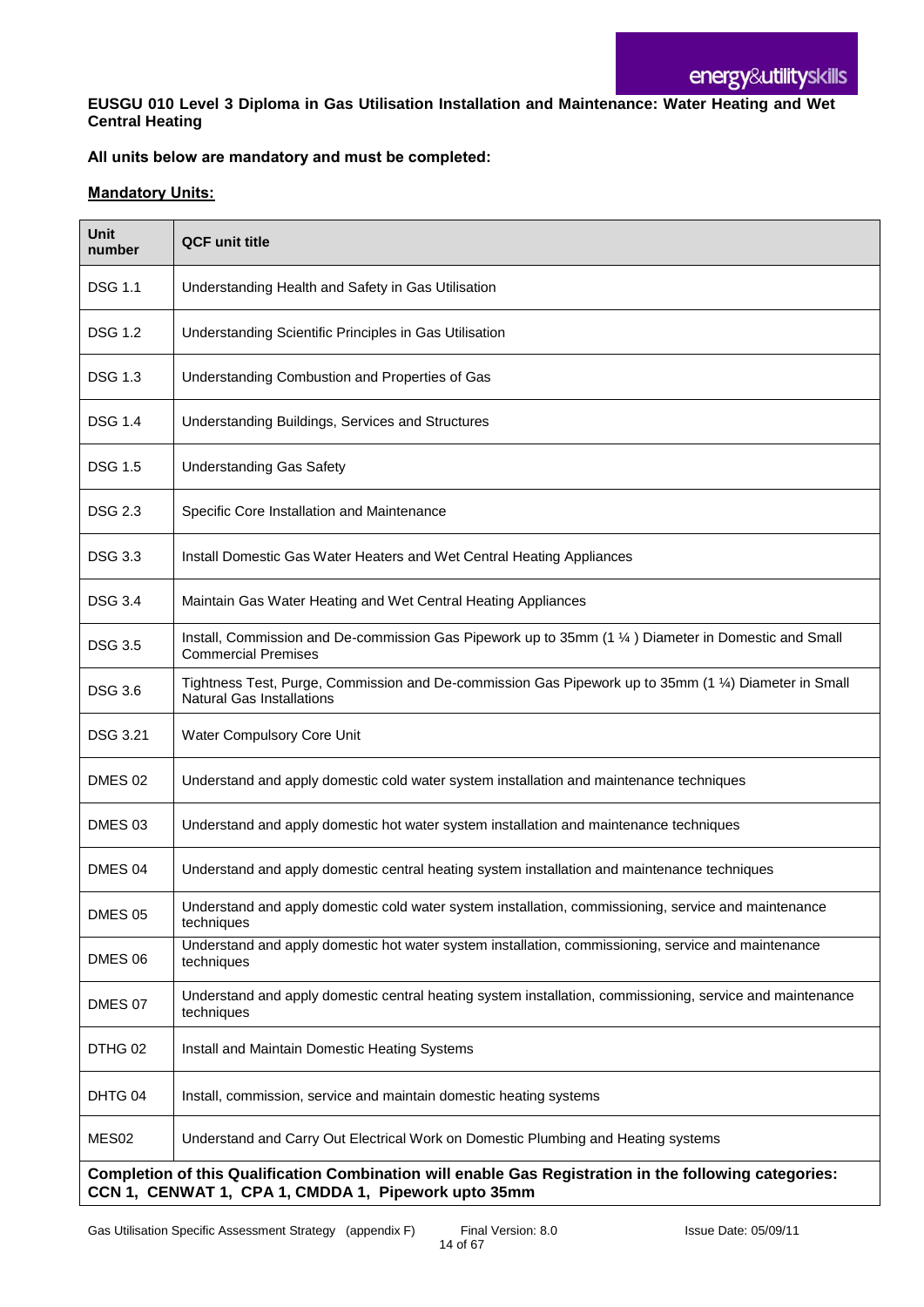**EUSGU 010 Level 3 Diploma in Gas Utilisation Installation and Maintenance: Water Heating and Wet Central Heating**

**All units below are mandatory and must be completed:**

**Mandatory Units:**

| Unit number | QCF unit title |
|---|---|
| DSG 1.1 | Understanding Health and Safety in Gas Utilisation |
| DSG 1.2 | Understanding Scientific Principles in Gas Utilisation |
| DSG 1.3 | Understanding Combustion and Properties of Gas |
| DSG 1.4 | Understanding Buildings, Services and Structures |
| DSG 1.5 | Understanding Gas Safety |
| DSG 2.3 | Specific Core Installation and Maintenance |
| DSG 3.3 | Install Domestic Gas Water Heaters and Wet Central Heating Appliances |
| DSG 3.4 | Maintain Gas Water Heating and Wet Central Heating Appliances |
| DSG 3.5 | Install, Commission and De-commission Gas Pipework up to 35mm (1 ¼ ) Diameter in Domestic and Small Commercial Premises |
| DSG 3.6 | Tightness Test, Purge, Commission and De-commission Gas Pipework up to 35mm (1 ¼) Diameter in Small Natural Gas Installations |
| DSG 3.21 | Water Compulsory Core Unit |
| DMES 02 | Understand and apply domestic cold water system installation and maintenance techniques |
| DMES 03 | Understand and apply domestic hot water system installation and maintenance techniques |
| DMES 04 | Understand and apply domestic central heating system installation and maintenance techniques |
| DMES 05 | Understand and apply domestic cold water system installation, commissioning, service and maintenance techniques |
| DMES 06 | Understand and apply domestic hot water system installation, commissioning, service and maintenance techniques |
| DMES 07 | Understand and apply domestic central heating system installation, commissioning, service and maintenance techniques |
| DTHG 02 | Install and Maintain Domestic Heating Systems |
| DHTG 04 | Install, commission, service and maintain domestic heating systems |
| MES02 | Understand and Carry Out Electrical Work on Domestic Plumbing and Heating systems |
| **Completion of this Qualification Combination will enable Gas Registration in the following categories: CCN 1, CENWAT 1, CPA 1, CMDDA 1, Pipework upto 35mm** | |

Gas Utilisation Specific Assessment Strategy (appendix F) Final Version: 8.0 Issue Date: 05/09/11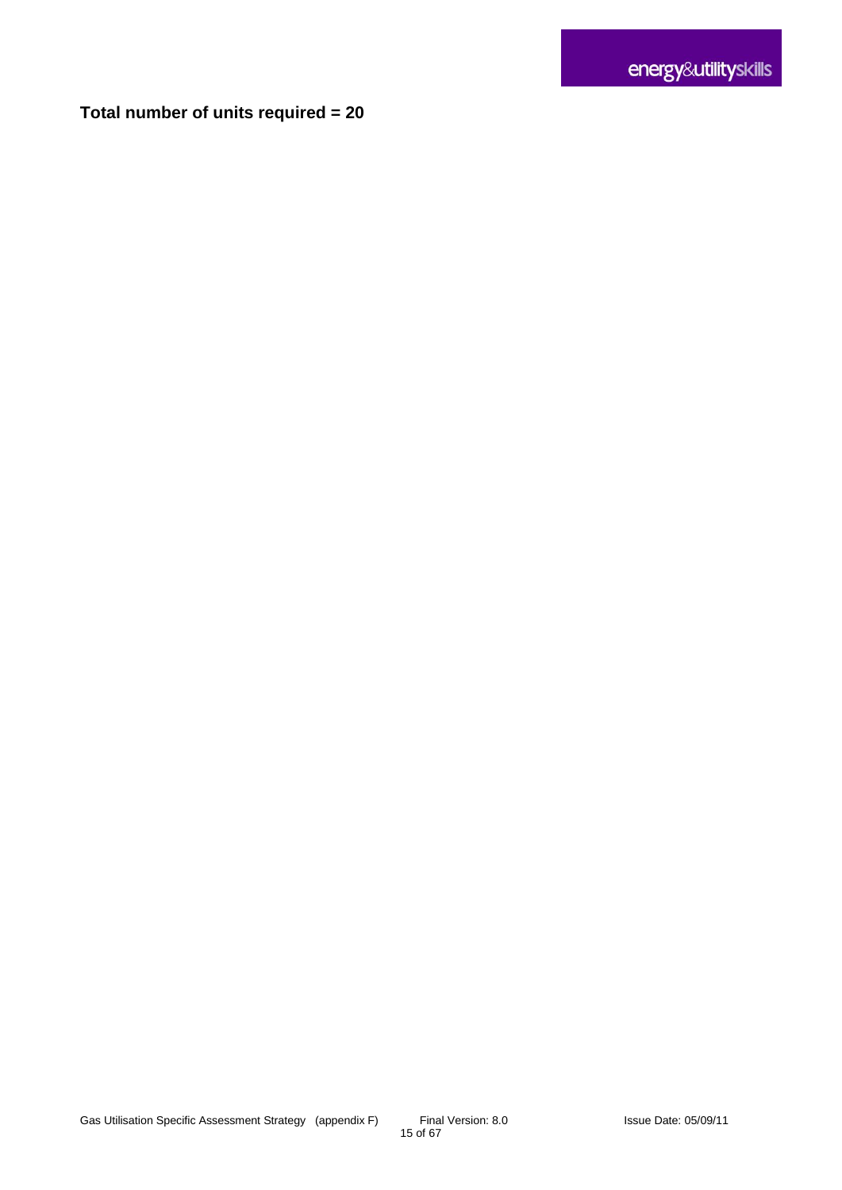**Total number of units required = 20**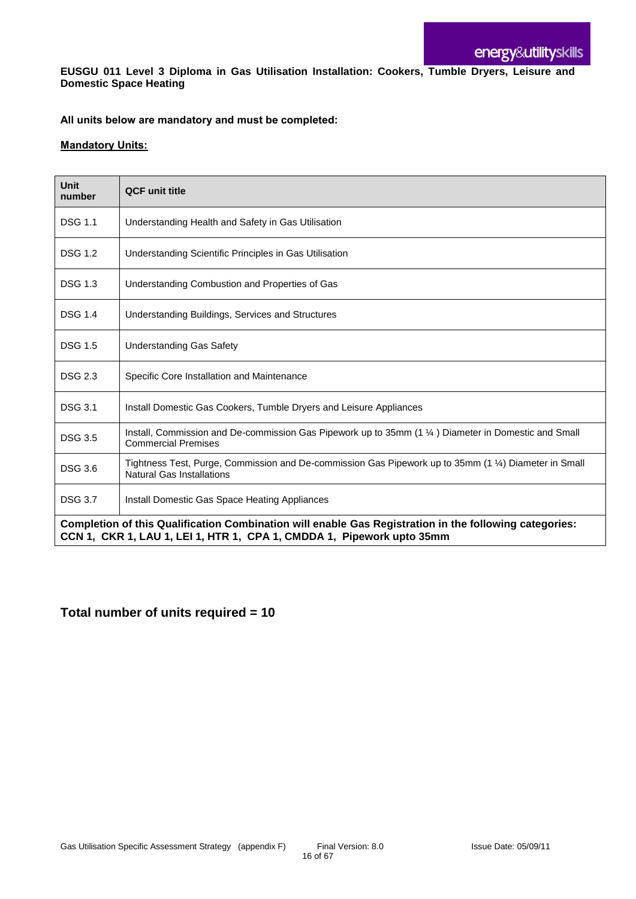**EUSGU 011 Level 3 Diploma in Gas Utilisation Installation: Cookers, Tumble Dryers, Leisure and Domestic Space Heating**

**All units below are mandatory and must be completed:**

**Mandatory Units:**

| Unit number | QCF unit title |
|---|---|
| DSG 1.1 | Understanding Health and Safety in Gas Utilisation |
| DSG 1.2 | Understanding Scientific Principles in Gas Utilisation |
| DSG 1.3 | Understanding Combustion and Properties of Gas |
| DSG 1.4 | Understanding Buildings, Services and Structures |
| DSG 1.5 | Understanding Gas Safety |
| DSG 2.3 | Specific Core Installation and Maintenance |
| DSG 3.1 | Install Domestic Gas Cookers, Tumble Dryers and Leisure Appliances |
| DSG 3.5 | Install, Commission and De-commission Gas Pipework up to 35mm (1 ¼ ) Diameter in Domestic and Small Commercial Premises |
| DSG 3.6 | Tightness Test, Purge, Commission and De-commission Gas Pipework up to 35mm (1 ¼) Diameter in Small Natural Gas Installations |
| DSG 3.7 | Install Domestic Gas Space Heating Appliances |
| **Completion of this Qualification Combination will enable Gas Registration in the following categories: CCN 1, CKR 1, LAU 1, LEI 1, HTR 1, CPA 1, CMDDA 1, Pipework upto 35mm** | |

## Total number of units required = 10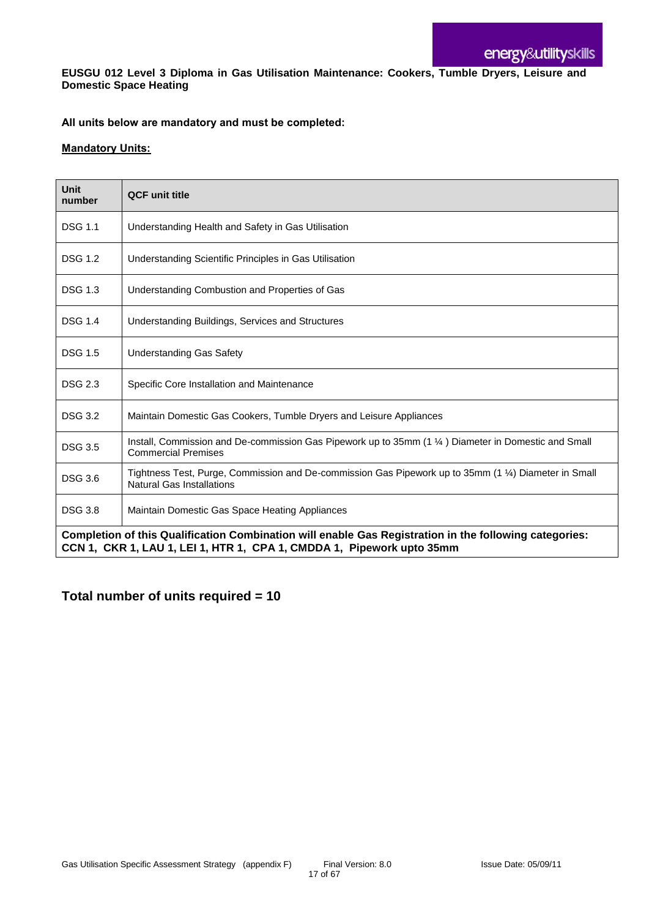**EUSGU 012 Level 3 Diploma in Gas Utilisation Maintenance: Cookers, Tumble Dryers, Leisure and Domestic Space Heating**

**All units below are mandatory and must be completed:**

**Mandatory Units:**

| Unit number | QCF unit title |
|---|---|
| DSG 1.1 | Understanding Health and Safety in Gas Utilisation |
| DSG 1.2 | Understanding Scientific Principles in Gas Utilisation |
| DSG 1.3 | Understanding Combustion and Properties of Gas |
| DSG 1.4 | Understanding Buildings, Services and Structures |
| DSG 1.5 | Understanding Gas Safety |
| DSG 2.3 | Specific Core Installation and Maintenance |
| DSG 3.2 | Maintain Domestic Gas Cookers, Tumble Dryers and Leisure Appliances |
| DSG 3.5 | Install, Commission and De-commission Gas Pipework up to 35mm (1 ¼ ) Diameter in Domestic and Small Commercial Premises |
| DSG 3.6 | Tightness Test, Purge, Commission and De-commission Gas Pipework up to 35mm (1 ¼) Diameter in Small Natural Gas Installations |
| DSG 3.8 | Maintain Domestic Gas Space Heating Appliances |
| **Completion of this Qualification Combination will enable Gas Registration in the following categories: CCN 1, CKR 1, LAU 1, LEI 1, HTR 1, CPA 1, CMDDA 1, Pipework upto 35mm** | |

## Total number of units required = 10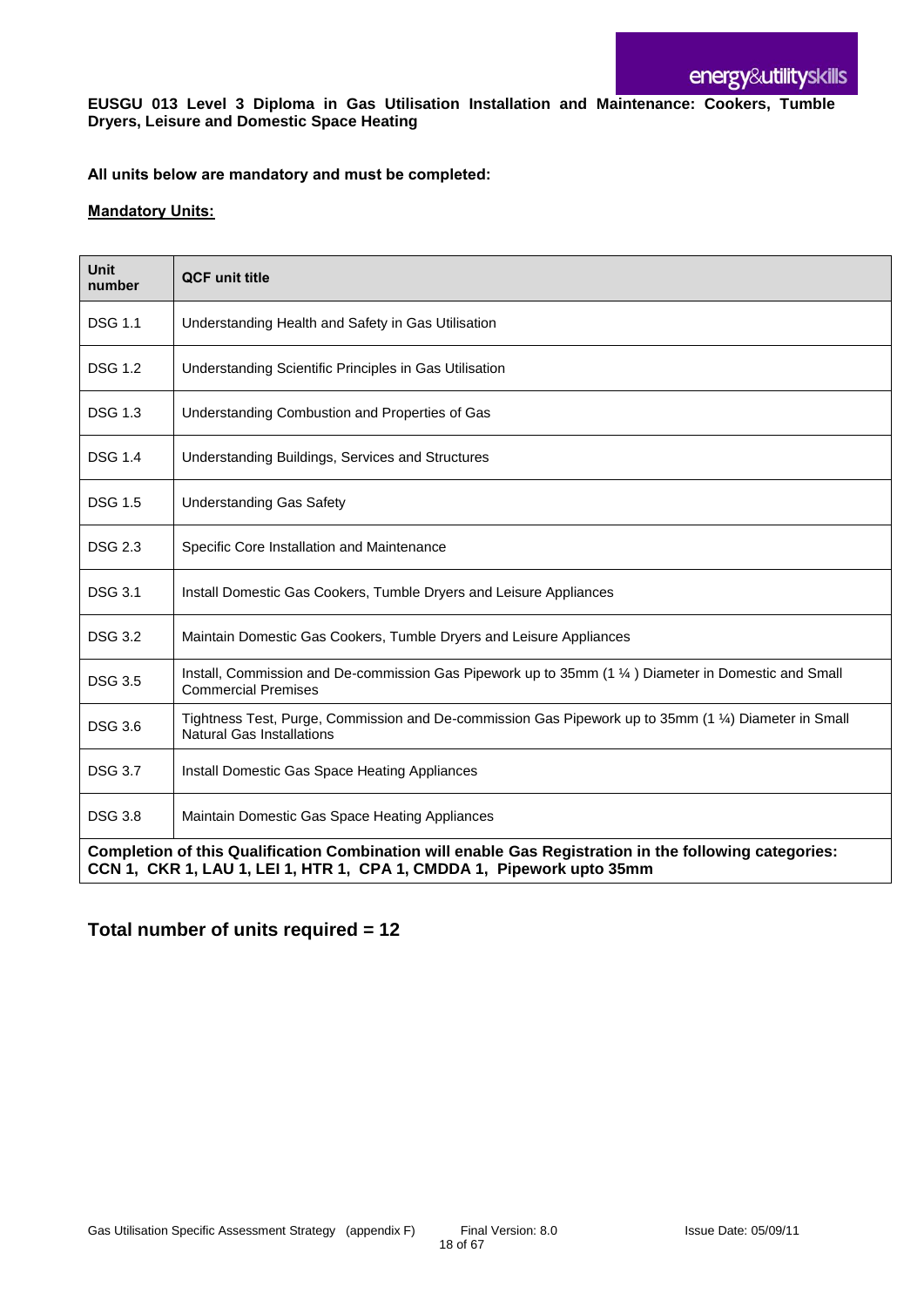**EUSGU 013 Level 3 Diploma in Gas Utilisation Installation and Maintenance: Cookers, Tumble Dryers, Leisure and Domestic Space Heating**

**All units below are mandatory and must be completed:**

**Mandatory Units:**

| Unit number | QCF unit title |
|---|---|
| DSG 1.1 | Understanding Health and Safety in Gas Utilisation |
| DSG 1.2 | Understanding Scientific Principles in Gas Utilisation |
| DSG 1.3 | Understanding Combustion and Properties of Gas |
| DSG 1.4 | Understanding Buildings, Services and Structures |
| DSG 1.5 | Understanding Gas Safety |
| DSG 2.3 | Specific Core Installation and Maintenance |
| DSG 3.1 | Install Domestic Gas Cookers, Tumble Dryers and Leisure Appliances |
| DSG 3.2 | Maintain Domestic Gas Cookers, Tumble Dryers and Leisure Appliances |
| DSG 3.5 | Install, Commission and De-commission Gas Pipework up to 35mm (1 ¼ ) Diameter in Domestic and Small Commercial Premises |
| DSG 3.6 | Tightness Test, Purge, Commission and De-commission Gas Pipework up to 35mm (1 ¼) Diameter in Small Natural Gas Installations |
| DSG 3.7 | Install Domestic Gas Space Heating Appliances |
| DSG 3.8 | Maintain Domestic Gas Space Heating Appliances |
| **Completion of this Qualification Combination will enable Gas Registration in the following categories: CCN 1, CKR 1, LAU 1, LEI 1, HTR 1, CPA 1, CMDDA 1, Pipework upto 35mm** | |

## Total number of units required = 12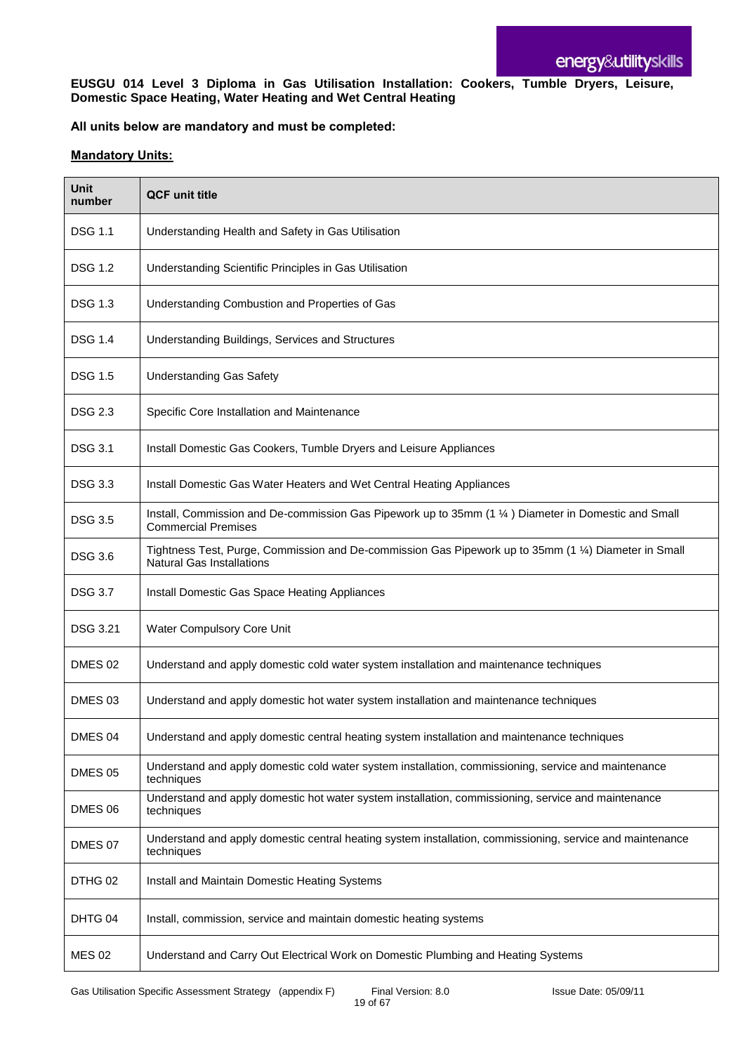**EUSGU 014 Level 3 Diploma in Gas Utilisation Installation: Cookers, Tumble Dryers, Leisure, Domestic Space Heating, Water Heating and Wet Central Heating**

**All units below are mandatory and must be completed:**

**Mandatory Units:**

| Unit number | QCF unit title |
|---|---|
| DSG 1.1 | Understanding Health and Safety in Gas Utilisation |
| DSG 1.2 | Understanding Scientific Principles in Gas Utilisation |
| DSG 1.3 | Understanding Combustion and Properties of Gas |
| DSG 1.4 | Understanding Buildings, Services and Structures |
| DSG 1.5 | Understanding Gas Safety |
| DSG 2.3 | Specific Core Installation and Maintenance |
| DSG 3.1 | Install Domestic Gas Cookers, Tumble Dryers and Leisure Appliances |
| DSG 3.3 | Install Domestic Gas Water Heaters and Wet Central Heating Appliances |
| DSG 3.5 | Install, Commission and De-commission Gas Pipework up to 35mm (1 ¼ ) Diameter in Domestic and Small Commercial Premises |
| DSG 3.6 | Tightness Test, Purge, Commission and De-commission Gas Pipework up to 35mm (1 ¼) Diameter in Small Natural Gas Installations |
| DSG 3.7 | Install Domestic Gas Space Heating Appliances |
| DSG 3.21 | Water Compulsory Core Unit |
| DMES 02 | Understand and apply domestic cold water system installation and maintenance techniques |
| DMES 03 | Understand and apply domestic hot water system installation and maintenance techniques |
| DMES 04 | Understand and apply domestic central heating system installation and maintenance techniques |
| DMES 05 | Understand and apply domestic cold water system installation, commissioning, service and maintenance techniques |
| DMES 06 | Understand and apply domestic hot water system installation, commissioning, service and maintenance techniques |
| DMES 07 | Understand and apply domestic central heating system installation, commissioning, service and maintenance techniques |
| DTHG 02 | Install and Maintain Domestic Heating Systems |
| DHTG 04 | Install, commission, service and maintain domestic heating systems |
| MES 02 | Understand and Carry Out Electrical Work on Domestic Plumbing and Heating Systems |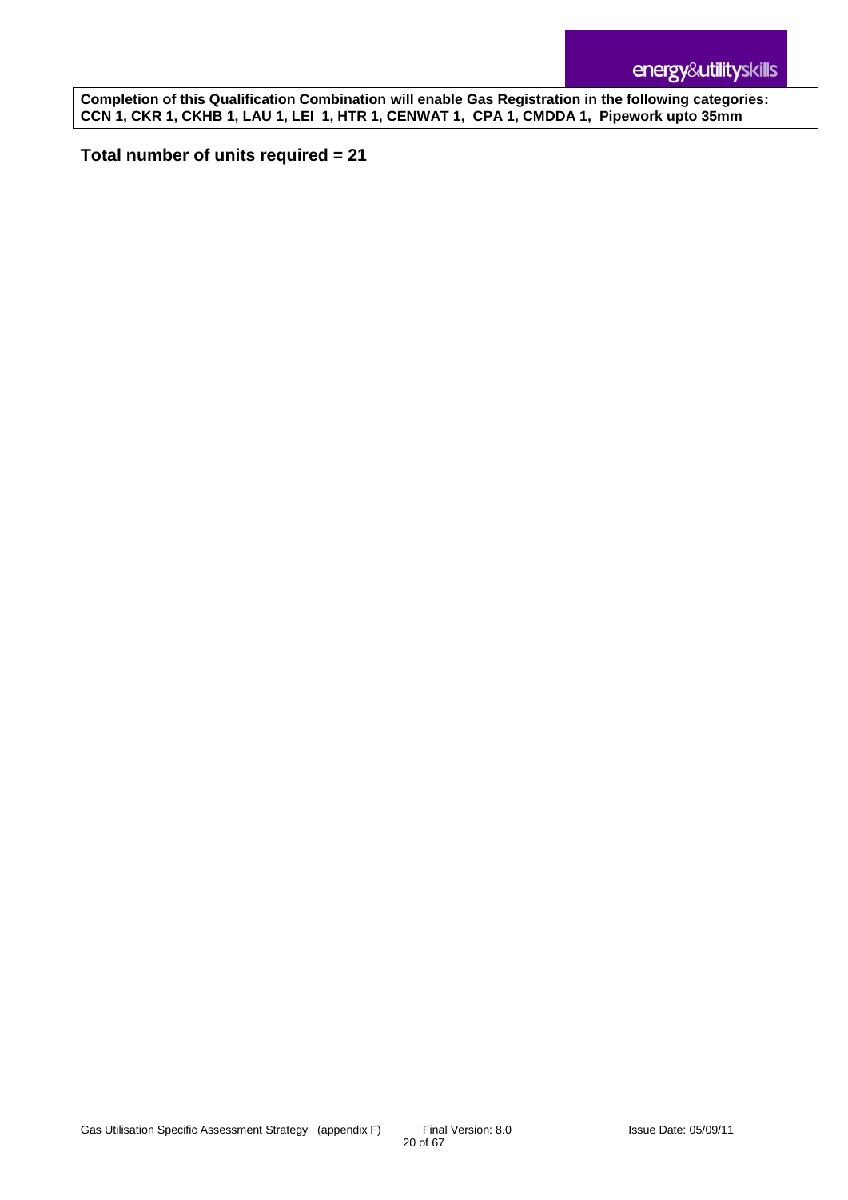**Completion of this Qualification Combination will enable Gas Registration in the following categories: CCN 1, CKR 1, CKHB 1, LAU 1, LEI 1, HTR 1, CENWAT 1, CPA 1, CMDDA 1, Pipework upto 35mm**

**Total number of units required = 21**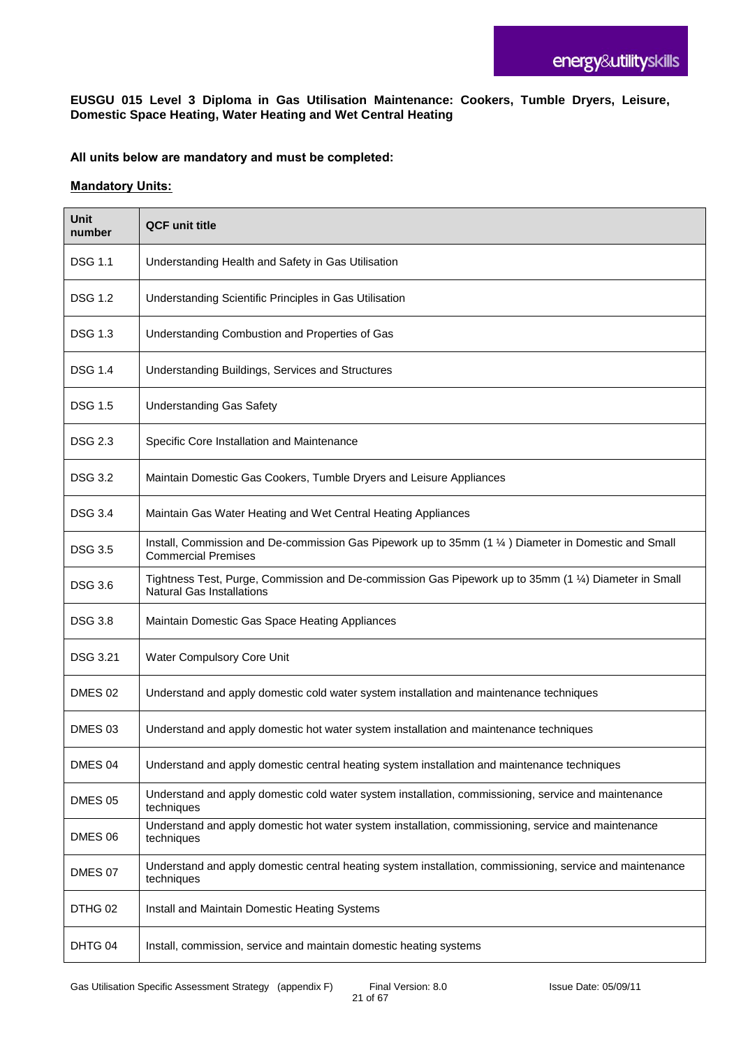**EUSGU 015 Level 3 Diploma in Gas Utilisation Maintenance: Cookers, Tumble Dryers, Leisure, Domestic Space Heating, Water Heating and Wet Central Heating**

**All units below are mandatory and must be completed:**

**Mandatory Units:**

| Unit number | QCF unit title |
|---|---|
| DSG 1.1 | Understanding Health and Safety in Gas Utilisation |
| DSG 1.2 | Understanding Scientific Principles in Gas Utilisation |
| DSG 1.3 | Understanding Combustion and Properties of Gas |
| DSG 1.4 | Understanding Buildings, Services and Structures |
| DSG 1.5 | Understanding Gas Safety |
| DSG 2.3 | Specific Core Installation and Maintenance |
| DSG 3.2 | Maintain Domestic Gas Cookers, Tumble Dryers and Leisure Appliances |
| DSG 3.4 | Maintain Gas Water Heating and Wet Central Heating Appliances |
| DSG 3.5 | Install, Commission and De-commission Gas Pipework up to 35mm (1 ¼ ) Diameter in Domestic and Small Commercial Premises |
| DSG 3.6 | Tightness Test, Purge, Commission and De-commission Gas Pipework up to 35mm (1 ¼) Diameter in Small Natural Gas Installations |
| DSG 3.8 | Maintain Domestic Gas Space Heating Appliances |
| DSG 3.21 | Water Compulsory Core Unit |
| DMES 02 | Understand and apply domestic cold water system installation and maintenance techniques |
| DMES 03 | Understand and apply domestic hot water system installation and maintenance techniques |
| DMES 04 | Understand and apply domestic central heating system installation and maintenance techniques |
| DMES 05 | Understand and apply domestic cold water system installation, commissioning, service and maintenance techniques |
| DMES 06 | Understand and apply domestic hot water system installation, commissioning, service and maintenance techniques |
| DMES 07 | Understand and apply domestic central heating system installation, commissioning, service and maintenance techniques |
| DTHG 02 | Install and Maintain Domestic Heating Systems |
| DHTG 04 | Install, commission, service and maintain domestic heating systems |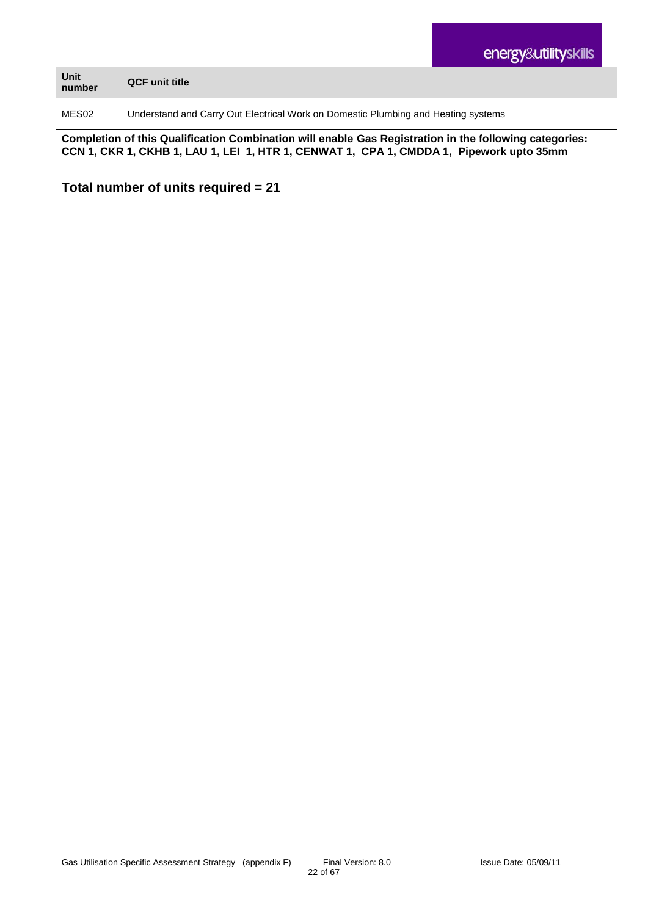| Unit number | QCF unit title |
|---|---|
| MES02 | Understand and Carry Out Electrical Work on Domestic Plumbing and Heating systems |
| **Completion of this Qualification Combination will enable Gas Registration in the following categories: CCN 1, CKR 1, CKHB 1, LAU 1, LEI 1, HTR 1, CENWAT 1, CPA 1, CMDDA 1, Pipework upto 35mm** | |

**Total number of units required = 21**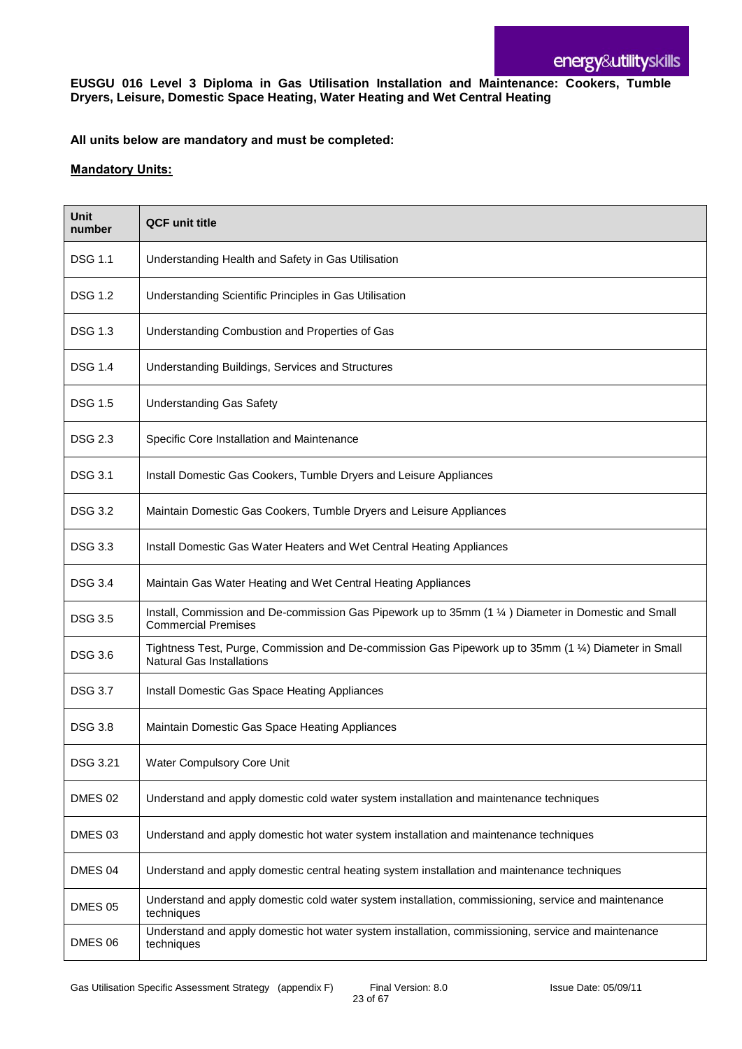**EUSGU 016 Level 3 Diploma in Gas Utilisation Installation and Maintenance: Cookers, Tumble Dryers, Leisure, Domestic Space Heating, Water Heating and Wet Central Heating**

**All units below are mandatory and must be completed:**

**Mandatory Units:**

| Unit number | QCF unit title |
|---|---|
| DSG 1.1 | Understanding Health and Safety in Gas Utilisation |
| DSG 1.2 | Understanding Scientific Principles in Gas Utilisation |
| DSG 1.3 | Understanding Combustion and Properties of Gas |
| DSG 1.4 | Understanding Buildings, Services and Structures |
| DSG 1.5 | Understanding Gas Safety |
| DSG 2.3 | Specific Core Installation and Maintenance |
| DSG 3.1 | Install Domestic Gas Cookers, Tumble Dryers and Leisure Appliances |
| DSG 3.2 | Maintain Domestic Gas Cookers, Tumble Dryers and Leisure Appliances |
| DSG 3.3 | Install Domestic Gas Water Heaters and Wet Central Heating Appliances |
| DSG 3.4 | Maintain Gas Water Heating and Wet Central Heating Appliances |
| DSG 3.5 | Install, Commission and De-commission Gas Pipework up to 35mm (1 ¼ ) Diameter in Domestic and Small Commercial Premises |
| DSG 3.6 | Tightness Test, Purge, Commission and De-commission Gas Pipework up to 35mm (1 ¼) Diameter in Small Natural Gas Installations |
| DSG 3.7 | Install Domestic Gas Space Heating Appliances |
| DSG 3.8 | Maintain Domestic Gas Space Heating Appliances |
| DSG 3.21 | Water Compulsory Core Unit |
| DMES 02 | Understand and apply domestic cold water system installation and maintenance techniques |
| DMES 03 | Understand and apply domestic hot water system installation and maintenance techniques |
| DMES 04 | Understand and apply domestic central heating system installation and maintenance techniques |
| DMES 05 | Understand and apply domestic cold water system installation, commissioning, service and maintenance techniques |
| DMES 06 | Understand and apply domestic hot water system installation, commissioning, service and maintenance techniques |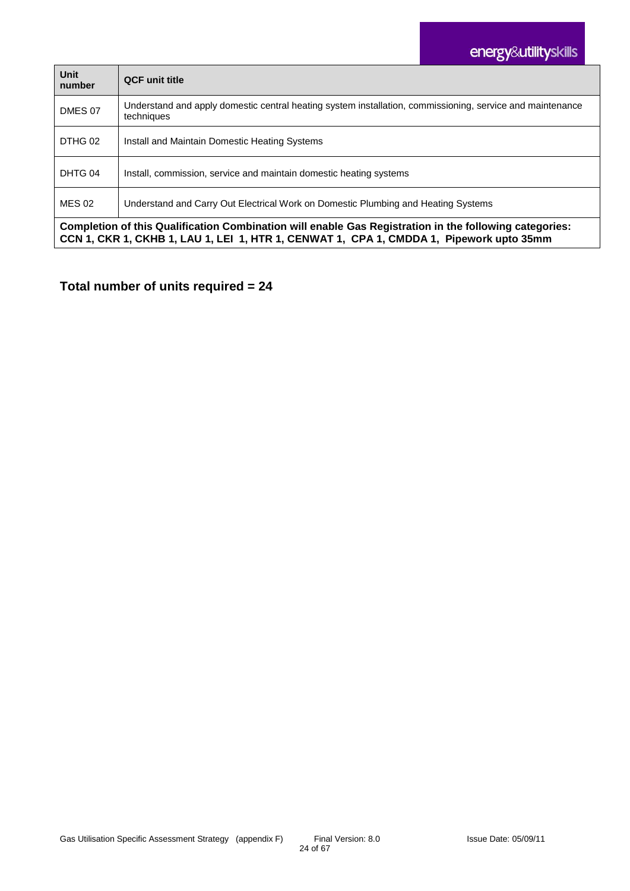| Unit number | QCF unit title |
| --- | --- |
| DMES 07 | Understand and apply domestic central heating system installation, commissioning, service and maintenance techniques |
| DTHG 02 | Install and Maintain Domestic Heating Systems |
| DHTG 04 | Install, commission, service and maintain domestic heating systems |
| MES 02 | Understand and Carry Out Electrical Work on Domestic Plumbing and Heating Systems |
| **Completion of this Qualification Combination will enable Gas Registration in the following categories: CCN 1, CKR 1, CKHB 1, LAU 1, LEI 1, HTR 1, CENWAT 1, CPA 1, CMDDA 1, Pipework upto 35mm** | |

**Total number of units required = 24**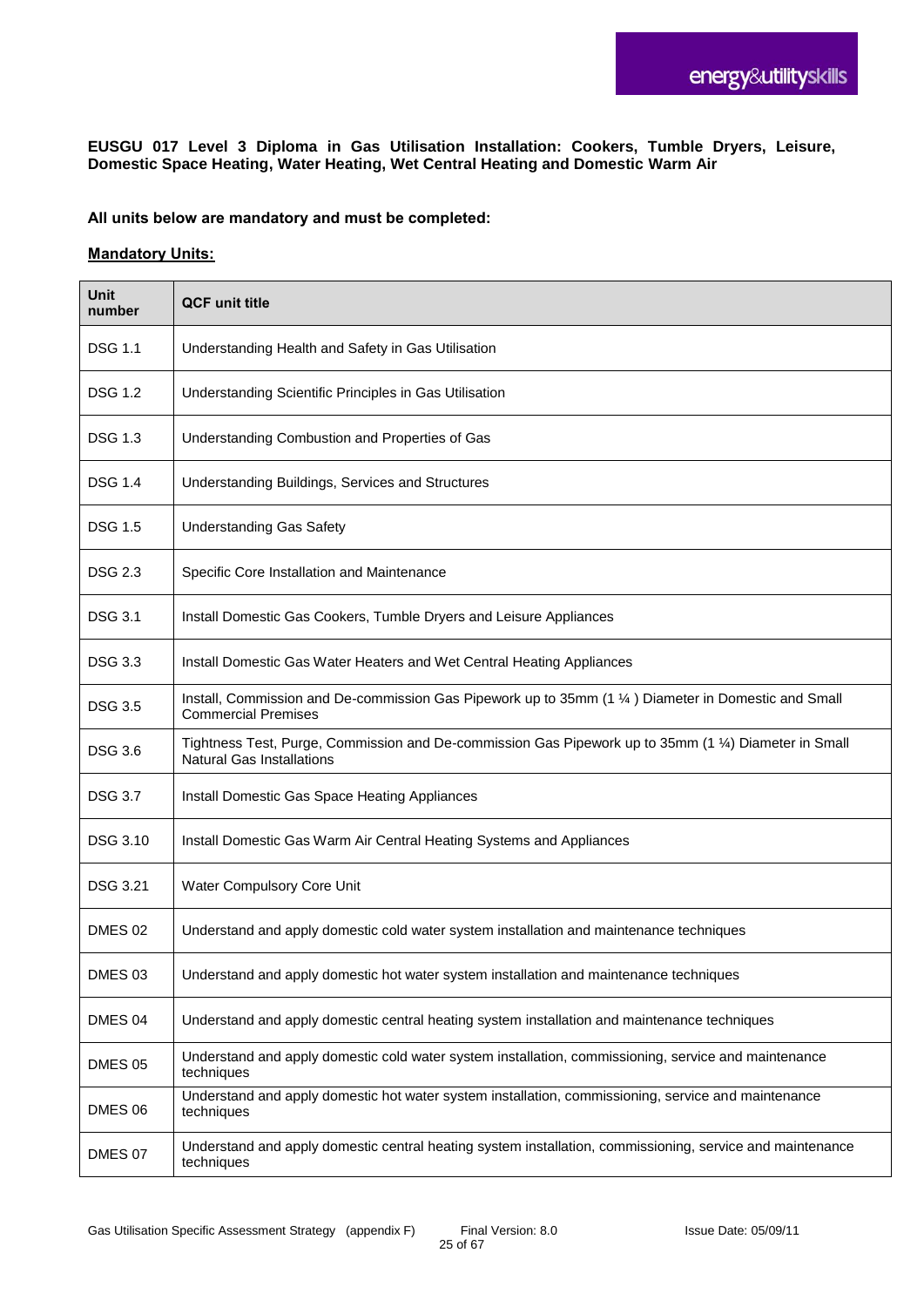**EUSGU 017 Level 3 Diploma in Gas Utilisation Installation: Cookers, Tumble Dryers, Leisure, Domestic Space Heating, Water Heating, Wet Central Heating and Domestic Warm Air**

**All units below are mandatory and must be completed:**

**Mandatory Units:**

| Unit number | QCF unit title |
|---|---|
| DSG 1.1 | Understanding Health and Safety in Gas Utilisation |
| DSG 1.2 | Understanding Scientific Principles in Gas Utilisation |
| DSG 1.3 | Understanding Combustion and Properties of Gas |
| DSG 1.4 | Understanding Buildings, Services and Structures |
| DSG 1.5 | Understanding Gas Safety |
| DSG 2.3 | Specific Core Installation and Maintenance |
| DSG 3.1 | Install Domestic Gas Cookers, Tumble Dryers and Leisure Appliances |
| DSG 3.3 | Install Domestic Gas Water Heaters and Wet Central Heating Appliances |
| DSG 3.5 | Install, Commission and De-commission Gas Pipework up to 35mm (1 ¼ ) Diameter in Domestic and Small Commercial Premises |
| DSG 3.6 | Tightness Test, Purge, Commission and De-commission Gas Pipework up to 35mm (1 ¼) Diameter in Small Natural Gas Installations |
| DSG 3.7 | Install Domestic Gas Space Heating Appliances |
| DSG 3.10 | Install Domestic Gas Warm Air Central Heating Systems and Appliances |
| DSG 3.21 | Water Compulsory Core Unit |
| DMES 02 | Understand and apply domestic cold water system installation and maintenance techniques |
| DMES 03 | Understand and apply domestic hot water system installation and maintenance techniques |
| DMES 04 | Understand and apply domestic central heating system installation and maintenance techniques |
| DMES 05 | Understand and apply domestic cold water system installation, commissioning, service and maintenance techniques |
| DMES 06 | Understand and apply domestic hot water system installation, commissioning, service and maintenance techniques |
| DMES 07 | Understand and apply domestic central heating system installation, commissioning, service and maintenance techniques |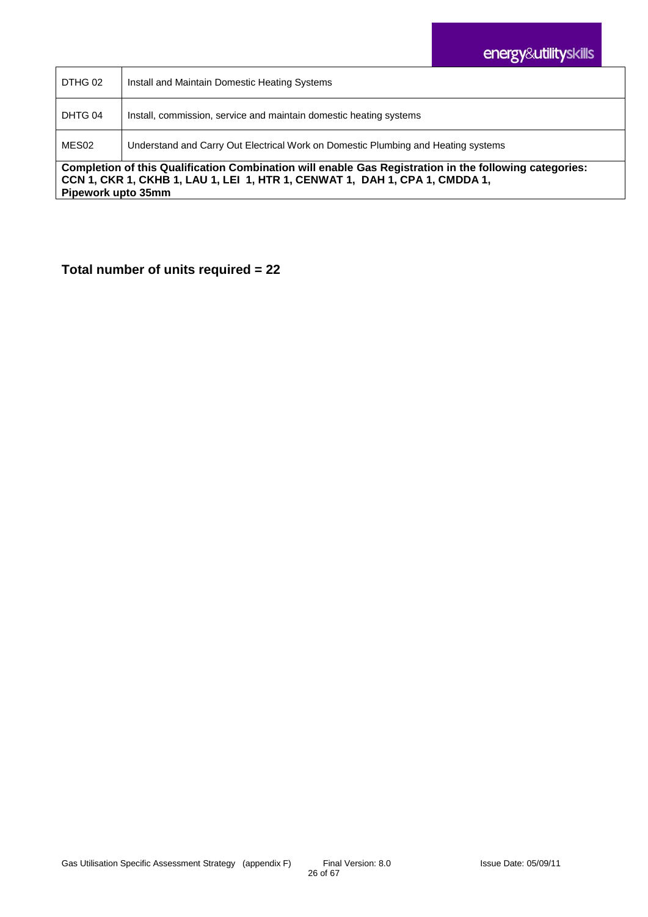| | |
|---|---|
| DTHG 02 | Install and Maintain Domestic Heating Systems |
| DHTG 04 | Install, commission, service and maintain domestic heating systems |
| MES02 | Understand and Carry Out Electrical Work on Domestic Plumbing and Heating systems |
| **Completion of this Qualification Combination will enable Gas Registration in the following categories: CCN 1, CKR 1, CKHB 1, LAU 1, LEI 1, HTR 1, CENWAT 1, DAH 1, CPA 1, CMDDA 1, Pipework upto 35mm** | |

**Total number of units required = 22**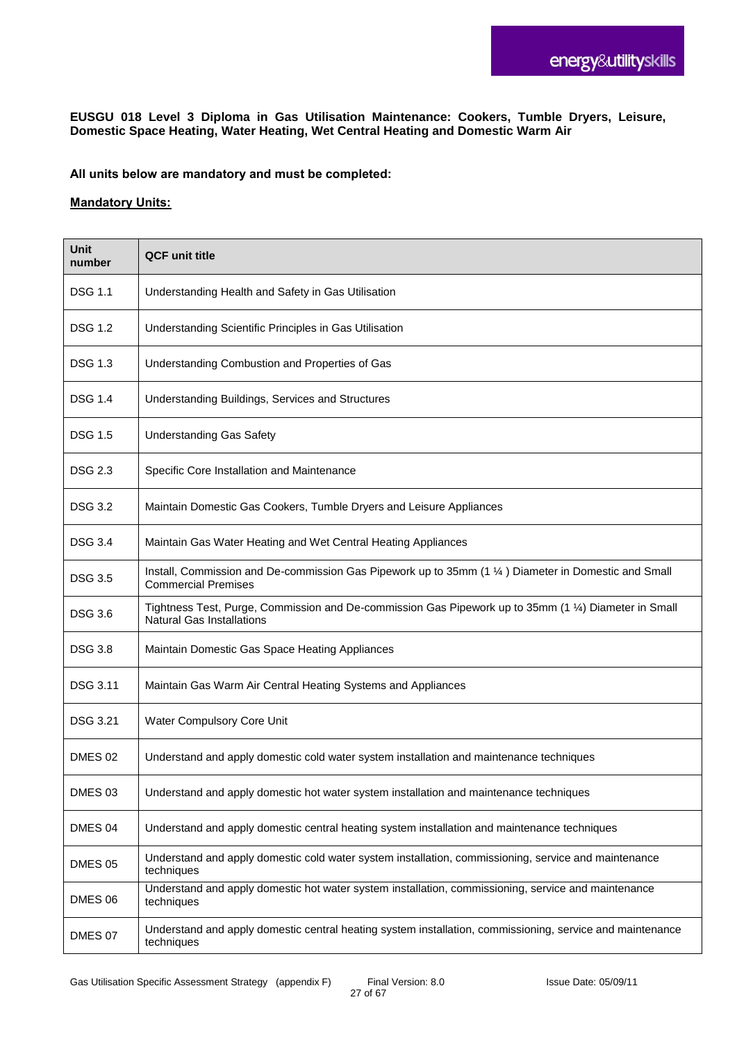**EUSGU 018 Level 3 Diploma in Gas Utilisation Maintenance: Cookers, Tumble Dryers, Leisure, Domestic Space Heating, Water Heating, Wet Central Heating and Domestic Warm Air**

**All units below are mandatory and must be completed:**

**Mandatory Units:**

| Unit number | QCF unit title |
|---|---|
| DSG 1.1 | Understanding Health and Safety in Gas Utilisation |
| DSG 1.2 | Understanding Scientific Principles in Gas Utilisation |
| DSG 1.3 | Understanding Combustion and Properties of Gas |
| DSG 1.4 | Understanding Buildings, Services and Structures |
| DSG 1.5 | Understanding Gas Safety |
| DSG 2.3 | Specific Core Installation and Maintenance |
| DSG 3.2 | Maintain Domestic Gas Cookers, Tumble Dryers and Leisure Appliances |
| DSG 3.4 | Maintain Gas Water Heating and Wet Central Heating Appliances |
| DSG 3.5 | Install, Commission and De-commission Gas Pipework up to 35mm (1 ¼ ) Diameter in Domestic and Small Commercial Premises |
| DSG 3.6 | Tightness Test, Purge, Commission and De-commission Gas Pipework up to 35mm (1 ¼) Diameter in Small Natural Gas Installations |
| DSG 3.8 | Maintain Domestic Gas Space Heating Appliances |
| DSG 3.11 | Maintain Gas Warm Air Central Heating Systems and Appliances |
| DSG 3.21 | Water Compulsory Core Unit |
| DMES 02 | Understand and apply domestic cold water system installation and maintenance techniques |
| DMES 03 | Understand and apply domestic hot water system installation and maintenance techniques |
| DMES 04 | Understand and apply domestic central heating system installation and maintenance techniques |
| DMES 05 | Understand and apply domestic cold water system installation, commissioning, service and maintenance techniques |
| DMES 06 | Understand and apply domestic hot water system installation, commissioning, service and maintenance techniques |
| DMES 07 | Understand and apply domestic central heating system installation, commissioning, service and maintenance techniques |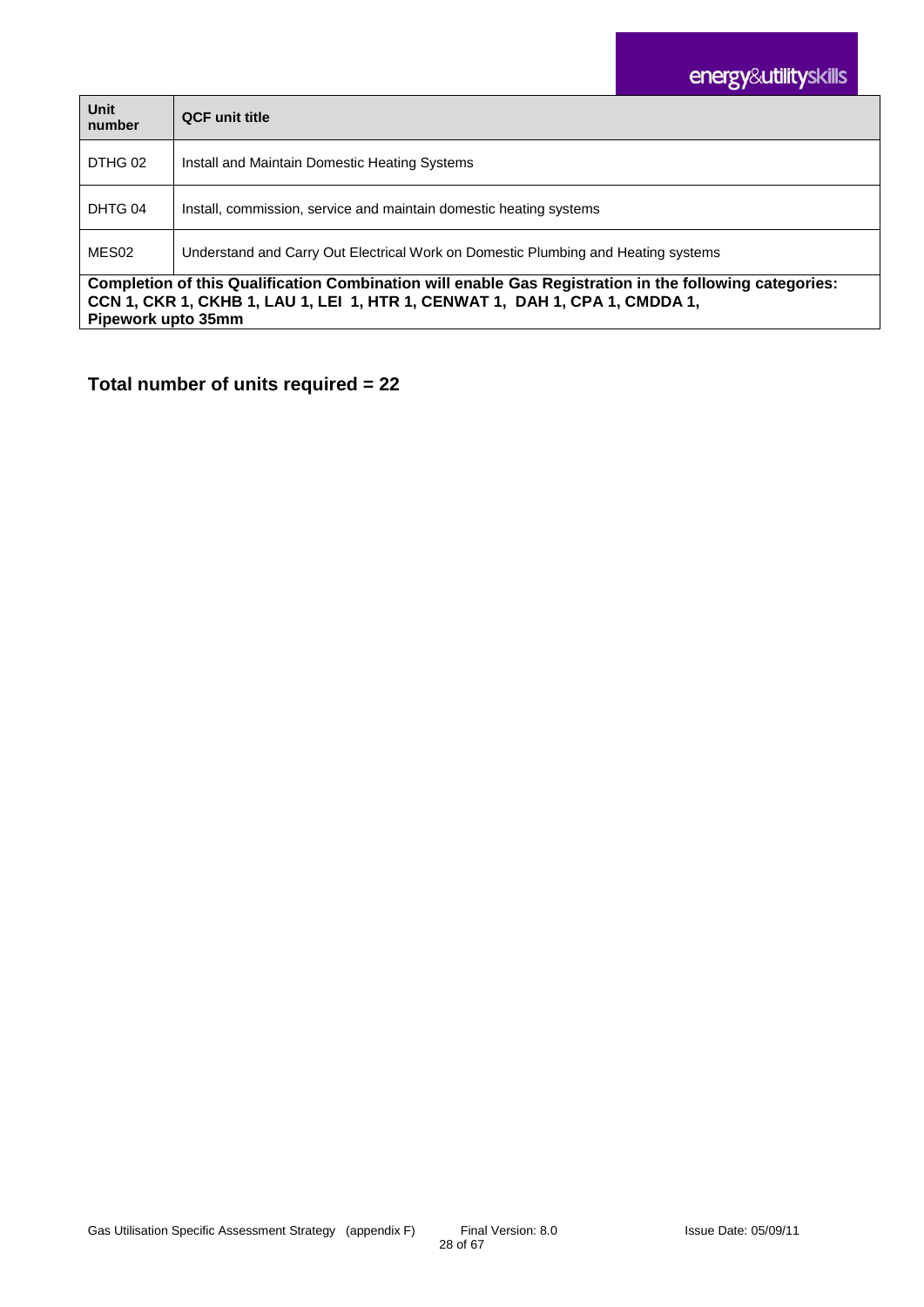| Unit number | QCF unit title |
|---|---|
| DTHG 02 | Install and Maintain Domestic Heating Systems |
| DHTG 04 | Install, commission, service and maintain domestic heating systems |
| MES02 | Understand and Carry Out Electrical Work on Domestic Plumbing and Heating systems |
| **Completion of this Qualification Combination will enable Gas Registration in the following categories: CCN 1, CKR 1, CKHB 1, LAU 1, LEI 1, HTR 1, CENWAT 1, DAH 1, CPA 1, CMDDA 1, Pipework upto 35mm** | |

**Total number of units required = 22**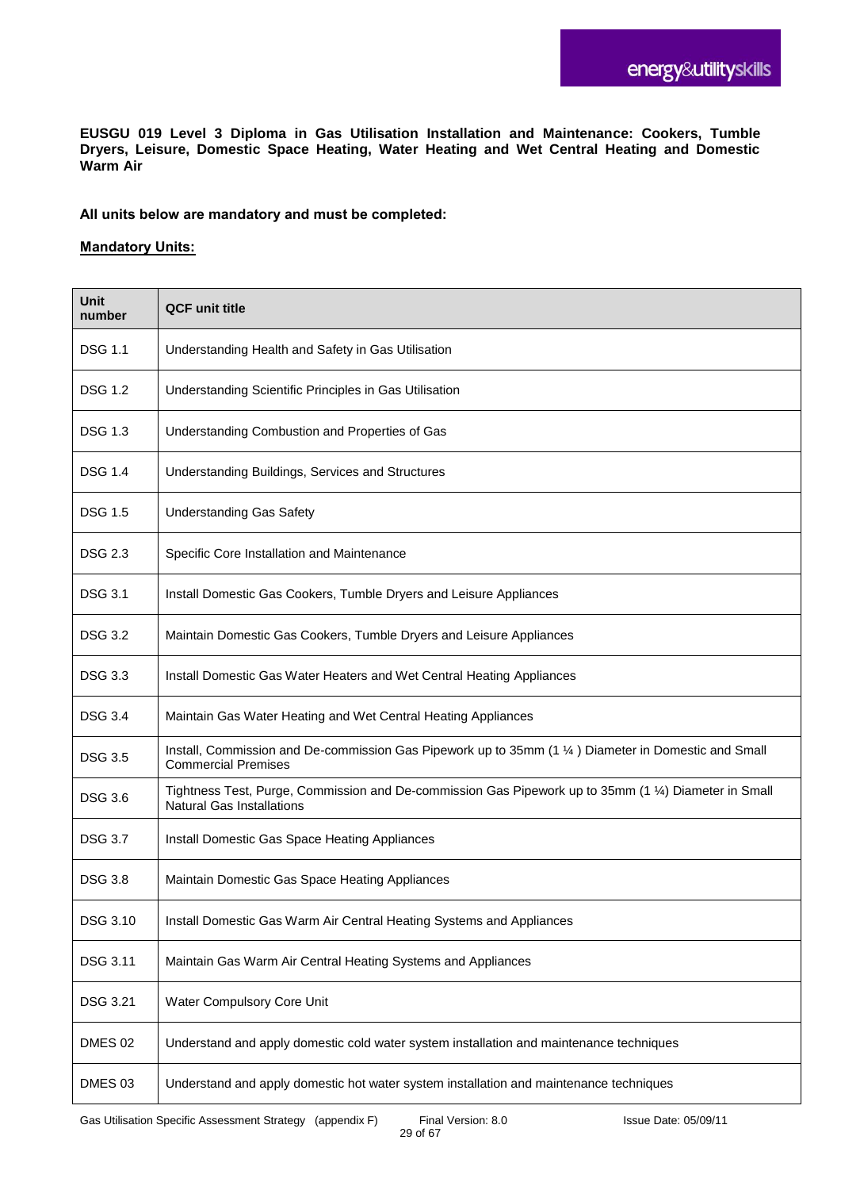**EUSGU 019 Level 3 Diploma in Gas Utilisation Installation and Maintenance: Cookers, Tumble Dryers, Leisure, Domestic Space Heating, Water Heating and Wet Central Heating and Domestic Warm Air**

**All units below are mandatory and must be completed:**

**Mandatory Units:**

| Unit number | QCF unit title |
|---|---|
| DSG 1.1 | Understanding Health and Safety in Gas Utilisation |
| DSG 1.2 | Understanding Scientific Principles in Gas Utilisation |
| DSG 1.3 | Understanding Combustion and Properties of Gas |
| DSG 1.4 | Understanding Buildings, Services and Structures |
| DSG 1.5 | Understanding Gas Safety |
| DSG 2.3 | Specific Core Installation and Maintenance |
| DSG 3.1 | Install Domestic Gas Cookers, Tumble Dryers and Leisure Appliances |
| DSG 3.2 | Maintain Domestic Gas Cookers, Tumble Dryers and Leisure Appliances |
| DSG 3.3 | Install Domestic Gas Water Heaters and Wet Central Heating Appliances |
| DSG 3.4 | Maintain Gas Water Heating and Wet Central Heating Appliances |
| DSG 3.5 | Install, Commission and De-commission Gas Pipework up to 35mm (1 ¼ ) Diameter in Domestic and Small Commercial Premises |
| DSG 3.6 | Tightness Test, Purge, Commission and De-commission Gas Pipework up to 35mm (1 ¼) Diameter in Small Natural Gas Installations |
| DSG 3.7 | Install Domestic Gas Space Heating Appliances |
| DSG 3.8 | Maintain Domestic Gas Space Heating Appliances |
| DSG 3.10 | Install Domestic Gas Warm Air Central Heating Systems and Appliances |
| DSG 3.11 | Maintain Gas Warm Air Central Heating Systems and Appliances |
| DSG 3.21 | Water Compulsory Core Unit |
| DMES 02 | Understand and apply domestic cold water system installation and maintenance techniques |
| DMES 03 | Understand and apply domestic hot water system installation and maintenance techniques |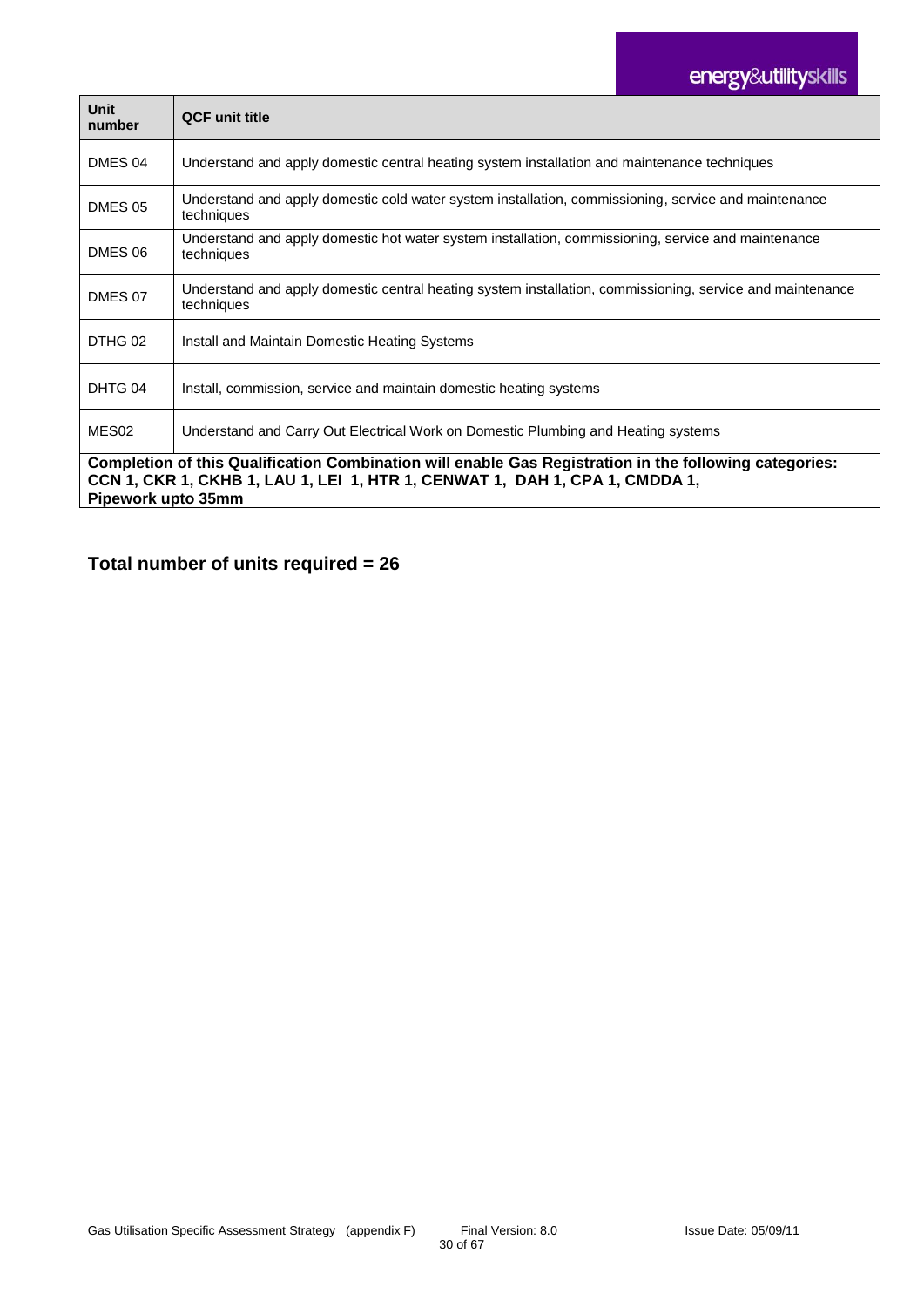| Unit number | QCF unit title |
|---|---|
| DMES 04 | Understand and apply domestic central heating system installation and maintenance techniques |
| DMES 05 | Understand and apply domestic cold water system installation, commissioning, service and maintenance techniques |
| DMES 06 | Understand and apply domestic hot water system installation, commissioning, service and maintenance techniques |
| DMES 07 | Understand and apply domestic central heating system installation, commissioning, service and maintenance techniques |
| DTHG 02 | Install and Maintain Domestic Heating Systems |
| DHTG 04 | Install, commission, service and maintain domestic heating systems |
| MES02 | Understand and Carry Out Electrical Work on Domestic Plumbing and Heating systems |
| **Completion of this Qualification Combination will enable Gas Registration in the following categories: CCN 1, CKR 1, CKHB 1, LAU 1, LEI 1, HTR 1, CENWAT 1, DAH 1, CPA 1, CMDDA 1, Pipework upto 35mm** | |

## Total number of units required = 26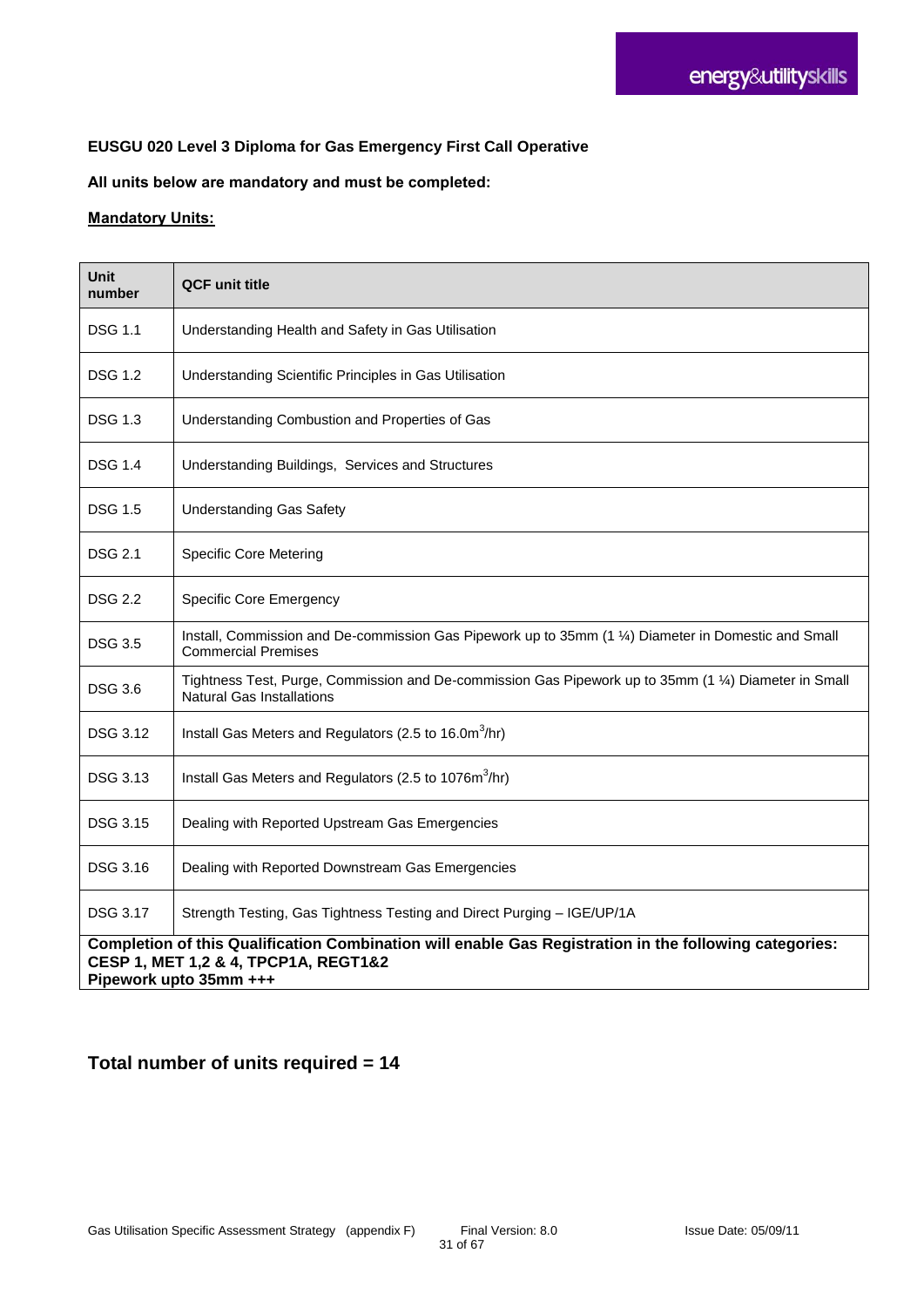**EUSGU 020 Level 3 Diploma for Gas Emergency First Call Operative**

**All units below are mandatory and must be completed:**

**Mandatory Units:**

| Unit number | QCF unit title |
|---|---|
| DSG 1.1 | Understanding Health and Safety in Gas Utilisation |
| DSG 1.2 | Understanding Scientific Principles in Gas Utilisation |
| DSG 1.3 | Understanding Combustion and Properties of Gas |
| DSG 1.4 | Understanding Buildings, Services and Structures |
| DSG 1.5 | Understanding Gas Safety |
| DSG 2.1 | Specific Core Metering |
| DSG 2.2 | Specific Core Emergency |
| DSG 3.5 | Install, Commission and De-commission Gas Pipework up to 35mm (1 ¼) Diameter in Domestic and Small Commercial Premises |
| DSG 3.6 | Tightness Test, Purge, Commission and De-commission Gas Pipework up to 35mm (1 ¼) Diameter in Small Natural Gas Installations |
| DSG 3.12 | Install Gas Meters and Regulators (2.5 to 16.0m$^3$/hr) |
| DSG 3.13 | Install Gas Meters and Regulators (2.5 to 1076m$^3$/hr) |
| DSG 3.15 | Dealing with Reported Upstream Gas Emergencies |
| DSG 3.16 | Dealing with Reported Downstream Gas Emergencies |
| DSG 3.17 | Strength Testing, Gas Tightness Testing and Direct Purging – IGE/UP/1A |
| **Completion of this Qualification Combination will enable Gas Registration in the following categories: CESP 1, MET 1,2 & 4, TPCP1A, REGT1&2 Pipework upto 35mm +++** | |

## Total number of units required = 14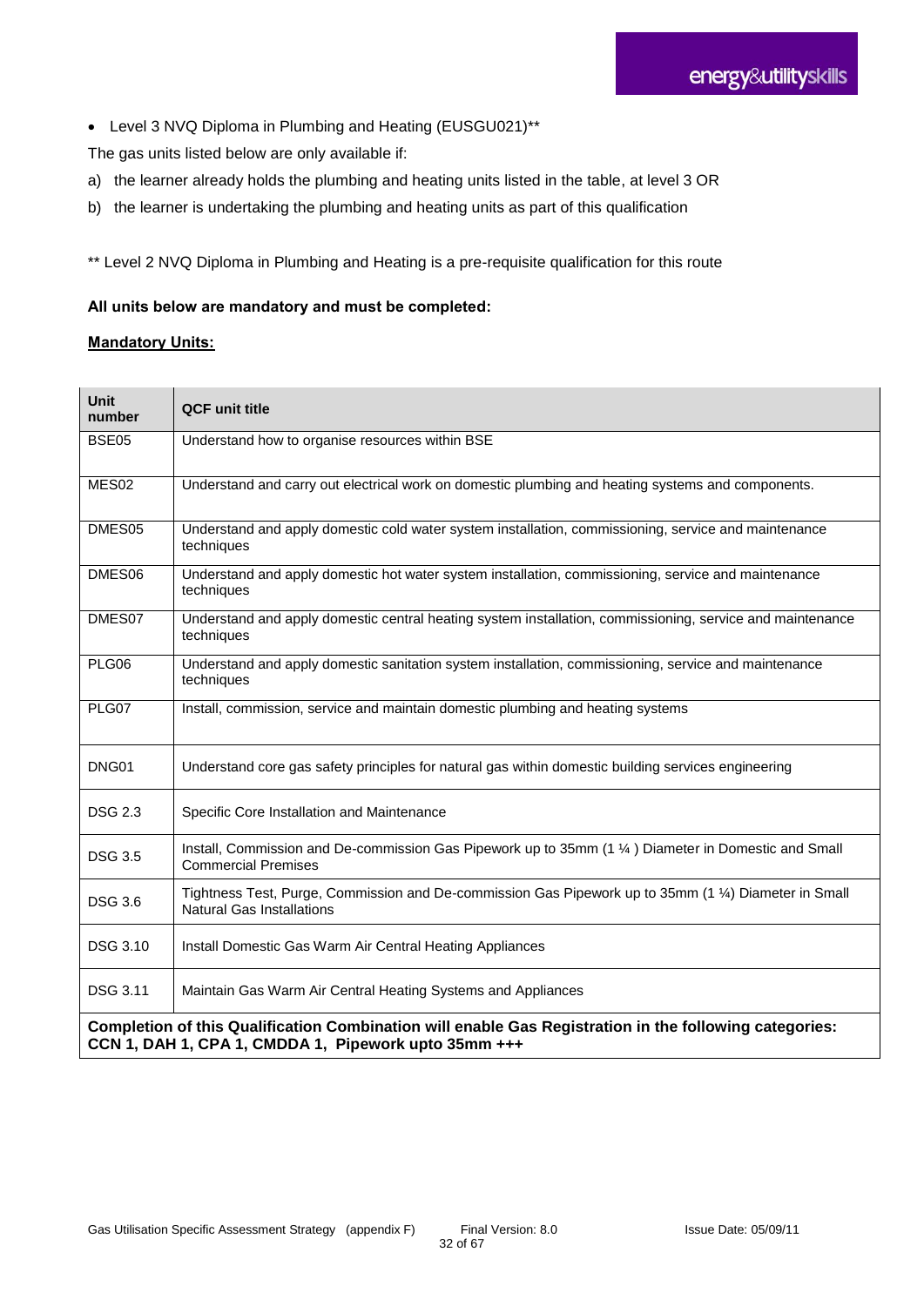- Level 3 NVQ Diploma in Plumbing and Heating (EUSGU021)**

The gas units listed below are only available if:

a) the learner already holds the plumbing and heating units listed in the table, at level 3 OR

b) the learner is undertaking the plumbing and heating units as part of this qualification

** Level 2 NVQ Diploma in Plumbing and Heating is a pre-requisite qualification for this route

**All units below are mandatory and must be completed:**

**Mandatory Units:**

| Unit number | QCF unit title |
|---|---|
| BSE05 | Understand how to organise resources within BSE |
| MES02 | Understand and carry out electrical work on domestic plumbing and heating systems and components. |
| DMES05 | Understand and apply domestic cold water system installation, commissioning, service and maintenance techniques |
| DMES06 | Understand and apply domestic hot water system installation, commissioning, service and maintenance techniques |
| DMES07 | Understand and apply domestic central heating system installation, commissioning, service and maintenance techniques |
| PLG06 | Understand and apply domestic sanitation system installation, commissioning, service and maintenance techniques |
| PLG07 | Install, commission, service and maintain domestic plumbing and heating systems |
| DNG01 | Understand core gas safety principles for natural gas within domestic building services engineering |
| DSG 2.3 | Specific Core Installation and Maintenance |
| DSG 3.5 | Install, Commission and De-commission Gas Pipework up to 35mm (1 ¼ ) Diameter in Domestic and Small Commercial Premises |
| DSG 3.6 | Tightness Test, Purge, Commission and De-commission Gas Pipework up to 35mm (1 ¼) Diameter in Small Natural Gas Installations |
| DSG 3.10 | Install Domestic Gas Warm Air Central Heating Appliances |
| DSG 3.11 | Maintain Gas Warm Air Central Heating Systems and Appliances |
| **Completion of this Qualification Combination will enable Gas Registration in the following categories: CCN 1, DAH 1, CPA 1, CMDDA 1, Pipework upto 35mm +++** | |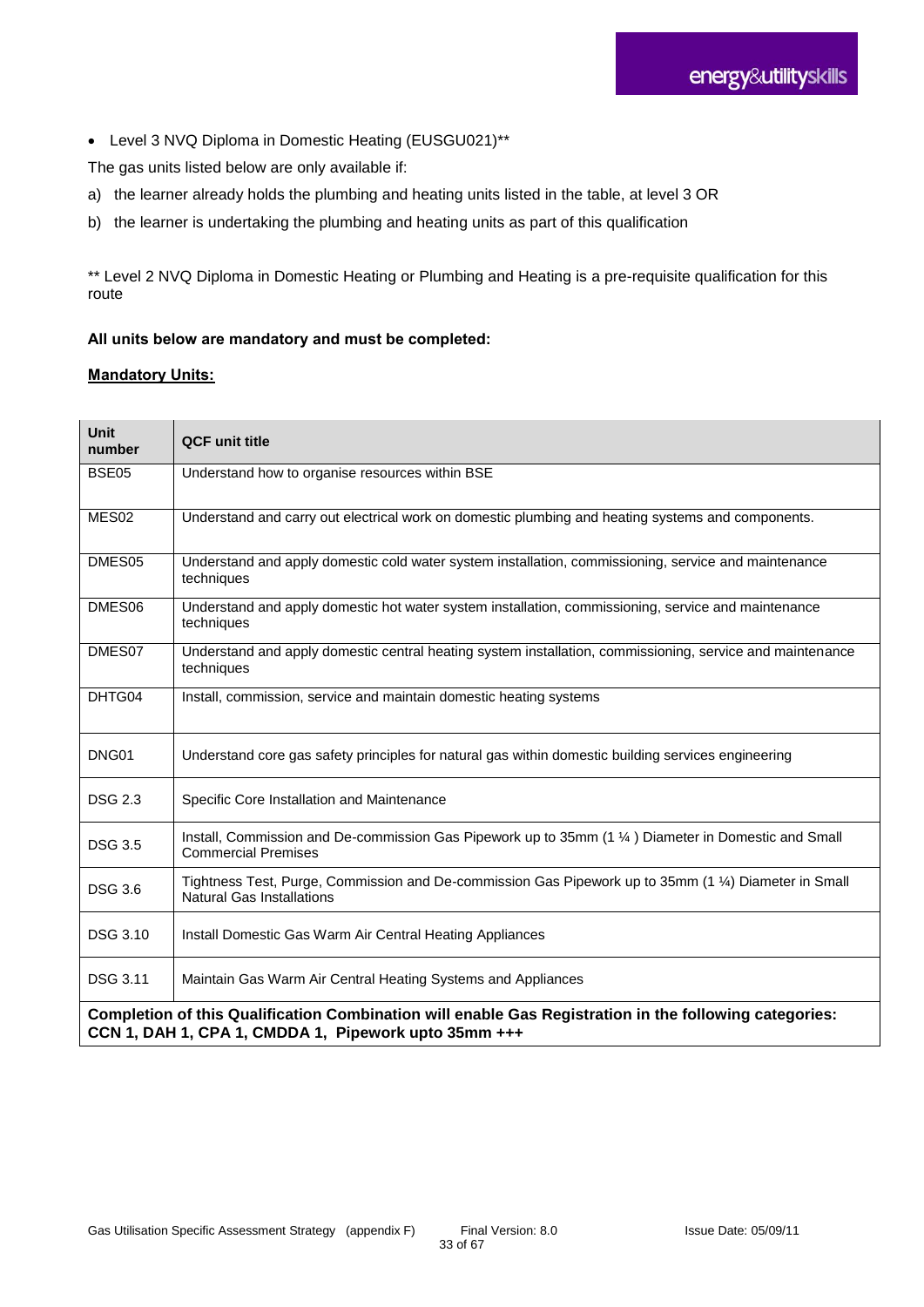- Level 3 NVQ Diploma in Domestic Heating (EUSGU021)**

The gas units listed below are only available if:

a) the learner already holds the plumbing and heating units listed in the table, at level 3 OR

b) the learner is undertaking the plumbing and heating units as part of this qualification

** Level 2 NVQ Diploma in Domestic Heating or Plumbing and Heating is a pre-requisite qualification for this route

**All units below are mandatory and must be completed:**

**Mandatory Units:**

| Unit number | QCF unit title |
|---|---|
| BSE05 | Understand how to organise resources within BSE |
| MES02 | Understand and carry out electrical work on domestic plumbing and heating systems and components. |
| DMES05 | Understand and apply domestic cold water system installation, commissioning, service and maintenance techniques |
| DMES06 | Understand and apply domestic hot water system installation, commissioning, service and maintenance techniques |
| DMES07 | Understand and apply domestic central heating system installation, commissioning, service and maintenance techniques |
| DHTG04 | Install, commission, service and maintain domestic heating systems |
| DNG01 | Understand core gas safety principles for natural gas within domestic building services engineering |
| DSG 2.3 | Specific Core Installation and Maintenance |
| DSG 3.5 | Install, Commission and De-commission Gas Pipework up to 35mm (1 ¼ ) Diameter in Domestic and Small Commercial Premises |
| DSG 3.6 | Tightness Test, Purge, Commission and De-commission Gas Pipework up to 35mm (1 ¼) Diameter in Small Natural Gas Installations |
| DSG 3.10 | Install Domestic Gas Warm Air Central Heating Appliances |
| DSG 3.11 | Maintain Gas Warm Air Central Heating Systems and Appliances |
| **Completion of this Qualification Combination will enable Gas Registration in the following categories: CCN 1, DAH 1, CPA 1, CMDDA 1, Pipework upto 35mm +++** | |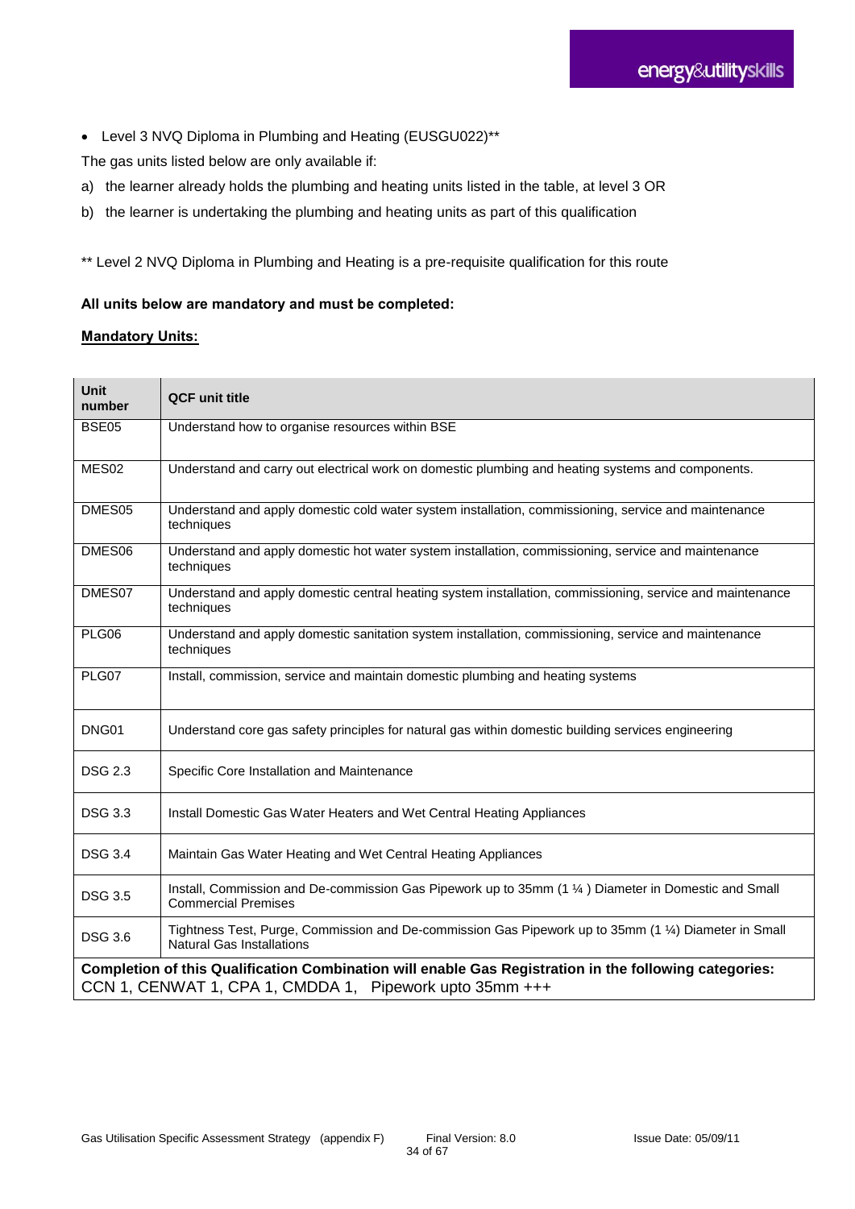- Level 3 NVQ Diploma in Plumbing and Heating (EUSGU022)**

The gas units listed below are only available if:

a) the learner already holds the plumbing and heating units listed in the table, at level 3 OR

b) the learner is undertaking the plumbing and heating units as part of this qualification

** Level 2 NVQ Diploma in Plumbing and Heating is a pre-requisite qualification for this route

**All units below are mandatory and must be completed:**

**<u>Mandatory Units:</u>**

| Unit number | QCF unit title |
|---|---|
| BSE05 | Understand how to organise resources within BSE |
| MES02 | Understand and carry out electrical work on domestic plumbing and heating systems and components. |
| DMES05 | Understand and apply domestic cold water system installation, commissioning, service and maintenance techniques |
| DMES06 | Understand and apply domestic hot water system installation, commissioning, service and maintenance techniques |
| DMES07 | Understand and apply domestic central heating system installation, commissioning, service and maintenance techniques |
| PLG06 | Understand and apply domestic sanitation system installation, commissioning, service and maintenance techniques |
| PLG07 | Install, commission, service and maintain domestic plumbing and heating systems |
| DNG01 | Understand core gas safety principles for natural gas within domestic building services engineering |
| DSG 2.3 | Specific Core Installation and Maintenance |
| DSG 3.3 | Install Domestic Gas Water Heaters and Wet Central Heating Appliances |
| DSG 3.4 | Maintain Gas Water Heating and Wet Central Heating Appliances |
| DSG 3.5 | Install, Commission and De-commission Gas Pipework up to 35mm (1 ¼ ) Diameter in Domestic and Small Commercial Premises |
| DSG 3.6 | Tightness Test, Purge, Commission and De-commission Gas Pipework up to 35mm (1 ¼) Diameter in Small Natural Gas Installations |
| **Completion of this Qualification Combination will enable Gas Registration in the following categories:** CCN 1, CENWAT 1, CPA 1, CMDDA 1, Pipework upto 35mm +++ | |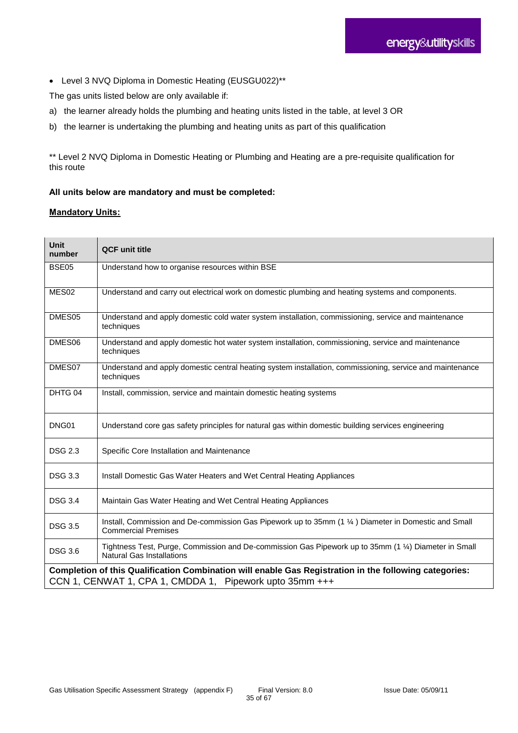- Level 3 NVQ Diploma in Domestic Heating (EUSGU022)**

The gas units listed below are only available if:

a) the learner already holds the plumbing and heating units listed in the table, at level 3 OR

b) the learner is undertaking the plumbing and heating units as part of this qualification

** Level 2 NVQ Diploma in Domestic Heating or Plumbing and Heating are a pre-requisite qualification for this route

**All units below are mandatory and must be completed:**

**Mandatory Units:**

| Unit number | QCF unit title |
|---|---|
| BSE05 | Understand how to organise resources within BSE |
| MES02 | Understand and carry out electrical work on domestic plumbing and heating systems and components. |
| DMES05 | Understand and apply domestic cold water system installation, commissioning, service and maintenance techniques |
| DMES06 | Understand and apply domestic hot water system installation, commissioning, service and maintenance techniques |
| DMES07 | Understand and apply domestic central heating system installation, commissioning, service and maintenance techniques |
| DHTG 04 | Install, commission, service and maintain domestic heating systems |
| DNG01 | Understand core gas safety principles for natural gas within domestic building services engineering |
| DSG 2.3 | Specific Core Installation and Maintenance |
| DSG 3.3 | Install Domestic Gas Water Heaters and Wet Central Heating Appliances |
| DSG 3.4 | Maintain Gas Water Heating and Wet Central Heating Appliances |
| DSG 3.5 | Install, Commission and De-commission Gas Pipework up to 35mm (1 ¼ ) Diameter in Domestic and Small Commercial Premises |
| DSG 3.6 | Tightness Test, Purge, Commission and De-commission Gas Pipework up to 35mm (1 ¼) Diameter in Small Natural Gas Installations |
| **Completion of this Qualification Combination will enable Gas Registration in the following categories:** CCN 1, CENWAT 1, CPA 1, CMDDA 1, Pipework upto 35mm +++ | |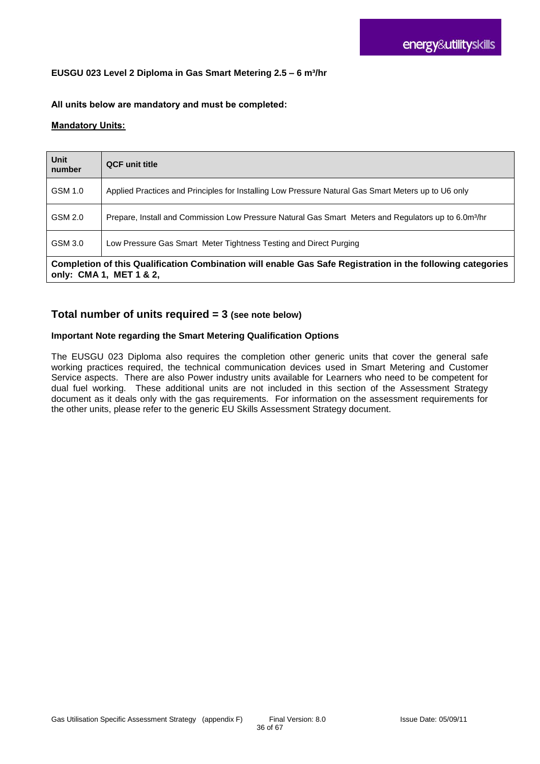**EUSGU 023 Level 2 Diploma in Gas Smart Metering 2.5 – 6 $m^3$/hr**

**All units below are mandatory and must be completed:**

**<u>Mandatory Units:</u>**

| Unit number | QCF unit title |
|---|---|
| GSM 1.0 | Applied Practices and Principles for Installing Low Pressure Natural Gas Smart Meters up to U6 only |
| GSM 2.0 | Prepare, Install and Commission Low Pressure Natural Gas Smart Meters and Regulators up to 6.0$m^3$/hr |
| GSM 3.0 | Low Pressure Gas Smart Meter Tightness Testing and Direct Purging |
| **Completion of this Qualification Combination will enable Gas Safe Registration in the following categories only: CMA 1, MET 1 & 2,** | |

## Total number of units required = 3 (see note below)

**Important Note regarding the Smart Metering Qualification Options**

The EUSGU 023 Diploma also requires the completion other generic units that cover the general safe working practices required, the technical communication devices used in Smart Metering and Customer Service aspects. There are also Power industry units available for Learners who need to be competent for dual fuel working. These additional units are not included in this section of the Assessment Strategy document as it deals only with the gas requirements. For information on the assessment requirements for the other units, please refer to the generic EU Skills Assessment Strategy document.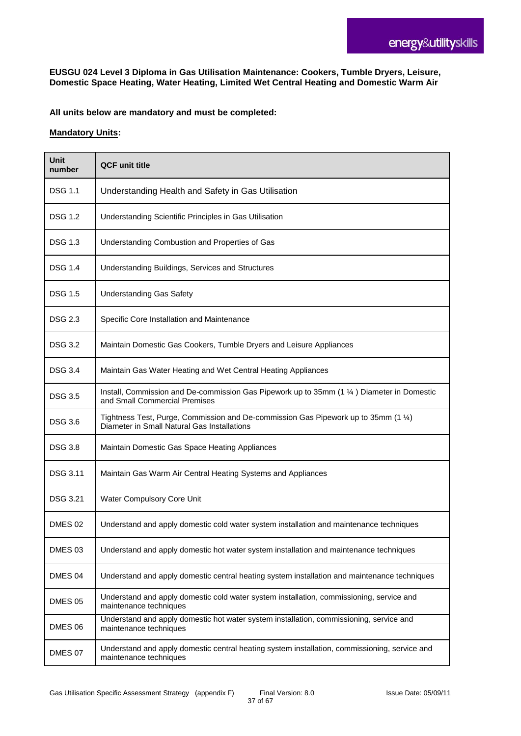**EUSGU 024 Level 3 Diploma in Gas Utilisation Maintenance: Cookers, Tumble Dryers, Leisure, Domestic Space Heating, Water Heating, Limited Wet Central Heating and Domestic Warm Air**

**All units below are mandatory and must be completed:**

**Mandatory Units:**

| Unit number | QCF unit title |
|---|---|
| DSG 1.1 | Understanding Health and Safety in Gas Utilisation |
| DSG 1.2 | Understanding Scientific Principles in Gas Utilisation |
| DSG 1.3 | Understanding Combustion and Properties of Gas |
| DSG 1.4 | Understanding Buildings, Services and Structures |
| DSG 1.5 | Understanding Gas Safety |
| DSG 2.3 | Specific Core Installation and Maintenance |
| DSG 3.2 | Maintain Domestic Gas Cookers, Tumble Dryers and Leisure Appliances |
| DSG 3.4 | Maintain Gas Water Heating and Wet Central Heating Appliances |
| DSG 3.5 | Install, Commission and De-commission Gas Pipework up to 35mm (1 ¼ ) Diameter in Domestic and Small Commercial Premises |
| DSG 3.6 | Tightness Test, Purge, Commission and De-commission Gas Pipework up to 35mm (1 ¼) Diameter in Small Natural Gas Installations |
| DSG 3.8 | Maintain Domestic Gas Space Heating Appliances |
| DSG 3.11 | Maintain Gas Warm Air Central Heating Systems and Appliances |
| DSG 3.21 | Water Compulsory Core Unit |
| DMES 02 | Understand and apply domestic cold water system installation and maintenance techniques |
| DMES 03 | Understand and apply domestic hot water system installation and maintenance techniques |
| DMES 04 | Understand and apply domestic central heating system installation and maintenance techniques |
| DMES 05 | Understand and apply domestic cold water system installation, commissioning, service and maintenance techniques |
| DMES 06 | Understand and apply domestic hot water system installation, commissioning, service and maintenance techniques |
| DMES 07 | Understand and apply domestic central heating system installation, commissioning, service and maintenance techniques |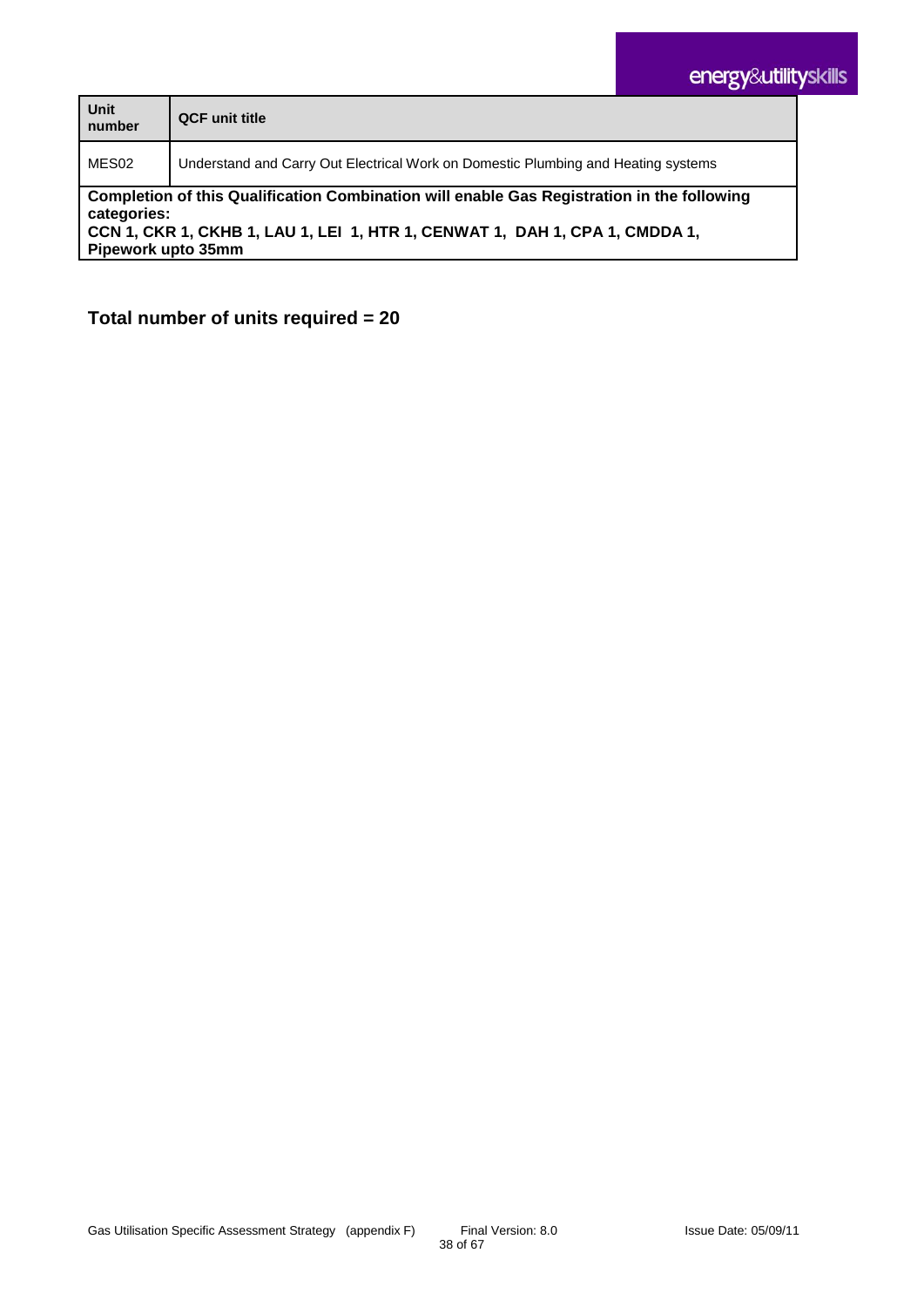| Unit number | QCF unit title |
|---|---|
| MES02 | Understand and Carry Out Electrical Work on Domestic Plumbing and Heating systems |
| **Completion of this Qualification Combination will enable Gas Registration in the following categories:** **CCN 1, CKR 1, CKHB 1, LAU 1, LEI 1, HTR 1, CENWAT 1, DAH 1, CPA 1, CMDDA 1, Pipework upto 35mm** | |

**Total number of units required = 20**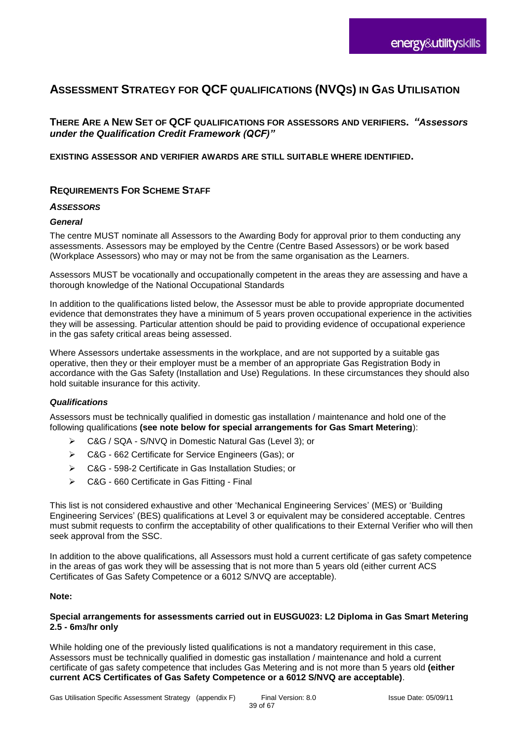# Assessment Strategy for QCF qualifications (NVQs) in Gas Utilisation

## There Are a New Set of QCF qualifications for assessors and verifiers. *"Assessors under the Qualification Credit Framework (QCF)"*

**EXISTING ASSESSOR AND VERIFIER AWARDS ARE STILL SUITABLE WHERE IDENTIFIED.**

## Requirements For Scheme Staff

### *Assessors*

#### *General*

The centre MUST nominate all Assessors to the Awarding Body for approval prior to them conducting any assessments. Assessors may be employed by the Centre (Centre Based Assessors) or be work based (Workplace Assessors) who may or may not be from the same organisation as the Learners.

Assessors MUST be vocationally and occupationally competent in the areas they are assessing and have a thorough knowledge of the National Occupational Standards

In addition to the qualifications listed below, the Assessor must be able to provide appropriate documented evidence that demonstrates they have a minimum of 5 years proven occupational experience in the activities they will be assessing. Particular attention should be paid to providing evidence of occupational experience in the gas safety critical areas being assessed.

Where Assessors undertake assessments in the workplace, and are not supported by a suitable gas operative, then they or their employer must be a member of an appropriate Gas Registration Body in accordance with the Gas Safety (Installation and Use) Regulations. In these circumstances they should also hold suitable insurance for this activity.

#### *Qualifications*

Assessors must be technically qualified in domestic gas installation / maintenance and hold one of the following qualifications **(see note below for special arrangements for Gas Smart Metering)**:

- C&G / SQA - S/NVQ in Domestic Natural Gas (Level 3); or
- C&G - 662 Certificate for Service Engineers (Gas); or
- C&G - 598-2 Certificate in Gas Installation Studies; or
- C&G - 660 Certificate in Gas Fitting - Final

This list is not considered exhaustive and other 'Mechanical Engineering Services' (MES) or 'Building Engineering Services' (BES) qualifications at Level 3 or equivalent may be considered acceptable. Centres must submit requests to confirm the acceptability of other qualifications to their External Verifier who will then seek approval from the SSC.

In addition to the above qualifications, all Assessors must hold a current certificate of gas safety competence in the areas of gas work they will be assessing that is not more than 5 years old (either current ACS Certificates of Gas Safety Competence or a 6012 S/NVQ are acceptable).

**Note:**

**Special arrangements for assessments carried out in EUSGU023: L2 Diploma in Gas Smart Metering 2.5 - 6m$^3$/hr only**

While holding one of the previously listed qualifications is not a mandatory requirement in this case, Assessors must be technically qualified in domestic gas installation / maintenance and hold a current certificate of gas safety competence that includes Gas Metering and is not more than 5 years old **(either current ACS Certificates of Gas Safety Competence or a 6012 S/NVQ are acceptable)**.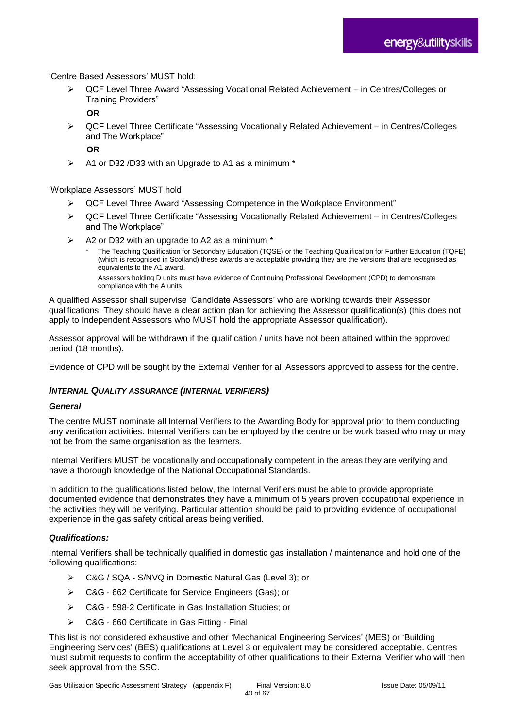'Centre Based Assessors' MUST hold:

- QCF Level Three Award "Assessing Vocational Related Achievement – in Centres/Colleges or Training Providers"

  **OR**

- QCF Level Three Certificate "Assessing Vocationally Related Achievement – in Centres/Colleges and The Workplace"

  **OR**

- A1 or D32 /D33 with an Upgrade to A1 as a minimum *

'Workplace Assessors' MUST hold

- QCF Level Three Award "Assessing Competence in the Workplace Environment"
- QCF Level Three Certificate "Assessing Vocationally Related Achievement – in Centres/Colleges and The Workplace"
- A2 or D32 with an upgrade to A2 as a minimum *

  \* The Teaching Qualification for Secondary Education (TQSE) or the Teaching Qualification for Further Education (TQFE) (which is recognised in Scotland) these awards are acceptable providing they are the versions that are recognised as equivalents to the A1 award.

  Assessors holding D units must have evidence of Continuing Professional Development (CPD) to demonstrate compliance with the A units

A qualified Assessor shall supervise 'Candidate Assessors' who are working towards their Assessor qualifications. They should have a clear action plan for achieving the Assessor qualification(s) (this does not apply to Independent Assessors who MUST hold the appropriate Assessor qualification).

Assessor approval will be withdrawn if the qualification / units have not been attained within the approved period (18 months).

Evidence of CPD will be sought by the External Verifier for all Assessors approved to assess for the centre.

### *INTERNAL QUALITY ASSURANCE (INTERNAL VERIFIERS)*

#### *General*

The centre MUST nominate all Internal Verifiers to the Awarding Body for approval prior to them conducting any verification activities. Internal Verifiers can be employed by the centre or be work based who may or may not be from the same organisation as the learners.

Internal Verifiers MUST be vocationally and occupationally competent in the areas they are verifying and have a thorough knowledge of the National Occupational Standards.

In addition to the qualifications listed below, the Internal Verifiers must be able to provide appropriate documented evidence that demonstrates they have a minimum of 5 years proven occupational experience in the activities they will be verifying. Particular attention should be paid to providing evidence of occupational experience in the gas safety critical areas being verified.

#### *Qualifications:*

Internal Verifiers shall be technically qualified in domestic gas installation / maintenance and hold one of the following qualifications:

- C&G / SQA - S/NVQ in Domestic Natural Gas (Level 3); or
- C&G - 662 Certificate for Service Engineers (Gas); or
- C&G - 598-2 Certificate in Gas Installation Studies; or
- C&G - 660 Certificate in Gas Fitting - Final

This list is not considered exhaustive and other 'Mechanical Engineering Services' (MES) or 'Building Engineering Services' (BES) qualifications at Level 3 or equivalent may be considered acceptable. Centres must submit requests to confirm the acceptability of other qualifications to their External Verifier who will then seek approval from the SSC.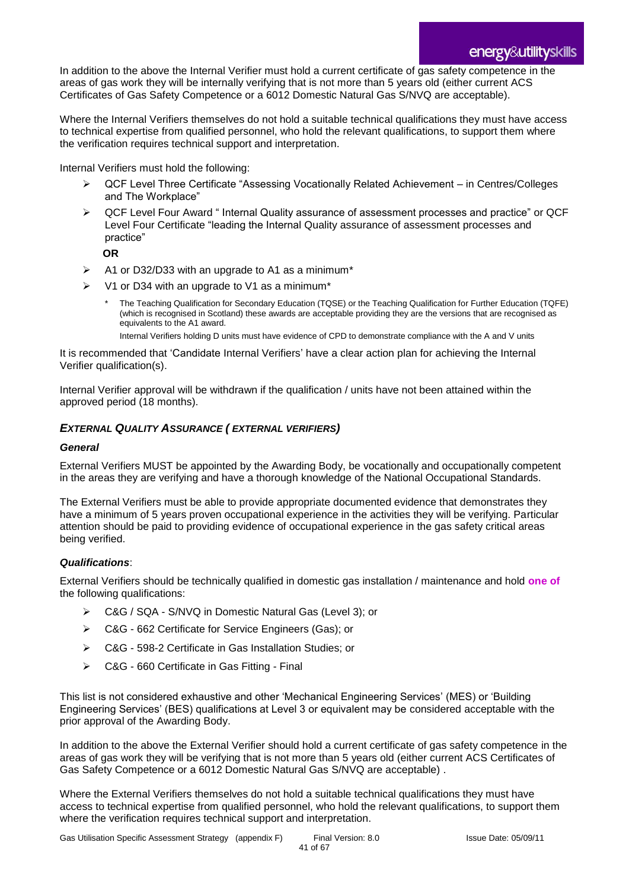In addition to the above the Internal Verifier must hold a current certificate of gas safety competence in the areas of gas work they will be internally verifying that is not more than 5 years old (either current ACS Certificates of Gas Safety Competence or a 6012 Domestic Natural Gas S/NVQ are acceptable).

Where the Internal Verifiers themselves do not hold a suitable technical qualifications they must have access to technical expertise from qualified personnel, who hold the relevant qualifications, to support them where the verification requires technical support and interpretation.

Internal Verifiers must hold the following:

- QCF Level Three Certificate "Assessing Vocationally Related Achievement – in Centres/Colleges and The Workplace"
- QCF Level Four Award " Internal Quality assurance of assessment processes and practice" or QCF Level Four Certificate "leading the Internal Quality assurance of assessment processes and practice"

**OR**

- A1 or D32/D33 with an upgrade to A1 as a minimum*
- V1 or D34 with an upgrade to V1 as a minimum*

\* The Teaching Qualification for Secondary Education (TQSE) or the Teaching Qualification for Further Education (TQFE) (which is recognised in Scotland) these awards are acceptable providing they are the versions that are recognised as equivalents to the A1 award.

Internal Verifiers holding D units must have evidence of CPD to demonstrate compliance with the A and V units

It is recommended that 'Candidate Internal Verifiers' have a clear action plan for achieving the Internal Verifier qualification(s).

Internal Verifier approval will be withdrawn if the qualification / units have not been attained within the approved period (18 months).

## *EXTERNAL QUALITY ASSURANCE ( EXTERNAL VERIFIERS)*

### *General*

External Verifiers MUST be appointed by the Awarding Body, be vocationally and occupationally competent in the areas they are verifying and have a thorough knowledge of the National Occupational Standards.

The External Verifiers must be able to provide appropriate documented evidence that demonstrates they have a minimum of 5 years proven occupational experience in the activities they will be verifying. Particular attention should be paid to providing evidence of occupational experience in the gas safety critical areas being verified.

### *Qualifications*:

External Verifiers should be technically qualified in domestic gas installation / maintenance and hold **one of** the following qualifications:

- C&G / SQA - S/NVQ in Domestic Natural Gas (Level 3); or
- C&G - 662 Certificate for Service Engineers (Gas); or
- C&G - 598-2 Certificate in Gas Installation Studies; or
- C&G - 660 Certificate in Gas Fitting - Final

This list is not considered exhaustive and other 'Mechanical Engineering Services' (MES) or 'Building Engineering Services' (BES) qualifications at Level 3 or equivalent may be considered acceptable with the prior approval of the Awarding Body.

In addition to the above the External Verifier should hold a current certificate of gas safety competence in the areas of gas work they will be verifying that is not more than 5 years old (either current ACS Certificates of Gas Safety Competence or a 6012 Domestic Natural Gas S/NVQ are acceptable) .

Where the External Verifiers themselves do not hold a suitable technical qualifications they must have access to technical expertise from qualified personnel, who hold the relevant qualifications, to support them where the verification requires technical support and interpretation.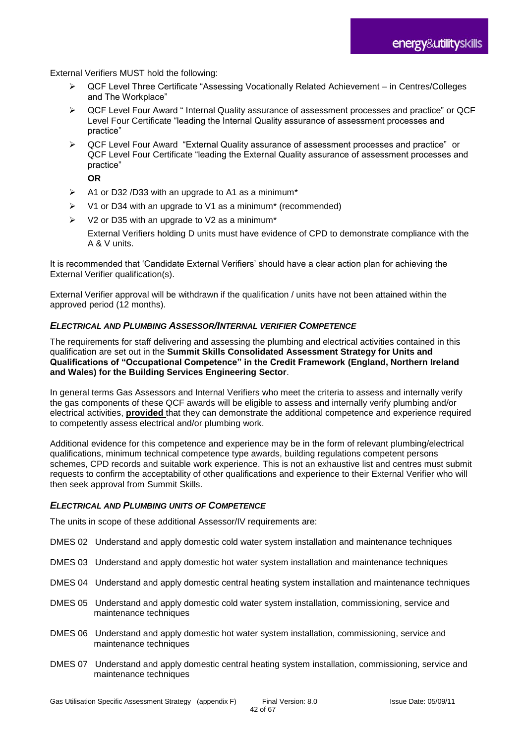External Verifiers MUST hold the following:

- QCF Level Three Certificate “Assessing Vocationally Related Achievement – in Centres/Colleges and The Workplace”
- QCF Level Four Award “ Internal Quality assurance of assessment processes and practice” or QCF Level Four Certificate “leading the Internal Quality assurance of assessment processes and practice”
- QCF Level Four Award “External Quality assurance of assessment processes and practice” or QCF Level Four Certificate “leading the External Quality assurance of assessment processes and practice”

**OR**

- A1 or D32 /D33 with an upgrade to A1 as a minimum*
- V1 or D34 with an upgrade to V1 as a minimum* (recommended)
- V2 or D35 with an upgrade to V2 as a minimum*

  External Verifiers holding D units must have evidence of CPD to demonstrate compliance with the A & V units.

It is recommended that ‘Candidate External Verifiers’ should have a clear action plan for achieving the External Verifier qualification(s).

External Verifier approval will be withdrawn if the qualification / units have not been attained within the approved period (12 months).

### *ELECTRICAL AND PLUMBING ASSESSOR/INTERNAL VERIFIER COMPETENCE*

The requirements for staff delivering and assessing the plumbing and electrical activities contained in this qualification are set out in the **Summit Skills Consolidated Assessment Strategy for Units and Qualifications of “Occupational Competence” in the Credit Framework (England, Northern Ireland and Wales) for the Building Services Engineering Sector**.

In general terms Gas Assessors and Internal Verifiers who meet the criteria to assess and internally verify the gas components of these QCF awards will be eligible to assess and internally verify plumbing and/or electrical activities, **provided** that they can demonstrate the additional competence and experience required to competently assess electrical and/or plumbing work.

Additional evidence for this competence and experience may be in the form of relevant plumbing/electrical qualifications, minimum technical competence type awards, building regulations competent persons schemes, CPD records and suitable work experience. This is not an exhaustive list and centres must submit requests to confirm the acceptability of other qualifications and experience to their External Verifier who will then seek approval from Summit Skills.

### *ELECTRICAL AND PLUMBING UNITS OF COMPETENCE*

The units in scope of these additional Assessor/IV requirements are:

DMES 02 Understand and apply domestic cold water system installation and maintenance techniques

DMES 03 Understand and apply domestic hot water system installation and maintenance techniques

DMES 04 Understand and apply domestic central heating system installation and maintenance techniques

DMES 05 Understand and apply domestic cold water system installation, commissioning, service and maintenance techniques

DMES 06 Understand and apply domestic hot water system installation, commissioning, service and maintenance techniques

DMES 07 Understand and apply domestic central heating system installation, commissioning, service and maintenance techniques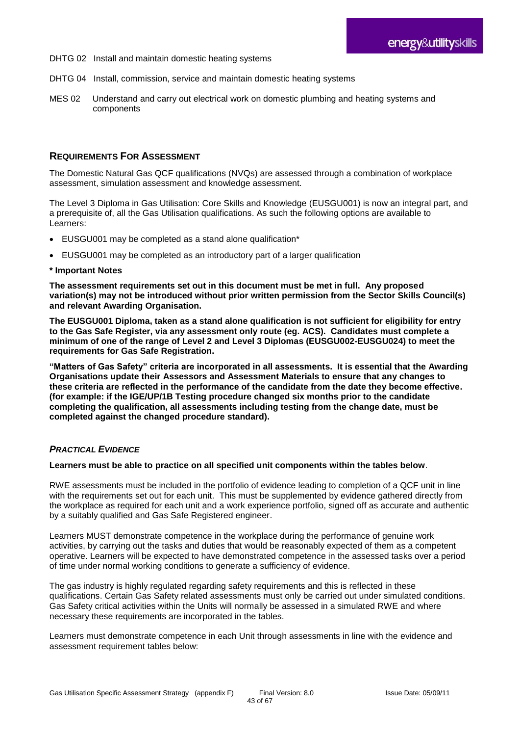DHTG 02 Install and maintain domestic heating systems

DHTG 04 Install, commission, service and maintain domestic heating systems

MES 02 Understand and carry out electrical work on domestic plumbing and heating systems and components

## REQUIREMENTS FOR ASSESSMENT

The Domestic Natural Gas QCF qualifications (NVQs) are assessed through a combination of workplace assessment, simulation assessment and knowledge assessment.

The Level 3 Diploma in Gas Utilisation: Core Skills and Knowledge (EUSGU001) is now an integral part, and a prerequisite of, all the Gas Utilisation qualifications. As such the following options are available to Learners:

- EUSGU001 may be completed as a stand alone qualification*
- EUSGU001 may be completed as an introductory part of a larger qualification

**\* Important Notes**

**The assessment requirements set out in this document must be met in full. Any proposed variation(s) may not be introduced without prior written permission from the Sector Skills Council(s) and relevant Awarding Organisation.**

**The EUSGU001 Diploma, taken as a stand alone qualification is not sufficient for eligibility for entry to the Gas Safe Register, via any assessment only route (eg. ACS). Candidates must complete a minimum of one of the range of Level 2 and Level 3 Diplomas (EUSGU002-EUSGU024) to meet the requirements for Gas Safe Registration.**

**"Matters of Gas Safety" criteria are incorporated in all assessments. It is essential that the Awarding Organisations update their Assessors and Assessment Materials to ensure that any changes to these criteria are reflected in the performance of the candidate from the date they become effective. (for example: if the IGE/UP/1B Testing procedure changed six months prior to the candidate completing the qualification, all assessments including testing from the change date, must be completed against the changed procedure standard).**

### *PRACTICAL EVIDENCE*

**Learners must be able to practice on all specified unit components within the tables below**.

RWE assessments must be included in the portfolio of evidence leading to completion of a QCF unit in line with the requirements set out for each unit. This must be supplemented by evidence gathered directly from the workplace as required for each unit and a work experience portfolio, signed off as accurate and authentic by a suitably qualified and Gas Safe Registered engineer.

Learners MUST demonstrate competence in the workplace during the performance of genuine work activities, by carrying out the tasks and duties that would be reasonably expected of them as a competent operative. Learners will be expected to have demonstrated competence in the assessed tasks over a period of time under normal working conditions to generate a sufficiency of evidence.

The gas industry is highly regulated regarding safety requirements and this is reflected in these qualifications. Certain Gas Safety related assessments must only be carried out under simulated conditions. Gas Safety critical activities within the Units will normally be assessed in a simulated RWE and where necessary these requirements are incorporated in the tables.

Learners must demonstrate competence in each Unit through assessments in line with the evidence and assessment requirement tables below: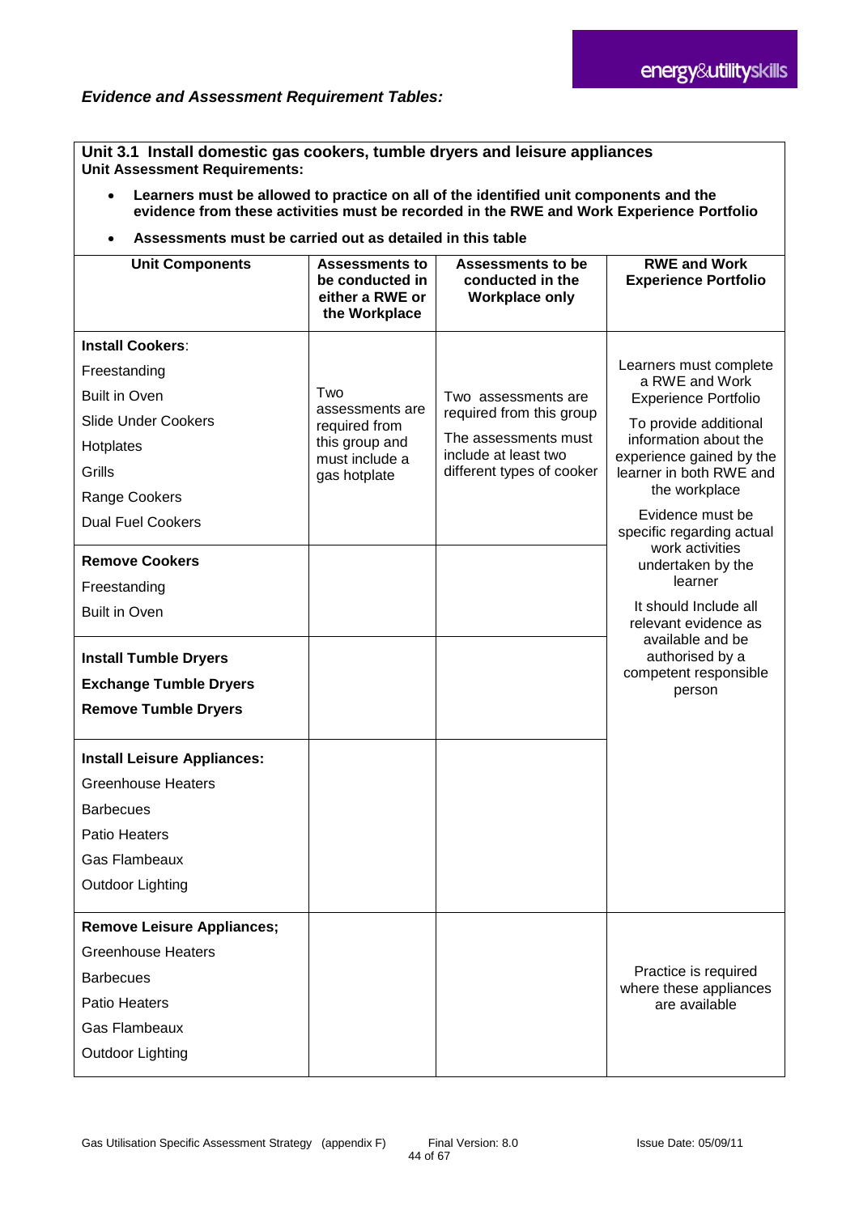### *Evidence and Assessment Requirement Tables:*

**Unit 3.1 Install domestic gas cookers, tumble dryers and leisure appliances**
**Unit Assessment Requirements:**

- **Learners must be allowed to practice on all of the identified unit components and the evidence from these activities must be recorded in the RWE and Work Experience Portfolio**
- **Assessments must be carried out as detailed in this table**

| Unit Components | Assessments to be conducted in either a RWE or the Workplace | Assessments to be conducted in the Workplace only | RWE and Work Experience Portfolio |
|---|---|---|---|
| **Install Cookers**:<br>Freestanding<br>Built in Oven<br>Slide Under Cookers<br>Hotplates<br>Grills<br>Range Cookers<br>Dual Fuel Cookers | Two assessments are required from this group and must include a gas hotplate | Two assessments are required from this group<br>The assessments must include at least two different types of cooker | Learners must complete a RWE and Work Experience Portfolio<br>To provide additional information about the experience gained by the learner in both RWE and the workplace<br>Evidence must be specific regarding actual work activities undertaken by the learner<br>It should Include all relevant evidence as available and be authorised by a competent responsible person |
| **Remove Cookers**<br>Freestanding<br>Built in Oven | | | |
| **Install Tumble Dryers**<br>**Exchange Tumble Dryers**<br>**Remove Tumble Dryers** | | | |
| **Install Leisure Appliances:**<br>Greenhouse Heaters<br>Barbecues<br>Patio Heaters<br>Gas Flambeaux<br>Outdoor Lighting | | | |
| **Remove Leisure Appliances;**<br>Greenhouse Heaters<br>Barbecues<br>Patio Heaters<br>Gas Flambeaux<br>Outdoor Lighting | | | Practice is required where these appliances are available |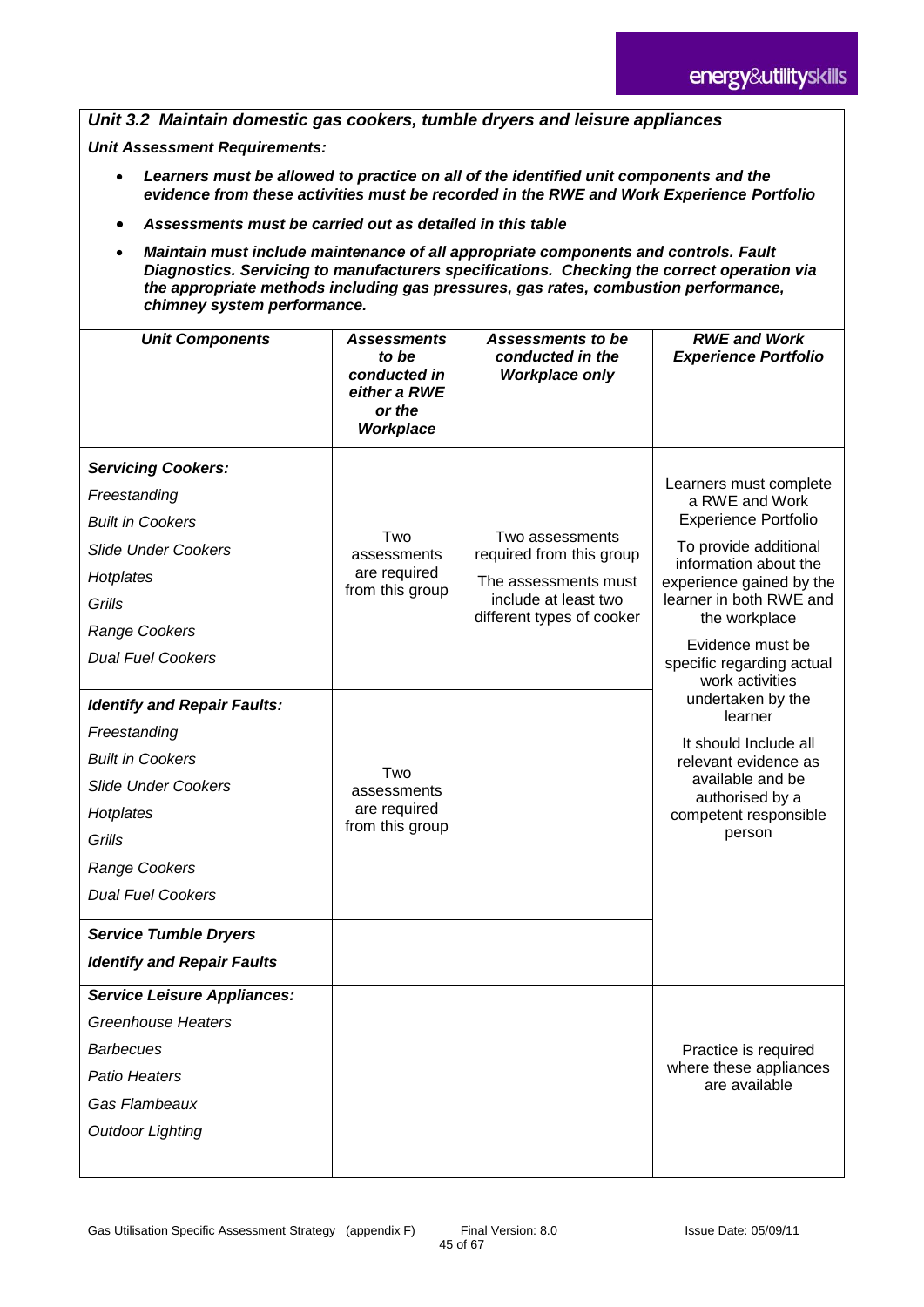*Unit 3.2 Maintain domestic gas cookers, tumble dryers and leisure appliances*

***Unit Assessment Requirements:***

- ***Learners must be allowed to practice on all of the identified unit components and the evidence from these activities must be recorded in the RWE and Work Experience Portfolio***
- ***Assessments must be carried out as detailed in this table***
- ***Maintain must include maintenance of all appropriate components and controls. Fault Diagnostics. Servicing to manufacturers specifications. Checking the correct operation via the appropriate methods including gas pressures, gas rates, combustion performance, chimney system performance.***

| *Unit Components* | *Assessments to be conducted in either a RWE or the Workplace* | *Assessments to be conducted in the Workplace only* | *RWE and Work Experience Portfolio* |
|---|---|---|---|
| ***Servicing Cookers:***<br>*Freestanding*<br>*Built in Cookers*<br>*Slide Under Cookers*<br>*Hotplates*<br>*Grills*<br>*Range Cookers*<br>*Dual Fuel Cookers* | Two assessments are required from this group | Two assessments required from this group<br>The assessments must include at least two different types of cooker | Learners must complete a RWE and Work Experience Portfolio<br>To provide additional information about the experience gained by the learner in both RWE and the workplace<br>Evidence must be specific regarding actual work activities undertaken by the learner<br>It should Include all relevant evidence as available and be authorised by a competent responsible person |
| ***Identify and Repair Faults:***<br>*Freestanding*<br>*Built in Cookers*<br>*Slide Under Cookers*<br>*Hotplates*<br>*Grills*<br>*Range Cookers*<br>*Dual Fuel Cookers* | Two assessments are required from this group | | |
| ***Service Tumble Dryers***<br>***Identify and Repair Faults*** | | | |
| ***Service Leisure Appliances:***<br>*Greenhouse Heaters*<br>*Barbecues*<br>*Patio Heaters*<br>*Gas Flambeaux*<br>*Outdoor Lighting* | | | Practice is required where these appliances are available |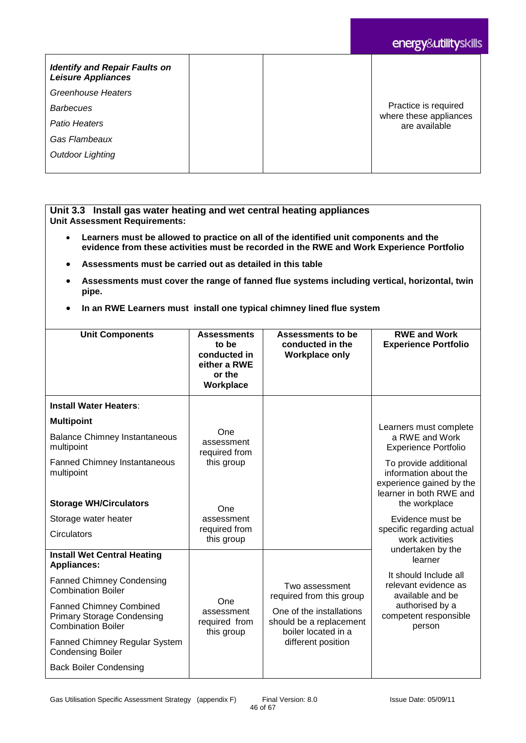| | | | |
|---|---|---|---|
| ***Identify and Repair Faults on Leisure Appliances*** | | | |
| *Greenhouse Heaters* | | | Practice is required where these appliances are available |
| *Barbecues* | | | |
| *Patio Heaters* | | | |
| *Gas Flambeaux* | | | |
| *Outdoor Lighting* | | | |

**Unit 3.3 Install gas water heating and wet central heating appliances**
**Unit Assessment Requirements:**

- **Learners must be allowed to practice on all of the identified unit components and the evidence from these activities must be recorded in the RWE and Work Experience Portfolio**
- **Assessments must be carried out as detailed in this table**
- **Assessments must cover the range of fanned flue systems including vertical, horizontal, twin pipe.**
- **In an RWE Learners must install one typical chimney lined flue system**

| Unit Components | Assessments to be conducted in either a RWE or the Workplace | Assessments to be conducted in the Workplace only | RWE and Work Experience Portfolio |
|---|---|---|---|
| **Install Water Heaters**: | | | Learners must complete a RWE and Work Experience Portfolio<br><br>To provide additional information about the experience gained by the learner in both RWE and the workplace<br><br>Evidence must be specific regarding actual work activities undertaken by the learner<br><br>It should Include all relevant evidence as available and be authorised by a competent responsible person |
| **Multipoint** | One assessment required from this group | | |
| Balance Chimney Instantaneous multipoint | | | |
| Fanned Chimney Instantaneous multipoint | | | |
| **Storage WH/Circulators** | One assessment required from this group | | |
| Storage water heater | | | |
| Circulators | | | |
| **Install Wet Central Heating Appliances:** | One assessment required from this group | Two assessment required from this group<br><br>One of the installations should be a replacement boiler located in a different position | |
| Fanned Chimney Condensing Combination Boiler | | | |
| Fanned Chimney Combined Primary Storage Condensing Combination Boiler | | | |
| Fanned Chimney Regular System Condensing Boiler | | | |
| Back Boiler Condensing | | | |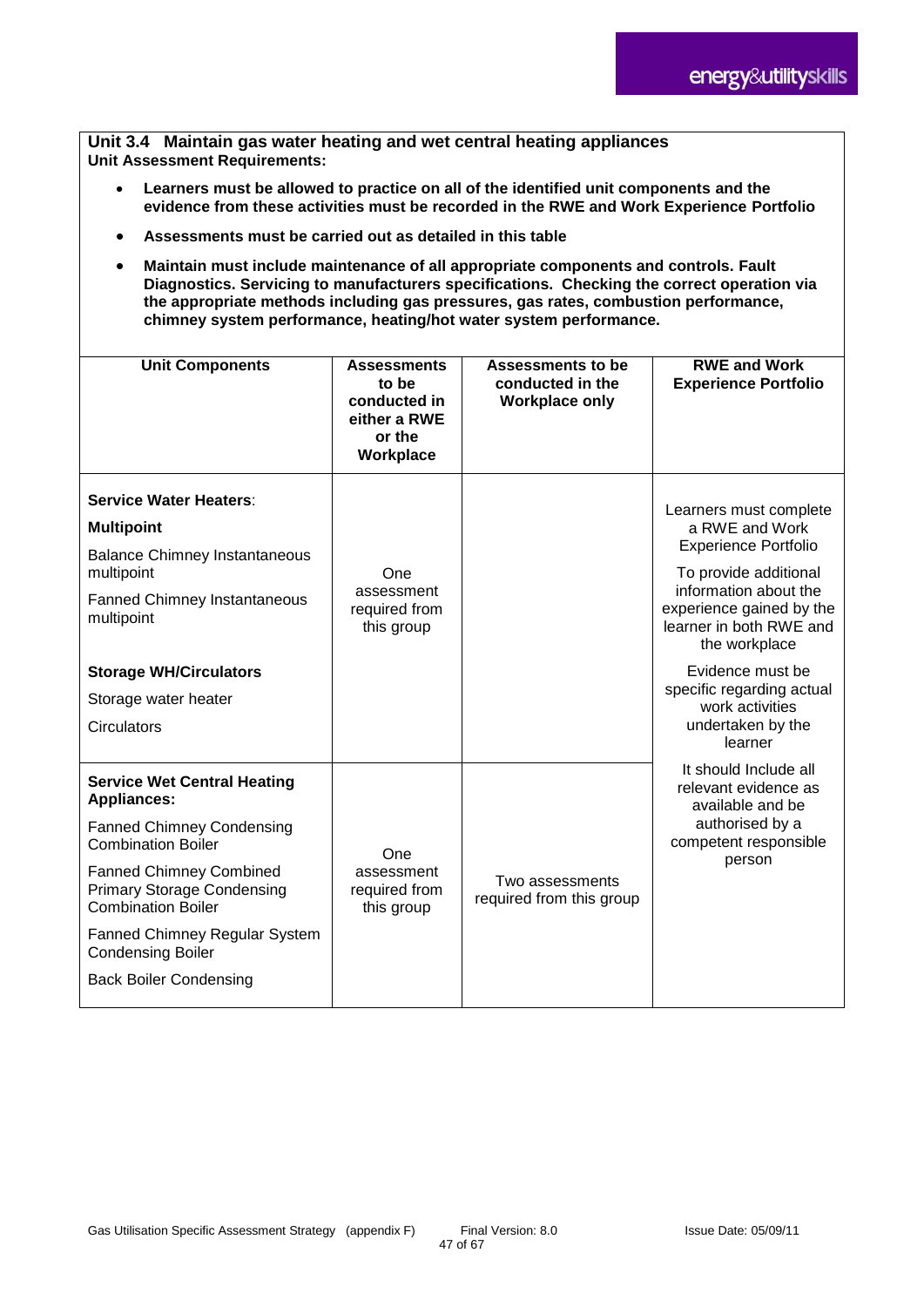## Unit 3.4 Maintain gas water heating and wet central heating appliances

**Unit Assessment Requirements:**

- **Learners must be allowed to practice on all of the identified unit components and the evidence from these activities must be recorded in the RWE and Work Experience Portfolio**
- **Assessments must be carried out as detailed in this table**
- **Maintain must include maintenance of all appropriate components and controls. Fault Diagnostics. Servicing to manufacturers specifications. Checking the correct operation via the appropriate methods including gas pressures, gas rates, combustion performance, chimney system performance, heating/hot water system performance.**

| Unit Components | Assessments to be conducted in either a RWE or the Workplace | Assessments to be conducted in the Workplace only | RWE and Work Experience Portfolio |
|---|---|---|---|
| **Service Water Heaters**:<br>**Multipoint**<br>Balance Chimney Instantaneous multipoint<br>Fanned Chimney Instantaneous multipoint<br><br>**Storage WH/Circulators**<br>Storage water heater<br>Circulators | One assessment required from this group | | Learners must complete a RWE and Work Experience Portfolio<br>To provide additional information about the experience gained by the learner in both RWE and the workplace<br>Evidence must be specific regarding actual work activities undertaken by the learner<br>It should Include all relevant evidence as available and be authorised by a competent responsible person |
| **Service Wet Central Heating Appliances:**<br>Fanned Chimney Condensing Combination Boiler<br>Fanned Chimney Combined Primary Storage Condensing Combination Boiler<br>Fanned Chimney Regular System Condensing Boiler<br>Back Boiler Condensing | One assessment required from this group | Two assessments required from this group | |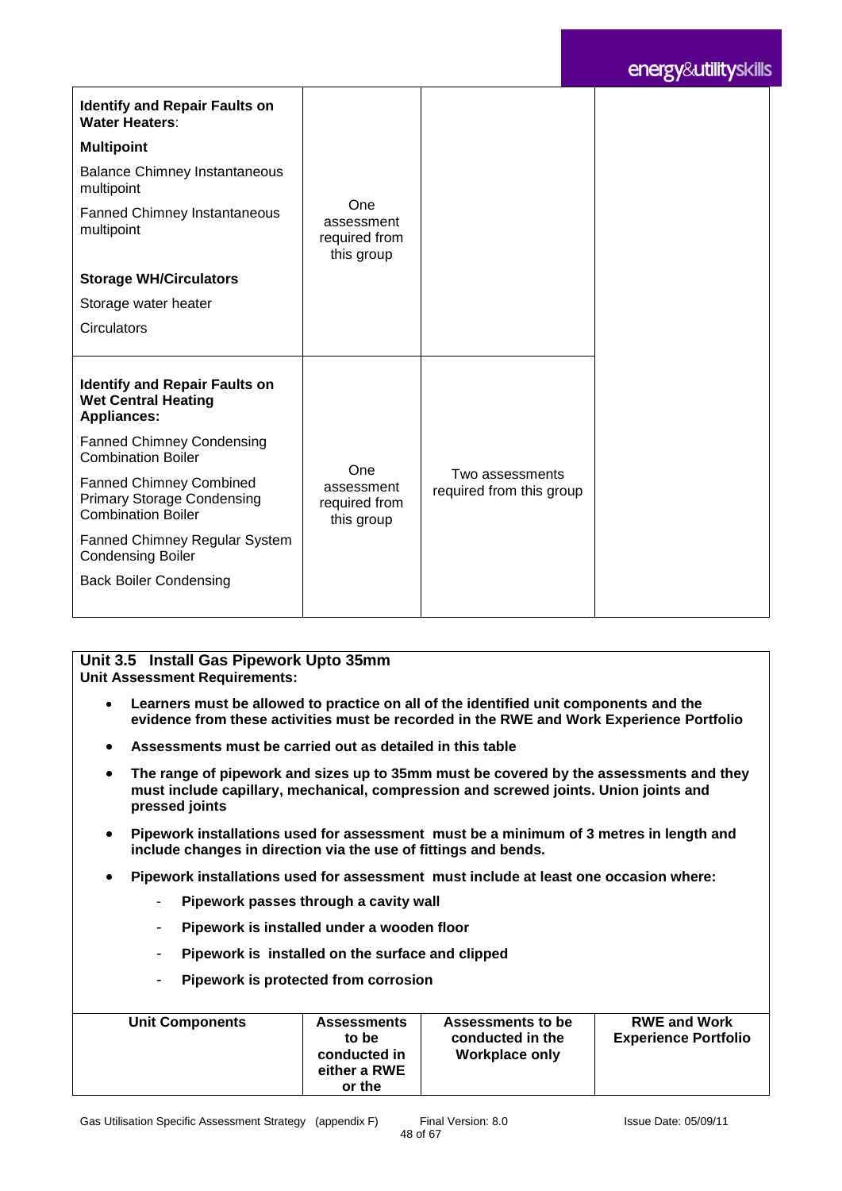| | | | |
|---|---|---|---|
| **Identify and Repair Faults on Water Heaters**:<br>**Multipoint**<br>Balance Chimney Instantaneous multipoint<br>Fanned Chimney Instantaneous multipoint<br>**Storage WH/Circulators**<br>Storage water heater<br>Circulators | One assessment required from this group | | |
| **Identify and Repair Faults on Wet Central Heating Appliances:**<br>Fanned Chimney Condensing Combination Boiler<br>Fanned Chimney Combined Primary Storage Condensing Combination Boiler<br>Fanned Chimney Regular System Condensing Boiler<br>Back Boiler Condensing | One assessment required from this group | Two assessments required from this group | |

**Unit 3.5 Install Gas Pipework Upto 35mm**

**Unit Assessment Requirements:**

- **Learners must be allowed to practice on all of the identified unit components and the evidence from these activities must be recorded in the RWE and Work Experience Portfolio**
- **Assessments must be carried out as detailed in this table**
- **The range of pipework and sizes up to 35mm must be covered by the assessments and they must include capillary, mechanical, compression and screwed joints. Union joints and pressed joints**
- **Pipework installations used for assessment must be a minimum of 3 metres in length and include changes in direction via the use of fittings and bends.**
- **Pipework installations used for assessment must include at least one occasion where:**
  - **Pipework passes through a cavity wall**
  - **Pipework is installed under a wooden floor**
  - **Pipework is installed on the surface and clipped**
  - **Pipework is protected from corrosion**

| Unit Components | Assessments to be conducted in either a RWE or the | Assessments to be conducted in the Workplace only | RWE and Work Experience Portfolio |
|---|---|---|---|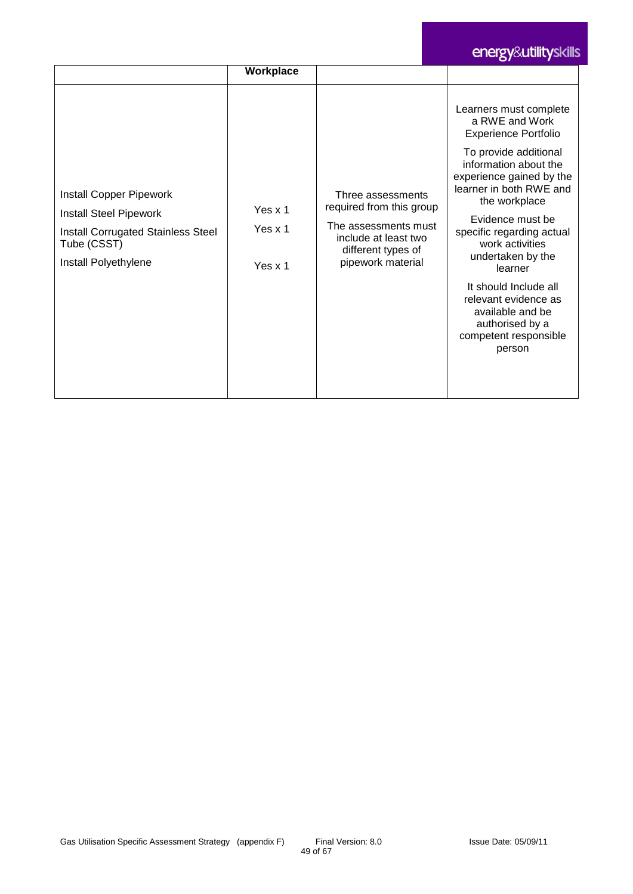| | Workplace | | |
|---|---|---|---|
| Install Copper Pipework<br>Install Steel Pipework<br>Install Corrugated Stainless Steel Tube (CSST)<br>Install Polyethylene | Yes x 1<br>Yes x 1<br><br>Yes x 1 | Three assessments required from this group<br><br>The assessments must include at least two different types of pipework material | Learners must complete a RWE and Work Experience Portfolio<br><br>To provide additional information about the experience gained by the learner in both RWE and the workplace<br><br>Evidence must be specific regarding actual work activities undertaken by the learner<br><br>It should Include all relevant evidence as available and be authorised by a competent responsible person |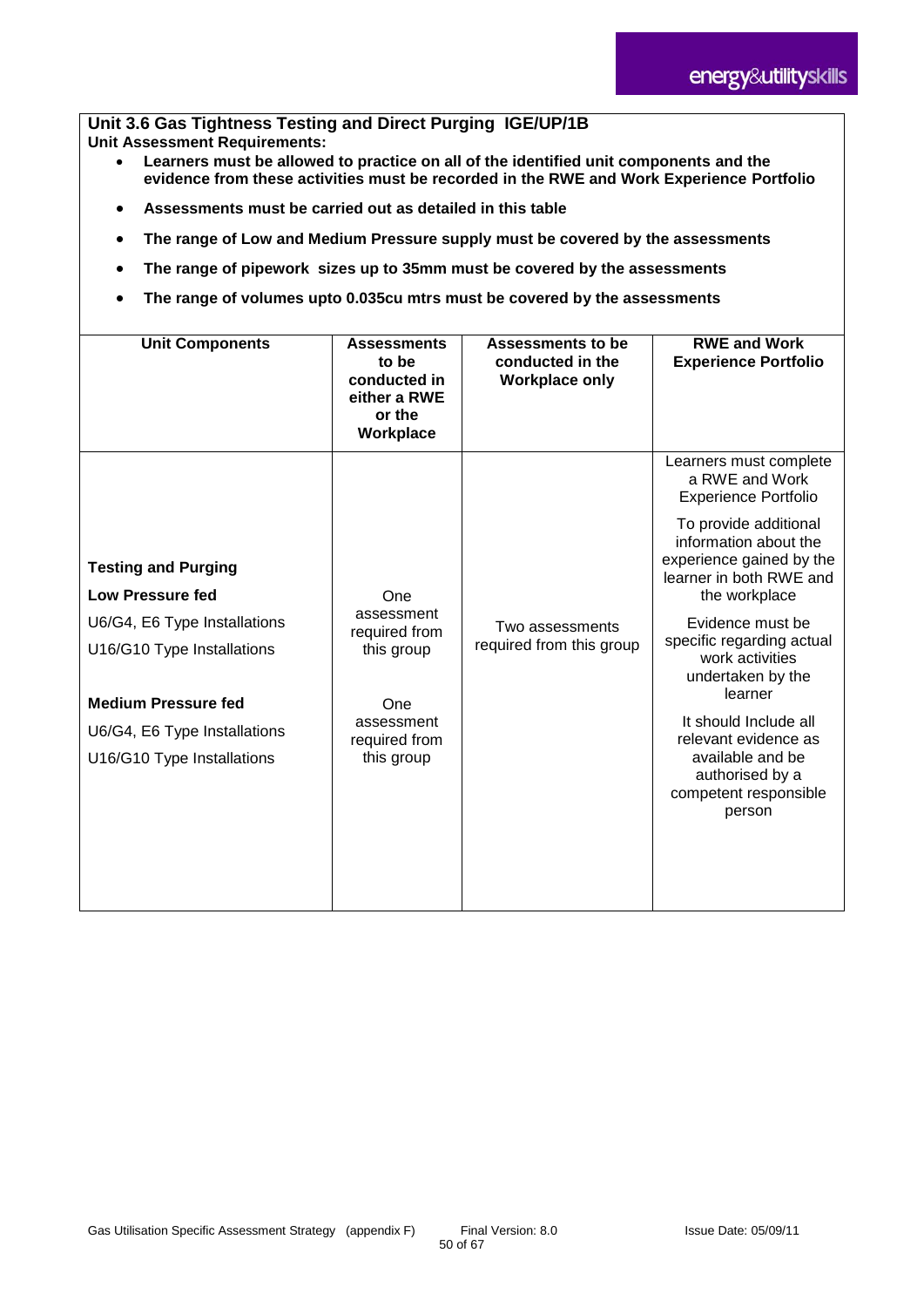**Unit 3.6 Gas Tightness Testing and Direct Purging IGE/UP/1B**

**Unit Assessment Requirements:**

- **Learners must be allowed to practice on all of the identified unit components and the evidence from these activities must be recorded in the RWE and Work Experience Portfolio**
- **Assessments must be carried out as detailed in this table**
- **The range of Low and Medium Pressure supply must be covered by the assessments**
- **The range of pipework sizes up to 35mm must be covered by the assessments**
- **The range of volumes upto 0.035cu mtrs must be covered by the assessments**

| Unit Components | Assessments to be conducted in either a RWE or the Workplace | Assessments to be conducted in the Workplace only | RWE and Work Experience Portfolio |
|---|---|---|---|
| **Testing and Purging**<br>**Low Pressure fed**<br>U6/G4, E6 Type Installations<br>U16/G10 Type Installations | One assessment required from this group | Two assessments required from this group | Learners must complete a RWE and Work Experience Portfolio<br>To provide additional information about the experience gained by the learner in both RWE and the workplace<br>Evidence must be specific regarding actual work activities undertaken by the learner<br>It should Include all relevant evidence as available and be authorised by a competent responsible person |
| **Medium Pressure fed**<br>U6/G4, E6 Type Installations<br>U16/G10 Type Installations | One assessment required from this group | | |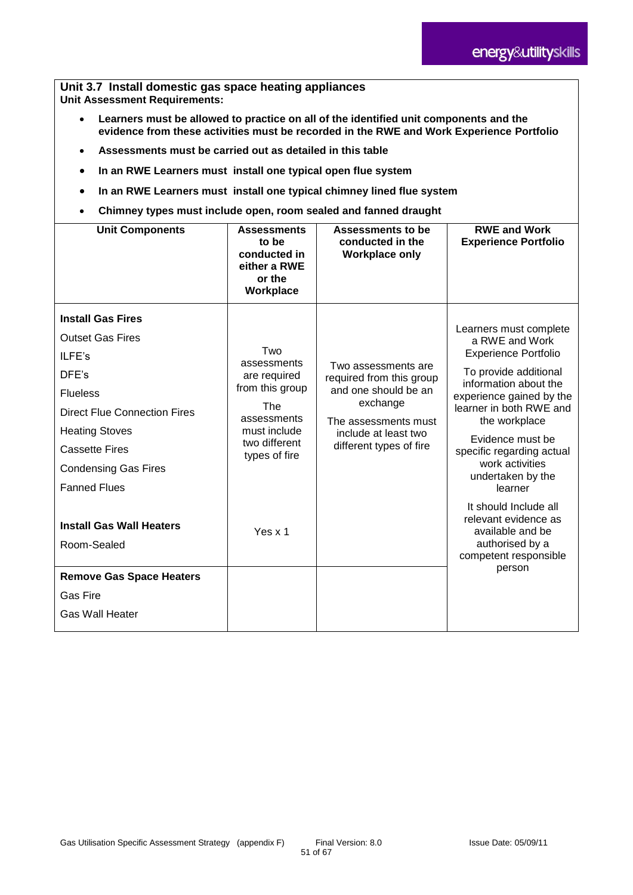**Unit 3.7 Install domestic gas space heating appliances**
**Unit Assessment Requirements:**

- **Learners must be allowed to practice on all of the identified unit components and the evidence from these activities must be recorded in the RWE and Work Experience Portfolio**
- **Assessments must be carried out as detailed in this table**
- **In an RWE Learners must install one typical open flue system**
- **In an RWE Learners must install one typical chimney lined flue system**
- **Chimney types must include open, room sealed and fanned draught**

| Unit Components | Assessments to be conducted in either a RWE or the Workplace | Assessments to be conducted in the Workplace only | RWE and Work Experience Portfolio |
|---|---|---|---|
| **Install Gas Fires**<br>Outset Gas Fires<br>ILFE's<br>DFE's<br>Flueless<br>Direct Flue Connection Fires<br>Heating Stoves<br>Cassette Fires<br>Condensing Gas Fires<br>Fanned Flues | Two assessments are required from this group<br>The assessments must include two different types of fire | Two assessments are required from this group and one should be an exchange<br>The assessments must include at least two different types of fire | Learners must complete a RWE and Work Experience Portfolio<br>To provide additional information about the experience gained by the learner in both RWE and the workplace<br>Evidence must be specific regarding actual work activities undertaken by the learner<br>It should Include all relevant evidence as available and be authorised by a competent responsible person |
| **Install Gas Wall Heaters**<br>Room-Sealed | Yes x 1 | | |
| **Remove Gas Space Heaters**<br>Gas Fire<br>Gas Wall Heater | | | |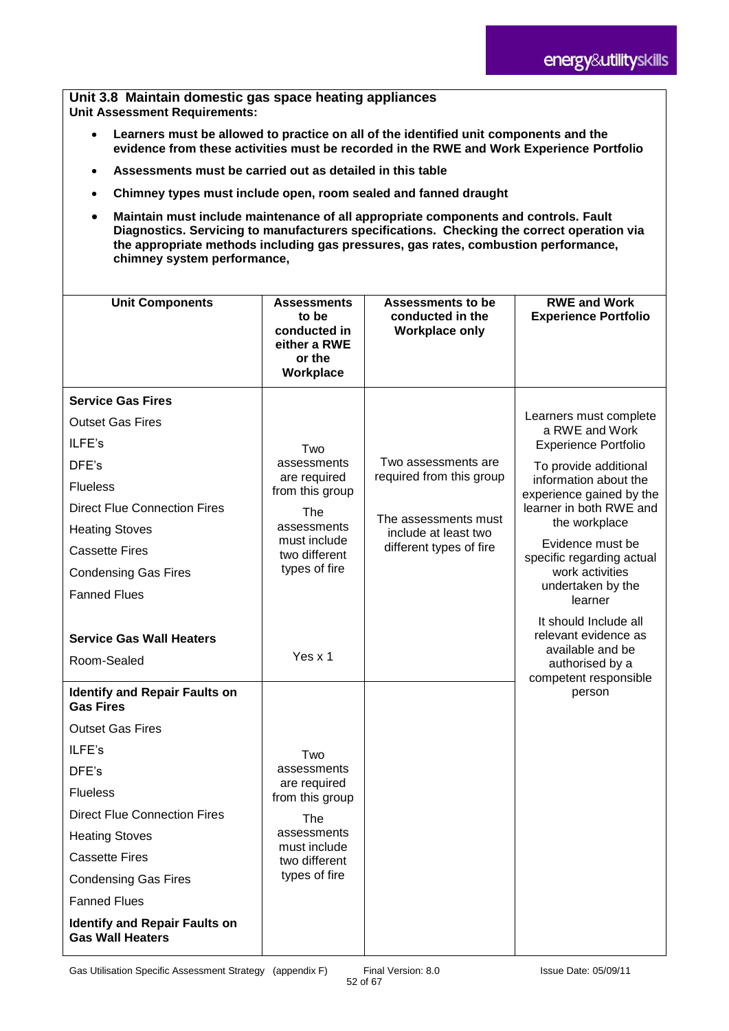**Unit 3.8 Maintain domestic gas space heating appliances**

**Unit Assessment Requirements:**

- **Learners must be allowed to practice on all of the identified unit components and the evidence from these activities must be recorded in the RWE and Work Experience Portfolio**
- **Assessments must be carried out as detailed in this table**
- **Chimney types must include open, room sealed and fanned draught**
- **Maintain must include maintenance of all appropriate components and controls. Fault Diagnostics. Servicing to manufacturers specifications. Checking the correct operation via the appropriate methods including gas pressures, gas rates, combustion performance, chimney system performance,**

| Unit Components | Assessments to be conducted in either a RWE or the Workplace | Assessments to be conducted in the Workplace only | RWE and Work Experience Portfolio |
|---|---|---|---|
| **Service Gas Fires**<br>Outset Gas Fires<br>ILFE's<br>DFE's<br>Flueless<br>Direct Flue Connection Fires<br>Heating Stoves<br>Cassette Fires<br>Condensing Gas Fires<br>Fanned Flues | Two assessments are required from this group<br>The assessments must include two different types of fire | Two assessments are required from this group<br>The assessments must include at least two different types of fire | Learners must complete a RWE and Work Experience Portfolio<br>To provide additional information about the experience gained by the learner in both RWE and the workplace<br>Evidence must be specific regarding actual work activities undertaken by the learner<br>It should Include all relevant evidence as available and be authorised by a competent responsible person |
| **Service Gas Wall Heaters**<br>Room-Sealed | Yes x 1 | | |
| **Identify and Repair Faults on Gas Fires**<br>Outset Gas Fires<br>ILFE's<br>DFE's<br>Flueless<br>Direct Flue Connection Fires<br>Heating Stoves<br>Cassette Fires<br>Condensing Gas Fires<br>Fanned Flues<br>**Identify and Repair Faults on Gas Wall Heaters** | Two assessments are required from this group<br>The assessments must include two different types of fire | | |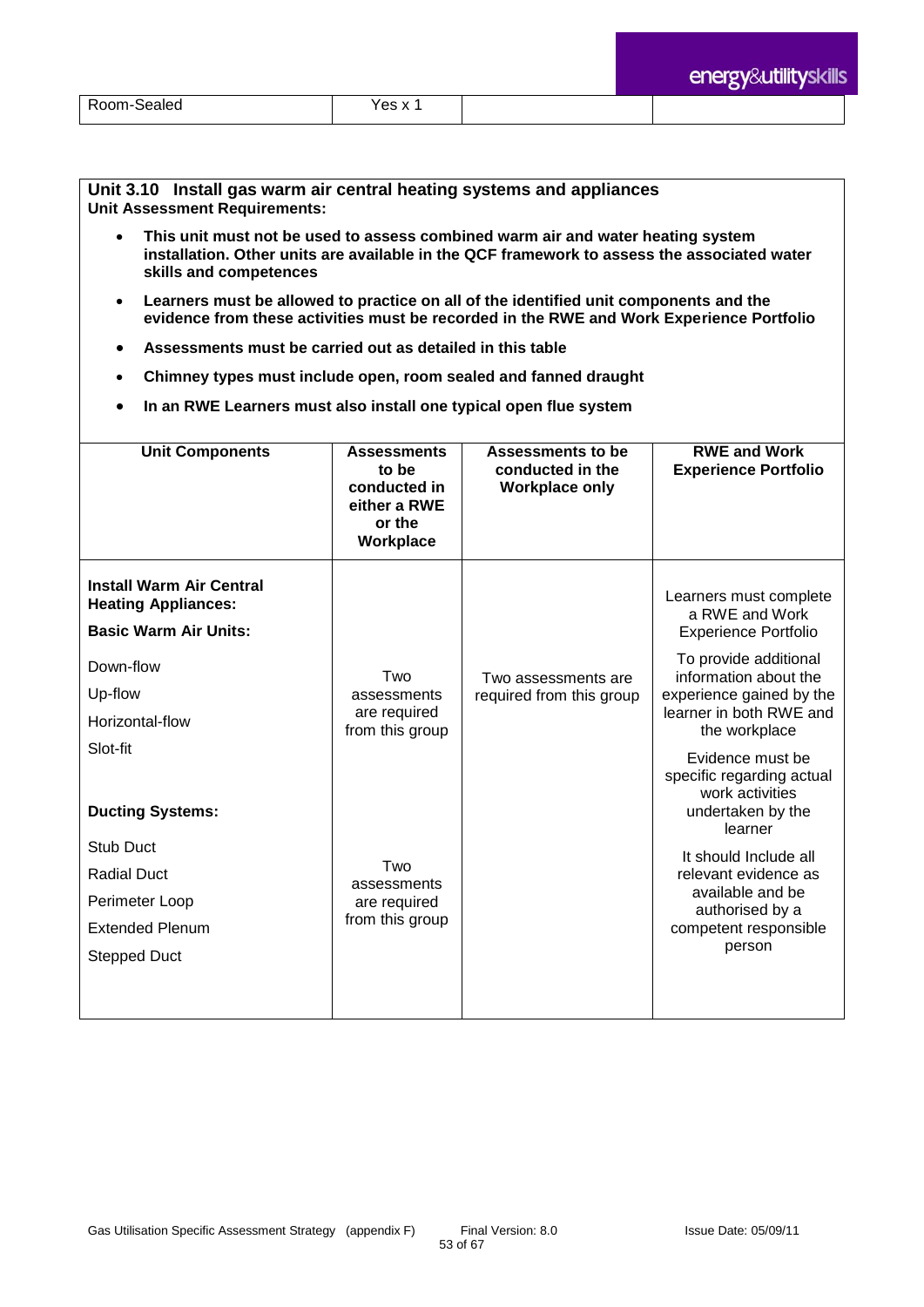| Room-Sealed | Yes x 1 | | |
|---|---|---|---|

## Unit 3.10 Install gas warm air central heating systems and appliances

**Unit Assessment Requirements:**

- **This unit must not be used to assess combined warm air and water heating system installation. Other units are available in the QCF framework to assess the associated water skills and competences**
- **Learners must be allowed to practice on all of the identified unit components and the evidence from these activities must be recorded in the RWE and Work Experience Portfolio**
- **Assessments must be carried out as detailed in this table**
- **Chimney types must include open, room sealed and fanned draught**
- **In an RWE Learners must also install one typical open flue system**

| Unit Components | Assessments to be conducted in either a RWE or the Workplace | Assessments to be conducted in the Workplace only | RWE and Work Experience Portfolio |
|---|---|---|---|
| **Install Warm Air Central Heating Appliances:**<br>**Basic Warm Air Units:**<br>Down-flow<br>Up-flow<br>Horizontal-flow<br>Slot-fit | Two assessments are required from this group | Two assessments are required from this group | Learners must complete a RWE and Work Experience Portfolio<br>To provide additional information about the experience gained by the learner in both RWE and the workplace<br>Evidence must be specific regarding actual work activities undertaken by the learner<br>It should Include all relevant evidence as available and be authorised by a competent responsible person |
| **Ducting Systems:**<br>Stub Duct<br>Radial Duct<br>Perimeter Loop<br>Extended Plenum<br>Stepped Duct | Two assessments are required from this group | | |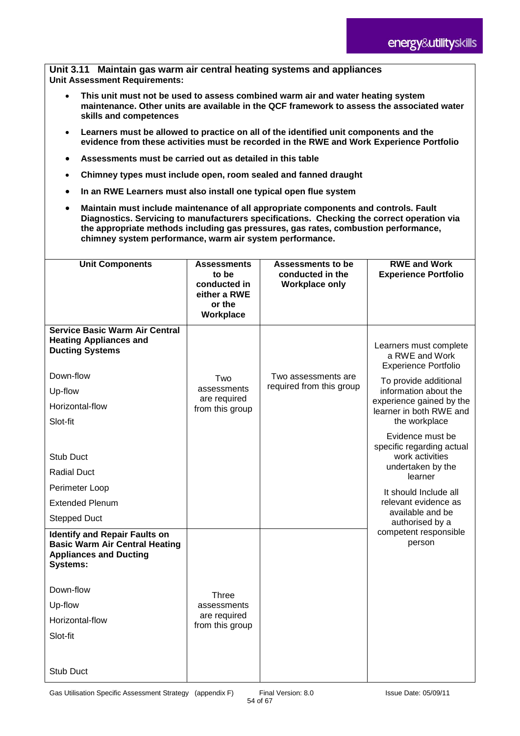**Unit 3.11 Maintain gas warm air central heating systems and appliances**
**Unit Assessment Requirements:**

- **This unit must not be used to assess combined warm air and water heating system maintenance. Other units are available in the QCF framework to assess the associated water skills and competences**
- **Learners must be allowed to practice on all of the identified unit components and the evidence from these activities must be recorded in the RWE and Work Experience Portfolio**
- **Assessments must be carried out as detailed in this table**
- **Chimney types must include open, room sealed and fanned draught**
- **In an RWE Learners must also install one typical open flue system**
- **Maintain must include maintenance of all appropriate components and controls. Fault Diagnostics. Servicing to manufacturers specifications. Checking the correct operation via the appropriate methods including gas pressures, gas rates, combustion performance, chimney system performance, warm air system performance.**

| Unit Components | Assessments to be conducted in either a RWE or the Workplace | Assessments to be conducted in the Workplace only | RWE and Work Experience Portfolio |
|---|---|---|---|
| **Service Basic Warm Air Central Heating Appliances and Ducting Systems**<br><br>Down-flow<br>Up-flow<br>Horizontal-flow<br>Slot-fit<br><br>Stub Duct<br>Radial Duct<br>Perimeter Loop<br>Extended Plenum<br>Stepped Duct | Two assessments are required from this group | Two assessments are required from this group | Learners must complete a RWE and Work Experience Portfolio<br><br>To provide additional information about the experience gained by the learner in both RWE and the workplace<br><br>Evidence must be specific regarding actual work activities undertaken by the learner<br><br>It should Include all relevant evidence as available and be authorised by a competent responsible person |
| **Identify and Repair Faults on Basic Warm Air Central Heating Appliances and Ducting Systems:**<br><br>Down-flow<br>Up-flow<br>Horizontal-flow<br>Slot-fit<br><br>Stub Duct | Three assessments are required from this group | | |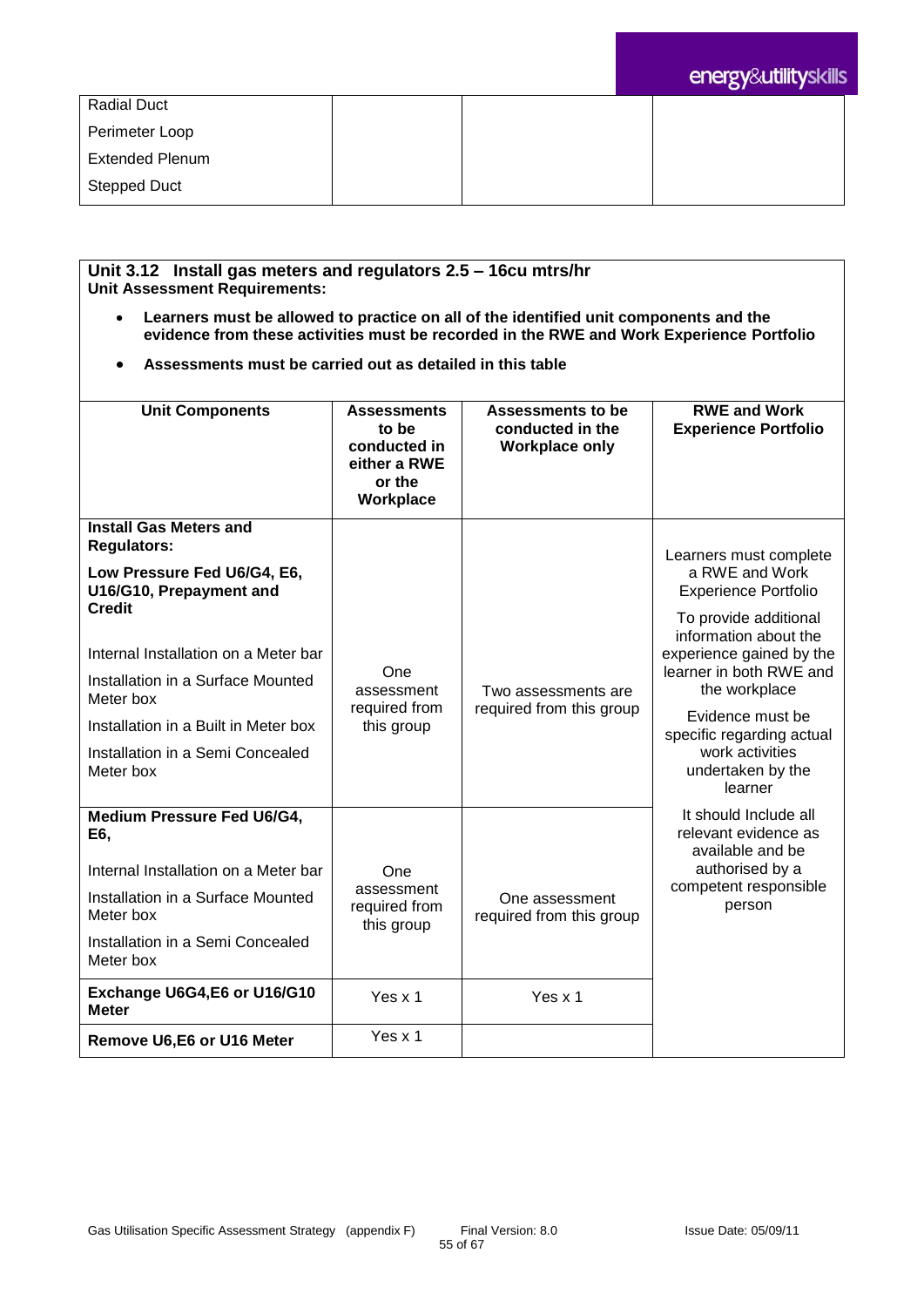| Radial Duct | | | |
|---|---|---|---|
| Perimeter Loop | | | |
| Extended Plenum | | | |
| Stepped Duct | | | |

**Unit 3.12 Install gas meters and regulators 2.5 – 16cu mtrs/hr**
**Unit Assessment Requirements:**

- **Learners must be allowed to practice on all of the identified unit components and the evidence from these activities must be recorded in the RWE and Work Experience Portfolio**
- **Assessments must be carried out as detailed in this table**

| Unit Components | Assessments to be conducted in either a RWE or the Workplace | Assessments to be conducted in the Workplace only | RWE and Work Experience Portfolio |
|---|---|---|---|
| **Install Gas Meters and Regulators:**<br>**Low Pressure Fed U6/G4, E6, U16/G10, Prepayment and Credit**<br>Internal Installation on a Meter bar<br>Installation in a Surface Mounted Meter box<br>Installation in a Built in Meter box<br>Installation in a Semi Concealed Meter box | One assessment required from this group | Two assessments are required from this group | Learners must complete a RWE and Work Experience Portfolio<br>To provide additional information about the experience gained by the learner in both RWE and the workplace<br>Evidence must be specific regarding actual work activities undertaken by the learner<br>It should Include all relevant evidence as available and be authorised by a competent responsible person |
| **Medium Pressure Fed U6/G4, E6,**<br>Internal Installation on a Meter bar<br>Installation in a Surface Mounted Meter box<br>Installation in a Semi Concealed Meter box | One assessment required from this group | One assessment required from this group | |
| **Exchange U6G4,E6 or U16/G10 Meter** | Yes x 1 | Yes x 1 | |
| **Remove U6,E6 or U16 Meter** | Yes x 1 | | |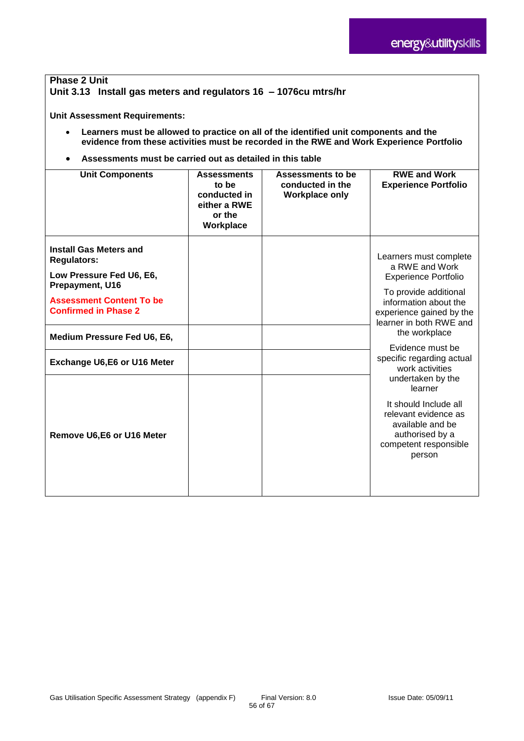**Phase 2 Unit**

**Unit 3.13 Install gas meters and regulators 16 – 1076cu mtrs/hr**

**Unit Assessment Requirements:**

- **Learners must be allowed to practice on all of the identified unit components and the evidence from these activities must be recorded in the RWE and Work Experience Portfolio**
- **Assessments must be carried out as detailed in this table**

| Unit Components | Assessments to be conducted in either a RWE or the Workplace | Assessments to be conducted in the Workplace only | RWE and Work Experience Portfolio |
|---|---|---|---|
| **Install Gas Meters and Regulators:** **Low Pressure Fed U6, E6, Prepayment, U16** **Assessment Content To be Confirmed in Phase 2** | | | Learners must complete a RWE and Work Experience Portfolio. To provide additional information about the experience gained by the learner in both RWE and the workplace. Evidence must be specific regarding actual work activities undertaken by the learner. It should Include all relevant evidence as available and be authorised by a competent responsible person |
| **Medium Pressure Fed U6, E6,** | | | |
| **Exchange U6,E6 or U16 Meter** | | | |
| **Remove U6,E6 or U16 Meter** | | | |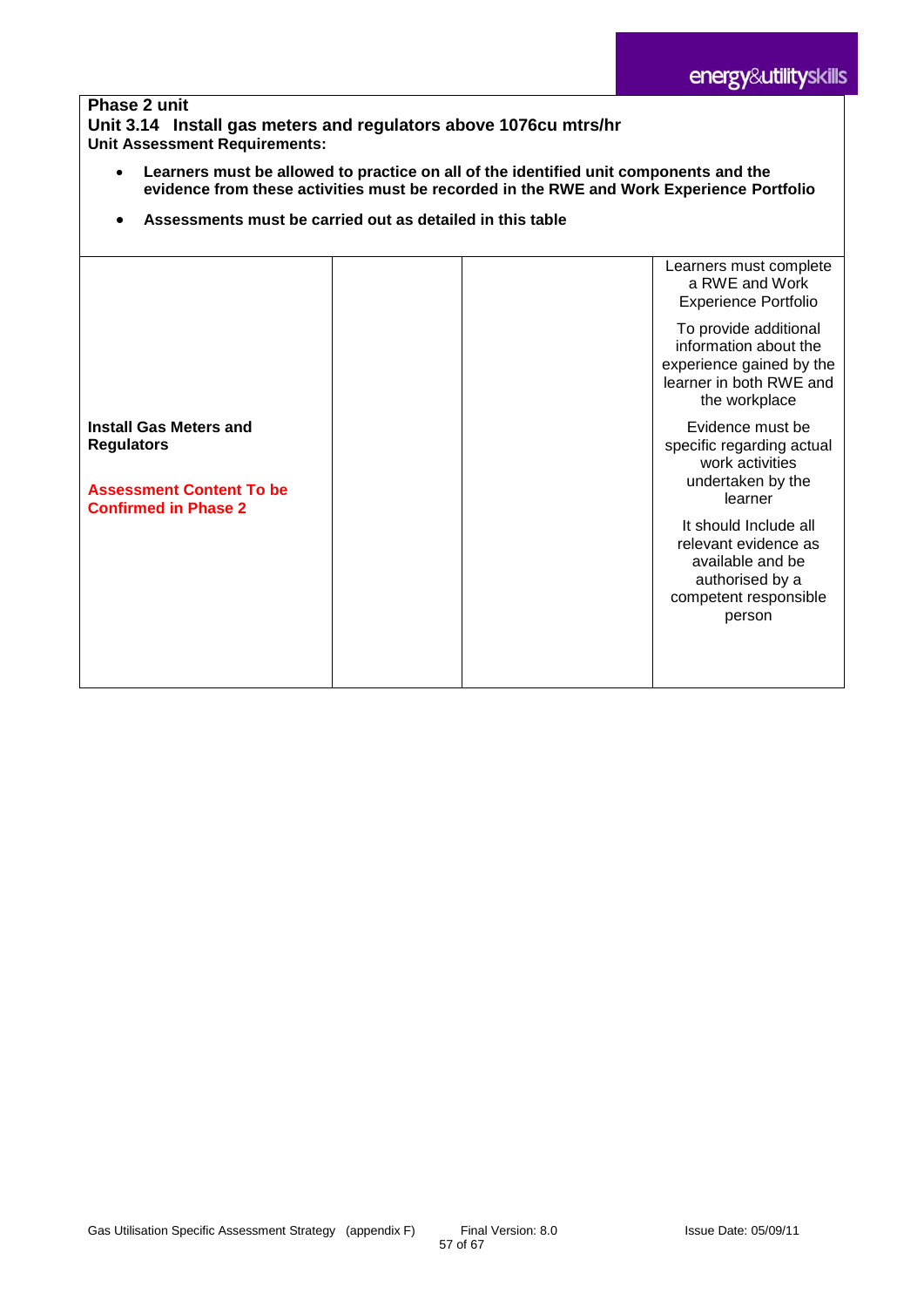**Phase 2 unit**

**Unit 3.14 Install gas meters and regulators above 1076cu mtrs/hr**

**Unit Assessment Requirements:**

- **Learners must be allowed to practice on all of the identified unit components and the evidence from these activities must be recorded in the RWE and Work Experience Portfolio**
- **Assessments must be carried out as detailed in this table**

| | | | |
|---|---|---|---|
| **Install Gas Meters and Regulators**<br><br>**Assessment Content To be Confirmed in Phase 2** | | | Learners must complete a RWE and Work Experience Portfolio<br><br>To provide additional information about the experience gained by the learner in both RWE and the workplace<br><br>Evidence must be specific regarding actual work activities undertaken by the learner<br><br>It should Include all relevant evidence as available and be authorised by a competent responsible person |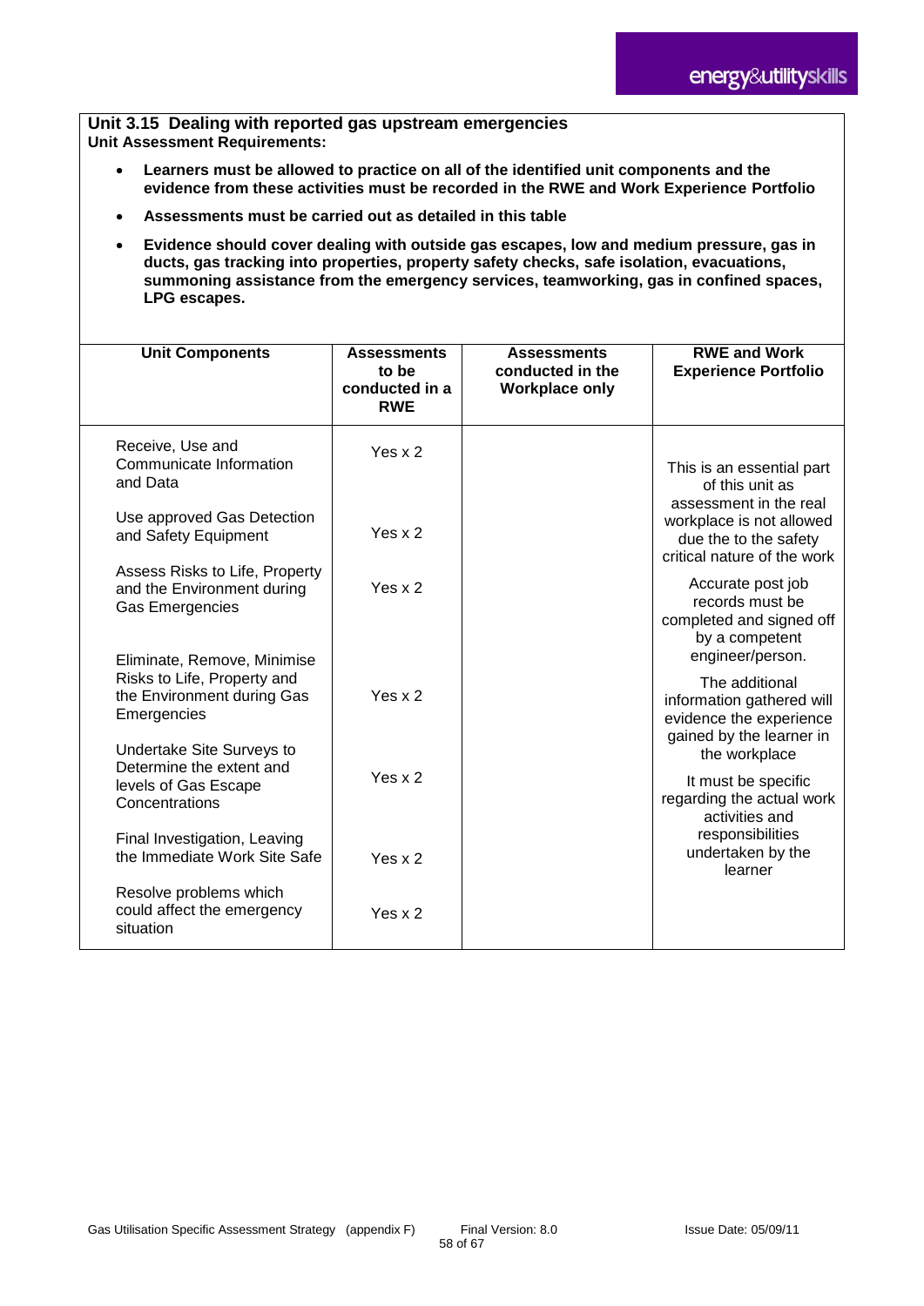**Unit 3.15 Dealing with reported gas upstream emergencies**
**Unit Assessment Requirements:**

- **Learners must be allowed to practice on all of the identified unit components and the evidence from these activities must be recorded in the RWE and Work Experience Portfolio**
- **Assessments must be carried out as detailed in this table**
- **Evidence should cover dealing with outside gas escapes, low and medium pressure, gas in ducts, gas tracking into properties, property safety checks, safe isolation, evacuations, summoning assistance from the emergency services, teamworking, gas in confined spaces, LPG escapes.**

| Unit Components | Assessments to be conducted in a RWE | Assessments conducted in the Workplace only | RWE and Work Experience Portfolio |
|---|---|---|---|
| Receive, Use and Communicate Information and Data | Yes x 2 | | This is an essential part of this unit as assessment in the real workplace is not allowed due the to the safety critical nature of the work<br><br>Accurate post job records must be completed and signed off by a competent engineer/person.<br><br>The additional information gathered will evidence the experience gained by the learner in the workplace<br><br>It must be specific regarding the actual work activities and responsibilities undertaken by the learner |
| Use approved Gas Detection and Safety Equipment | Yes x 2 | | |
| Assess Risks to Life, Property and the Environment during Gas Emergencies | Yes x 2 | | |
| Eliminate, Remove, Minimise Risks to Life, Property and the Environment during Gas Emergencies | Yes x 2 | | |
| Undertake Site Surveys to Determine the extent and levels of Gas Escape Concentrations | Yes x 2 | | |
| Final Investigation, Leaving the Immediate Work Site Safe | Yes x 2 | | |
| Resolve problems which could affect the emergency situation | Yes x 2 | | |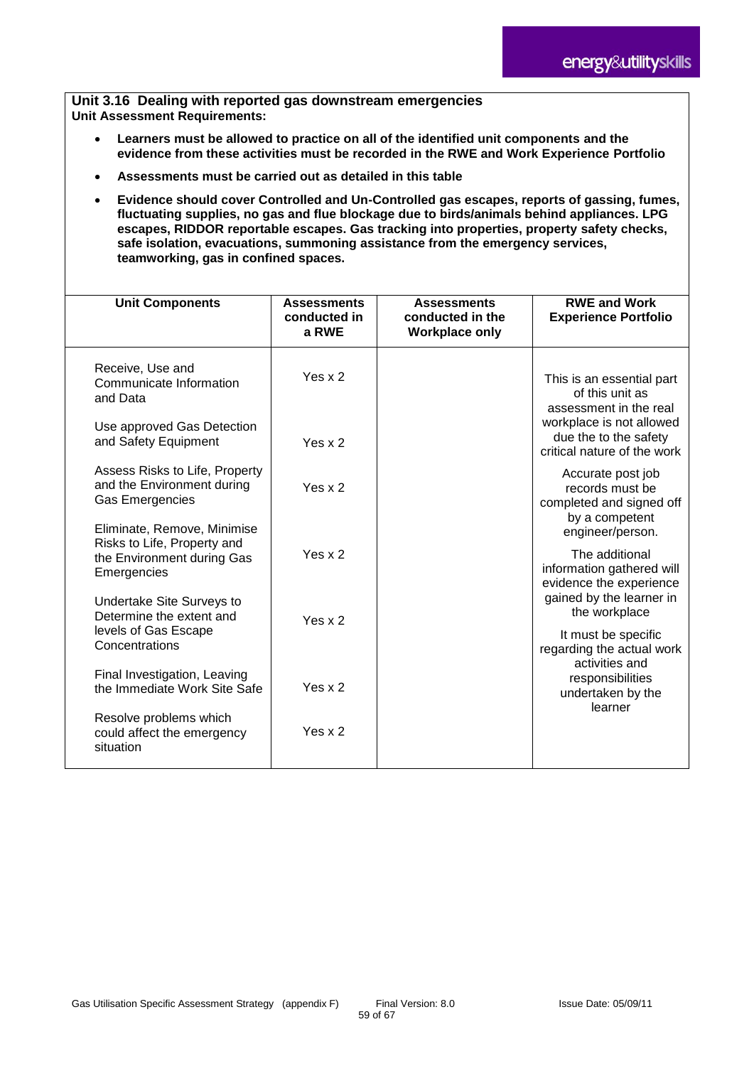**Unit 3.16 Dealing with reported gas downstream emergencies**
**Unit Assessment Requirements:**

- **Learners must be allowed to practice on all of the identified unit components and the evidence from these activities must be recorded in the RWE and Work Experience Portfolio**
- **Assessments must be carried out as detailed in this table**
- **Evidence should cover Controlled and Un-Controlled gas escapes, reports of gassing, fumes, fluctuating supplies, no gas and flue blockage due to birds/animals behind appliances. LPG escapes, RIDDOR reportable escapes. Gas tracking into properties, property safety checks, safe isolation, evacuations, summoning assistance from the emergency services, teamworking, gas in confined spaces.**

| Unit Components | Assessments conducted in a RWE | Assessments conducted in the Workplace only | RWE and Work Experience Portfolio |
|---|---|---|---|
| Receive, Use and Communicate Information and Data | Yes x 2 | | This is an essential part of this unit as assessment in the real workplace is not allowed due the to the safety critical nature of the work<br><br>Accurate post job records must be completed and signed off by a competent engineer/person.<br><br>The additional information gathered will evidence the experience gained by the learner in the workplace<br><br>It must be specific regarding the actual work activities and responsibilities undertaken by the learner |
| Use approved Gas Detection and Safety Equipment | Yes x 2 | | |
| Assess Risks to Life, Property and the Environment during Gas Emergencies | Yes x 2 | | |
| Eliminate, Remove, Minimise Risks to Life, Property and the Environment during Gas Emergencies | Yes x 2 | | |
| Undertake Site Surveys to Determine the extent and levels of Gas Escape Concentrations | Yes x 2 | | |
| Final Investigation, Leaving the Immediate Work Site Safe | Yes x 2 | | |
| Resolve problems which could affect the emergency situation | Yes x 2 | | |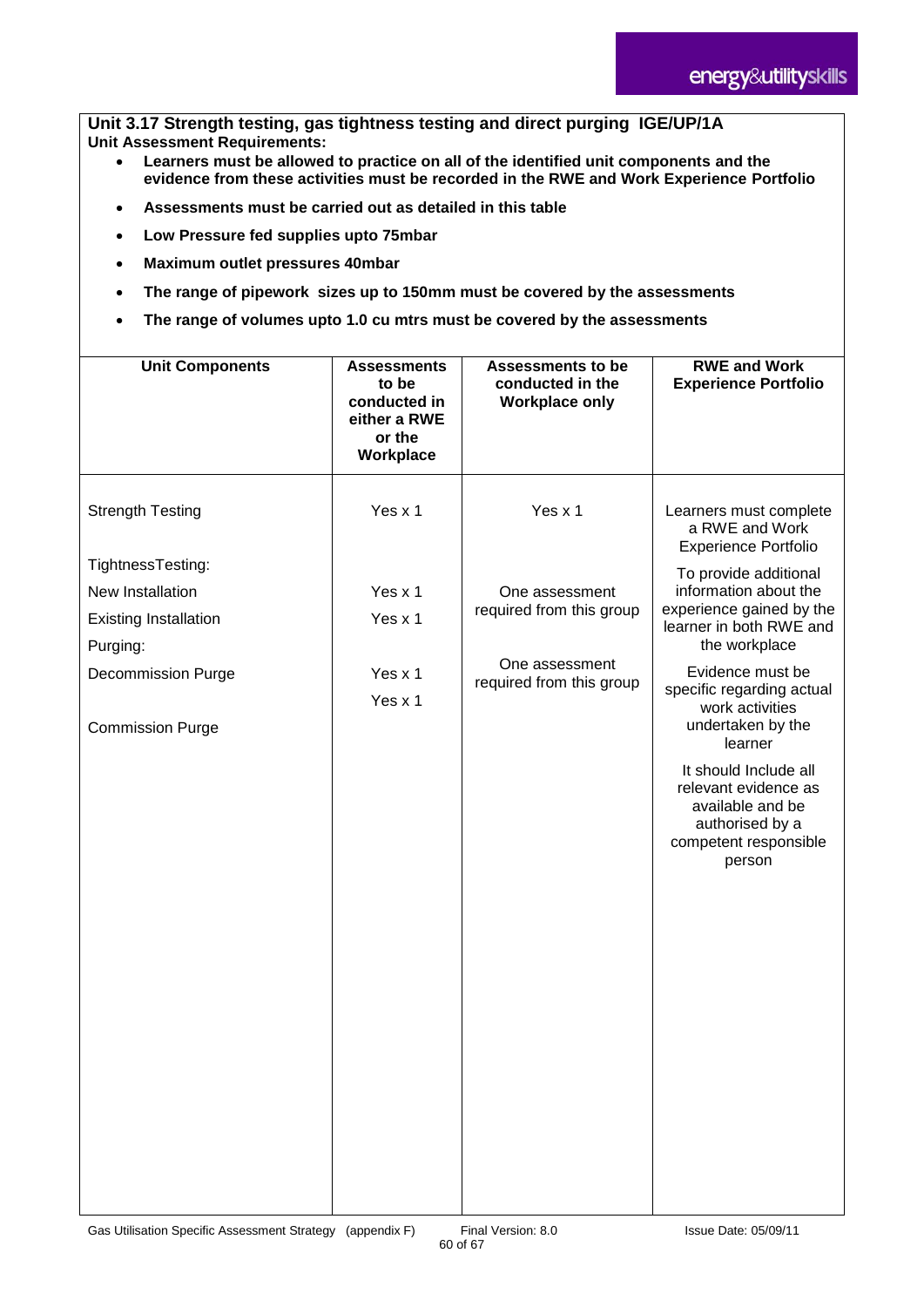**Unit 3.17 Strength testing, gas tightness testing and direct purging IGE/UP/1A**

**Unit Assessment Requirements:**

- **Learners must be allowed to practice on all of the identified unit components and the evidence from these activities must be recorded in the RWE and Work Experience Portfolio**
- **Assessments must be carried out as detailed in this table**
- **Low Pressure fed supplies upto 75mbar**
- **Maximum outlet pressures 40mbar**
- **The range of pipework sizes up to 150mm must be covered by the assessments**
- **The range of volumes upto 1.0 cu mtrs must be covered by the assessments**

| Unit Components | Assessments to be conducted in either a RWE or the Workplace | Assessments to be conducted in the Workplace only | RWE and Work Experience Portfolio |
|---|---|---|---|
| Strength Testing | Yes x 1 | Yes x 1 | Learners must complete a RWE and Work Experience Portfolio |
| TightnessTesting: | | | To provide additional information about the experience gained by the learner in both RWE and the workplace |
| New Installation | Yes x 1 | One assessment required from this group | |
| Existing Installation | Yes x 1 | | |
| Purging: | | | Evidence must be specific regarding actual work activities undertaken by the learner |
| Decommission Purge | Yes x 1 | One assessment required from this group | |
| Commission Purge | Yes x 1 | | It should Include all relevant evidence as available and be authorised by a competent responsible person |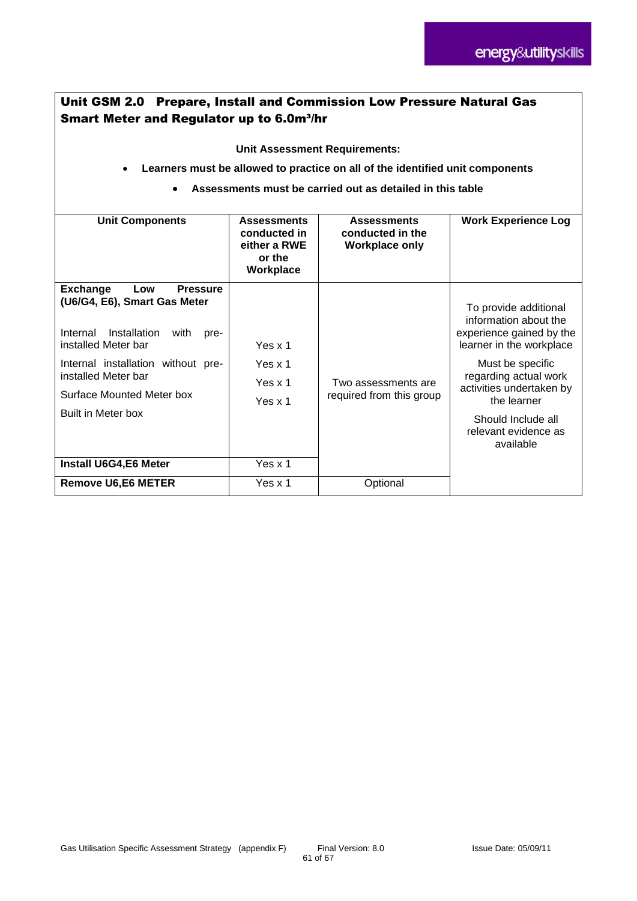## Unit GSM 2.0 Prepare, Install and Commission Low Pressure Natural Gas Smart Meter and Regulator up to 6.0m³/hr

**Unit Assessment Requirements:**

- **Learners must be allowed to practice on all of the identified unit components**
- **Assessments must be carried out as detailed in this table**

| Unit Components | Assessments conducted in either a RWE or the Workplace | Assessments conducted in the Workplace only | Work Experience Log |
|---|---|---|---|
| **Exchange Low Pressure (U6/G4, E6), Smart Gas Meter** | | Two assessments are required from this group | To provide additional information about the experience gained by the learner in the workplace<br><br>Must be specific regarding actual work activities undertaken by the learner<br><br>Should Include all relevant evidence as available |
| Internal Installation with pre-installed Meter bar | Yes x 1 | | |
| Internal installation without pre-installed Meter bar | Yes x 1 | | |
| Surface Mounted Meter box | Yes x 1 | | |
| Built in Meter box | Yes x 1 | | |
| **Install U6G4,E6 Meter** | Yes x 1 | | |
| **Remove U6,E6 METER** | Yes x 1 | Optional | |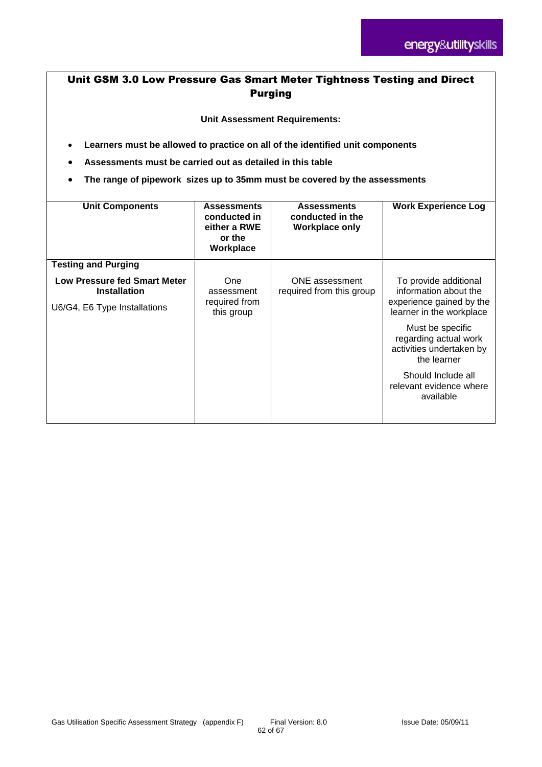## Unit GSM 3.0 Low Pressure Gas Smart Meter Tightness Testing and Direct Purging

**Unit Assessment Requirements:**

- **Learners must be allowed to practice on all of the identified unit components**
- **Assessments must be carried out as detailed in this table**
- **The range of pipework sizes up to 35mm must be covered by the assessments**

| Unit Components | Assessments conducted in either a RWE or the Workplace | Assessments conducted in the Workplace only | Work Experience Log |
|---|---|---|---|
| **Testing and Purging** | | | |
| **Low Pressure fed Smart Meter Installation**<br>U6/G4, E6 Type Installations | One assessment required from this group | ONE assessment required from this group | To provide additional information about the experience gained by the learner in the workplace<br>Must be specific regarding actual work activities undertaken by the learner<br>Should Include all relevant evidence where available |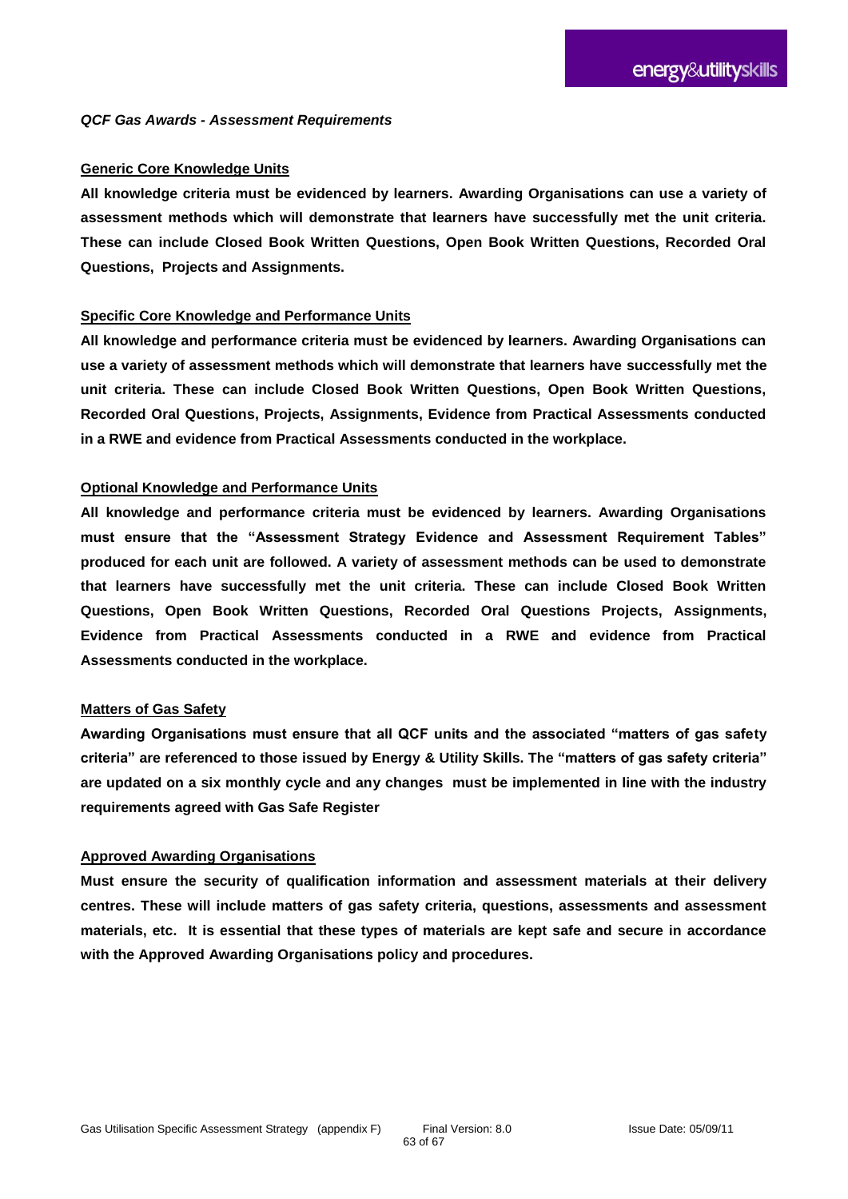***QCF Gas Awards - Assessment Requirements***

## Generic Core Knowledge Units

**All knowledge criteria must be evidenced by learners. Awarding Organisations can use a variety of assessment methods which will demonstrate that learners have successfully met the unit criteria. These can include Closed Book Written Questions, Open Book Written Questions, Recorded Oral Questions, Projects and Assignments.**

## Specific Core Knowledge and Performance Units

**All knowledge and performance criteria must be evidenced by learners. Awarding Organisations can use a variety of assessment methods which will demonstrate that learners have successfully met the unit criteria. These can include Closed Book Written Questions, Open Book Written Questions, Recorded Oral Questions, Projects, Assignments, Evidence from Practical Assessments conducted in a RWE and evidence from Practical Assessments conducted in the workplace.**

## Optional Knowledge and Performance Units

**All knowledge and performance criteria must be evidenced by learners. Awarding Organisations must ensure that the "Assessment Strategy Evidence and Assessment Requirement Tables" produced for each unit are followed. A variety of assessment methods can be used to demonstrate that learners have successfully met the unit criteria. These can include Closed Book Written Questions, Open Book Written Questions, Recorded Oral Questions Projects, Assignments, Evidence from Practical Assessments conducted in a RWE and evidence from Practical Assessments conducted in the workplace.**

## Matters of Gas Safety

**Awarding Organisations must ensure that all QCF units and the associated "matters of gas safety criteria" are referenced to those issued by Energy & Utility Skills. The "matters of gas safety criteria" are updated on a six monthly cycle and any changes must be implemented in line with the industry requirements agreed with Gas Safe Register**

## Approved Awarding Organisations

**Must ensure the security of qualification information and assessment materials at their delivery centres. These will include matters of gas safety criteria, questions, assessments and assessment materials, etc. It is essential that these types of materials are kept safe and secure in accordance with the Approved Awarding Organisations policy and procedures.**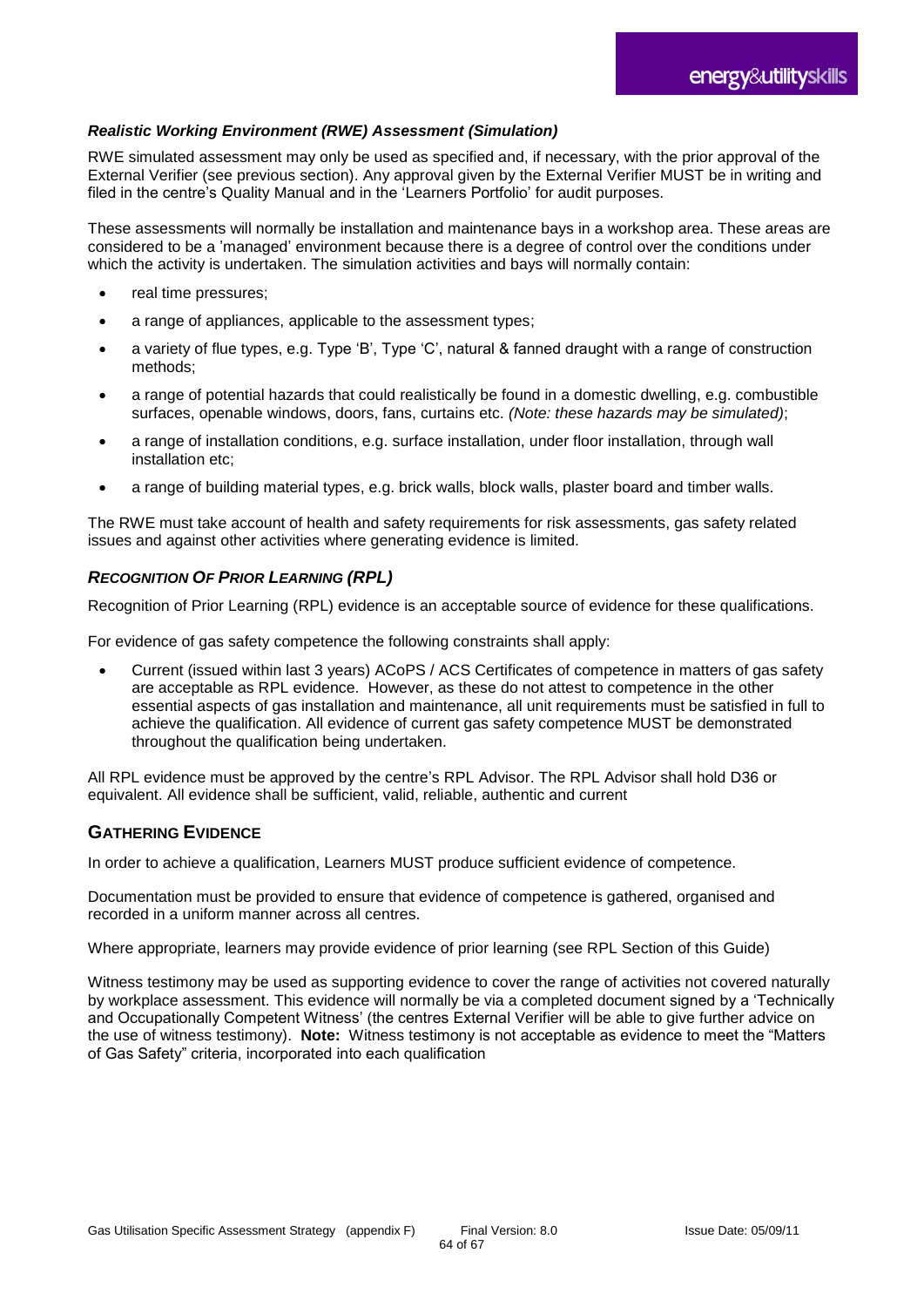### *Realistic Working Environment (RWE) Assessment (Simulation)*

RWE simulated assessment may only be used as specified and, if necessary, with the prior approval of the External Verifier (see previous section). Any approval given by the External Verifier MUST be in writing and filed in the centre's Quality Manual and in the 'Learners Portfolio' for audit purposes.

These assessments will normally be installation and maintenance bays in a workshop area. These areas are considered to be a 'managed' environment because there is a degree of control over the conditions under which the activity is undertaken. The simulation activities and bays will normally contain:

- real time pressures;
- a range of appliances, applicable to the assessment types;
- a variety of flue types, e.g. Type 'B', Type 'C', natural & fanned draught with a range of construction methods;
- a range of potential hazards that could realistically be found in a domestic dwelling, e.g. combustible surfaces, openable windows, doors, fans, curtains etc. *(Note: these hazards may be simulated)*;
- a range of installation conditions, e.g. surface installation, under floor installation, through wall installation etc;
- a range of building material types, e.g. brick walls, block walls, plaster board and timber walls.

The RWE must take account of health and safety requirements for risk assessments, gas safety related issues and against other activities where generating evidence is limited.

### *Recognition Of Prior Learning (RPL)*

Recognition of Prior Learning (RPL) evidence is an acceptable source of evidence for these qualifications.

For evidence of gas safety competence the following constraints shall apply:

- Current (issued within last 3 years) ACoPS / ACS Certificates of competence in matters of gas safety are acceptable as RPL evidence. However, as these do not attest to competence in the other essential aspects of gas installation and maintenance, all unit requirements must be satisfied in full to achieve the qualification. All evidence of current gas safety competence MUST be demonstrated throughout the qualification being undertaken.

All RPL evidence must be approved by the centre's RPL Advisor. The RPL Advisor shall hold D36 or equivalent. All evidence shall be sufficient, valid, reliable, authentic and current

## Gathering Evidence

In order to achieve a qualification, Learners MUST produce sufficient evidence of competence.

Documentation must be provided to ensure that evidence of competence is gathered, organised and recorded in a uniform manner across all centres.

Where appropriate, learners may provide evidence of prior learning (see RPL Section of this Guide)

Witness testimony may be used as supporting evidence to cover the range of activities not covered naturally by workplace assessment. This evidence will normally be via a completed document signed by a 'Technically and Occupationally Competent Witness' (the centres External Verifier will be able to give further advice on the use of witness testimony). **Note:** Witness testimony is not acceptable as evidence to meet the "Matters of Gas Safety" criteria, incorporated into each qualification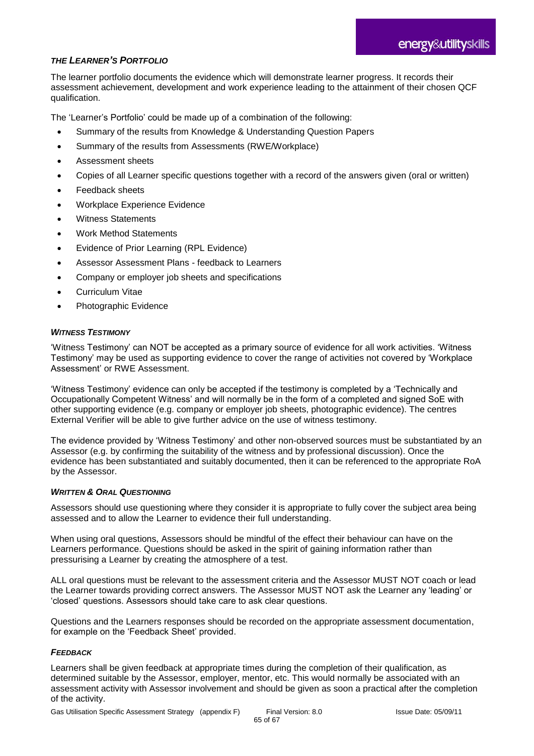### *THE LEARNER'S PORTFOLIO*

The learner portfolio documents the evidence which will demonstrate learner progress. It records their assessment achievement, development and work experience leading to the attainment of their chosen QCF qualification.

The 'Learner's Portfolio' could be made up of a combination of the following:

- Summary of the results from Knowledge & Understanding Question Papers
- Summary of the results from Assessments (RWE/Workplace)
- Assessment sheets
- Copies of all Learner specific questions together with a record of the answers given (oral or written)
- Feedback sheets
- Workplace Experience Evidence
- Witness Statements
- Work Method Statements
- Evidence of Prior Learning (RPL Evidence)
- Assessor Assessment Plans - feedback to Learners
- Company or employer job sheets and specifications
- Curriculum Vitae
- Photographic Evidence

### *WITNESS TESTIMONY*

'Witness Testimony' can NOT be accepted as a primary source of evidence for all work activities. 'Witness Testimony' may be used as supporting evidence to cover the range of activities not covered by 'Workplace Assessment' or RWE Assessment.

'Witness Testimony' evidence can only be accepted if the testimony is completed by a 'Technically and Occupationally Competent Witness' and will normally be in the form of a completed and signed SoE with other supporting evidence (e.g. company or employer job sheets, photographic evidence). The centres External Verifier will be able to give further advice on the use of witness testimony.

The evidence provided by 'Witness Testimony' and other non-observed sources must be substantiated by an Assessor (e.g. by confirming the suitability of the witness and by professional discussion). Once the evidence has been substantiated and suitably documented, then it can be referenced to the appropriate RoA by the Assessor.

### *WRITTEN & ORAL QUESTIONING*

Assessors should use questioning where they consider it is appropriate to fully cover the subject area being assessed and to allow the Learner to evidence their full understanding.

When using oral questions, Assessors should be mindful of the effect their behaviour can have on the Learners performance. Questions should be asked in the spirit of gaining information rather than pressurising a Learner by creating the atmosphere of a test.

ALL oral questions must be relevant to the assessment criteria and the Assessor MUST NOT coach or lead the Learner towards providing correct answers. The Assessor MUST NOT ask the Learner any 'leading' or 'closed' questions. Assessors should take care to ask clear questions.

Questions and the Learners responses should be recorded on the appropriate assessment documentation, for example on the 'Feedback Sheet' provided.

### *FEEDBACK*

Learners shall be given feedback at appropriate times during the completion of their qualification, as determined suitable by the Assessor, employer, mentor, etc. This would normally be associated with an assessment activity with Assessor involvement and should be given as soon a practical after the completion of the activity.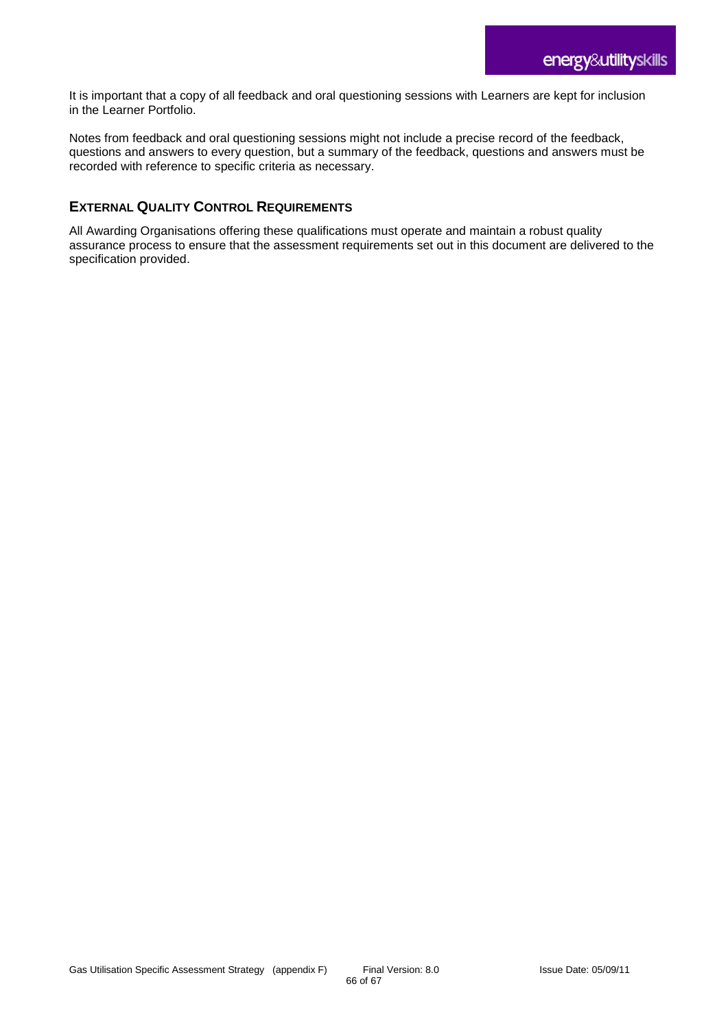It is important that a copy of all feedback and oral questioning sessions with Learners are kept for inclusion in the Learner Portfolio.

Notes from feedback and oral questioning sessions might not include a precise record of the feedback, questions and answers to every question, but a summary of the feedback, questions and answers must be recorded with reference to specific criteria as necessary.

## External Quality Control Requirements

All Awarding Organisations offering these qualifications must operate and maintain a robust quality assurance process to ensure that the assessment requirements set out in this document are delivered to the specification provided.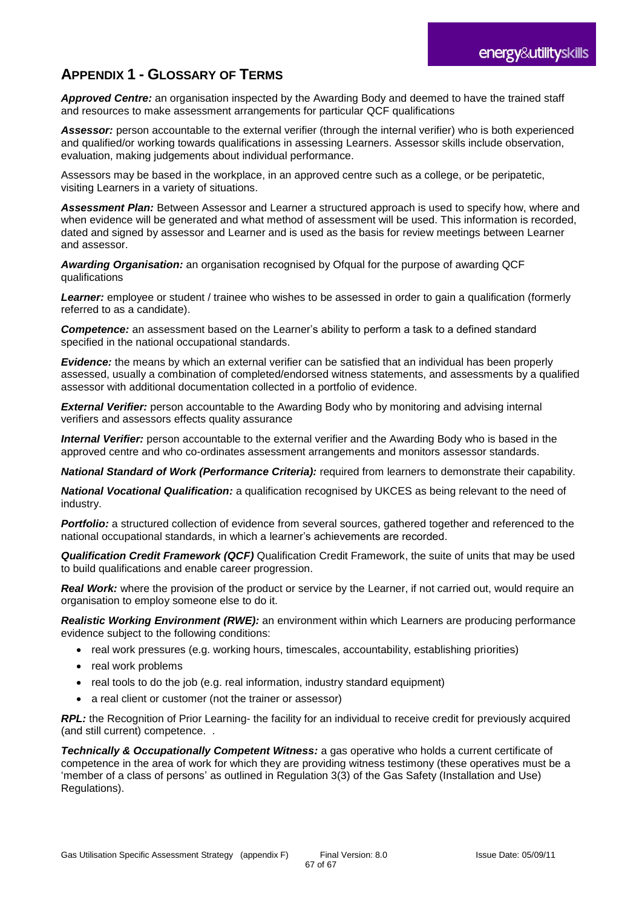## Appendix 1 - Glossary of Terms

***Approved Centre:*** an organisation inspected by the Awarding Body and deemed to have the trained staff and resources to make assessment arrangements for particular QCF qualifications

***Assessor:*** person accountable to the external verifier (through the internal verifier) who is both experienced and qualified/or working towards qualifications in assessing Learners. Assessor skills include observation, evaluation, making judgements about individual performance.

Assessors may be based in the workplace, in an approved centre such as a college, or be peripatetic, visiting Learners in a variety of situations.

***Assessment Plan:*** Between Assessor and Learner a structured approach is used to specify how, where and when evidence will be generated and what method of assessment will be used. This information is recorded, dated and signed by assessor and Learner and is used as the basis for review meetings between Learner and assessor.

***Awarding Organisation:*** an organisation recognised by Ofqual for the purpose of awarding QCF qualifications

***Learner:*** employee or student / trainee who wishes to be assessed in order to gain a qualification (formerly referred to as a candidate).

***Competence:*** an assessment based on the Learner's ability to perform a task to a defined standard specified in the national occupational standards.

***Evidence:*** the means by which an external verifier can be satisfied that an individual has been properly assessed, usually a combination of completed/endorsed witness statements, and assessments by a qualified assessor with additional documentation collected in a portfolio of evidence.

***External Verifier:*** person accountable to the Awarding Body who by monitoring and advising internal verifiers and assessors effects quality assurance

***Internal Verifier:*** person accountable to the external verifier and the Awarding Body who is based in the approved centre and who co-ordinates assessment arrangements and monitors assessor standards.

***National Standard of Work (Performance Criteria):*** required from learners to demonstrate their capability.

***National Vocational Qualification:*** a qualification recognised by UKCES as being relevant to the need of industry.

***Portfolio:*** a structured collection of evidence from several sources, gathered together and referenced to the national occupational standards, in which a learner's achievements are recorded.

***Qualification Credit Framework (QCF)*** Qualification Credit Framework, the suite of units that may be used to build qualifications and enable career progression.

***Real Work:*** where the provision of the product or service by the Learner, if not carried out, would require an organisation to employ someone else to do it.

***Realistic Working Environment (RWE):*** an environment within which Learners are producing performance evidence subject to the following conditions:

- real work pressures (e.g. working hours, timescales, accountability, establishing priorities)
- real work problems
- real tools to do the job (e.g. real information, industry standard equipment)
- a real client or customer (not the trainer or assessor)

***RPL:*** the Recognition of Prior Learning- the facility for an individual to receive credit for previously acquired (and still current) competence. .

***Technically & Occupationally Competent Witness:*** a gas operative who holds a current certificate of competence in the area of work for which they are providing witness testimony (these operatives must be a 'member of a class of persons' as outlined in Regulation 3(3) of the Gas Safety (Installation and Use) Regulations).